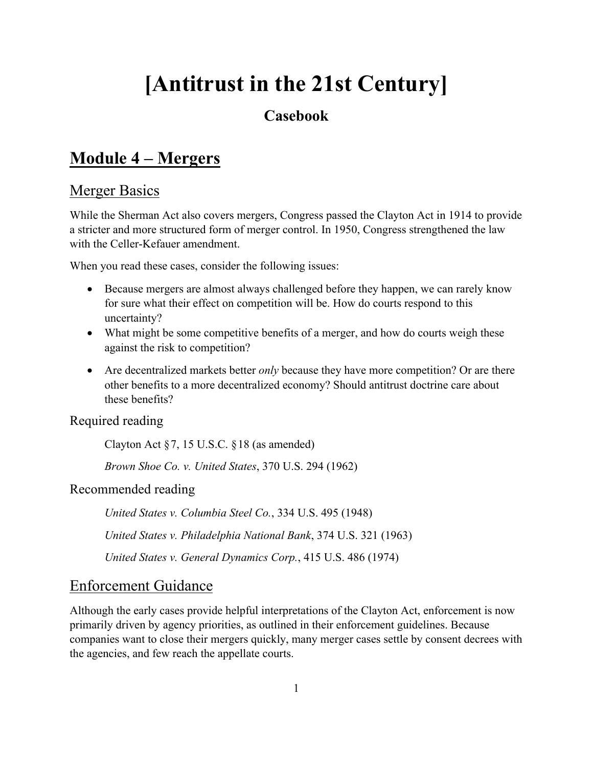# [Antitrust in the 21st Century]

## Casebook

## Module 4 – Mergers

### Merger Basics

While the Sherman Act also covers mergers, Congress passed the Clayton Act in 1914 to provide a stricter and more structured form of merger control. In 1950, Congress strengthened the law with the Celler-Kefauer amendment.

When you read these cases, consider the following issues:

- Because mergers are almost always challenged before they happen, we can rarely know for sure what their effect on competition will be. How do courts respond to this uncertainty?
- What might be some competitive benefits of a merger, and how do courts weigh these against the risk to competition?
- Are decentralized markets better *only* because they have more competition? Or are there other benefits to a more decentralized economy? Should antitrust doctrine care about these benefits?

#### Required reading

Clayton Act §7, 15 U.S.C. §18 (as amended)

*Brown Shoe Co. v. United States*, 370 U.S. 294 (1962)

#### Recommended reading

*United States v. Columbia Steel Co.*, 334 U.S. 495 (1948)

*United States v. Philadelphia National Bank*, 374 U.S. 321 (1963)

*United States v. General Dynamics Corp.*, 415 U.S. 486 (1974)

### Enforcement Guidance

Although the early cases provide helpful interpretations of the Clayton Act, enforcement is now primarily driven by agency priorities, as outlined in their enforcement guidelines. Because companies want to close their mergers quickly, many merger cases settle by consent decrees with the agencies, and few reach the appellate courts.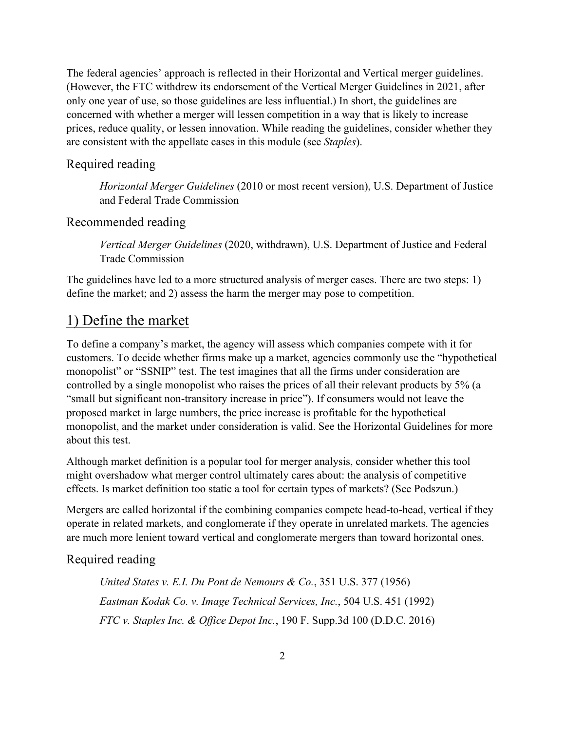The federal agencies' approach is reflected in their Horizontal and Vertical merger guidelines. (However, the FTC withdrew its endorsement of the Vertical Merger Guidelines in 2021, after only one year of use, so those guidelines are less influential.) In short, the guidelines are concerned with whether a merger will lessen competition in a way that is likely to increase prices, reduce quality, or lessen innovation. While reading the guidelines, consider whether they are consistent with the appellate cases in this module (see *Staples*).

### Required reading

> *Horizontal Merger Guidelines* (2010 or most recent version), U.S. Department of Justice and Federal Trade Commission

### Recommended reading

> *Vertical Merger Guidelines* (2020, withdrawn), U.S. Department of Justice and Federal Trade Commission

The guidelines have led to a more structured analysis of merger cases. There are two steps: 1) define the market; and 2) assess the harm the merger may pose to competition.

## 1) Define the market

To define a company's market, the agency will assess which companies compete with it for customers. To decide whether firms make up a market, agencies commonly use the "hypothetical monopolist" or "SSNIP" test. The test imagines that all the firms under consideration are controlled by a single monopolist who raises the prices of all their relevant products by 5% (a "small but significant non-transitory increase in price"). If consumers would not leave the proposed market in large numbers, the price increase is profitable for the hypothetical monopolist, and the market under consideration is valid. See the Horizontal Guidelines for more about this test.

Although market definition is a popular tool for merger analysis, consider whether this tool might overshadow what merger control ultimately cares about: the analysis of competitive effects. Is market definition too static a tool for certain types of markets? (See Podszun.)

Mergers are called horizontal if the combining companies compete head-to-head, vertical if they operate in related markets, and conglomerate if they operate in unrelated markets. The agencies are much more lenient toward vertical and conglomerate mergers than toward horizontal ones.

### Required reading

> *United States v. E.I. Du Pont de Nemours & Co.*, 351 U.S. 377 (1956)
>
> *Eastman Kodak Co. v. Image Technical Services, Inc.*, 504 U.S. 451 (1992)
>
> *FTC v. Staples Inc. & Office Depot Inc.*, 190 F. Supp.3d 100 (D.D.C. 2016)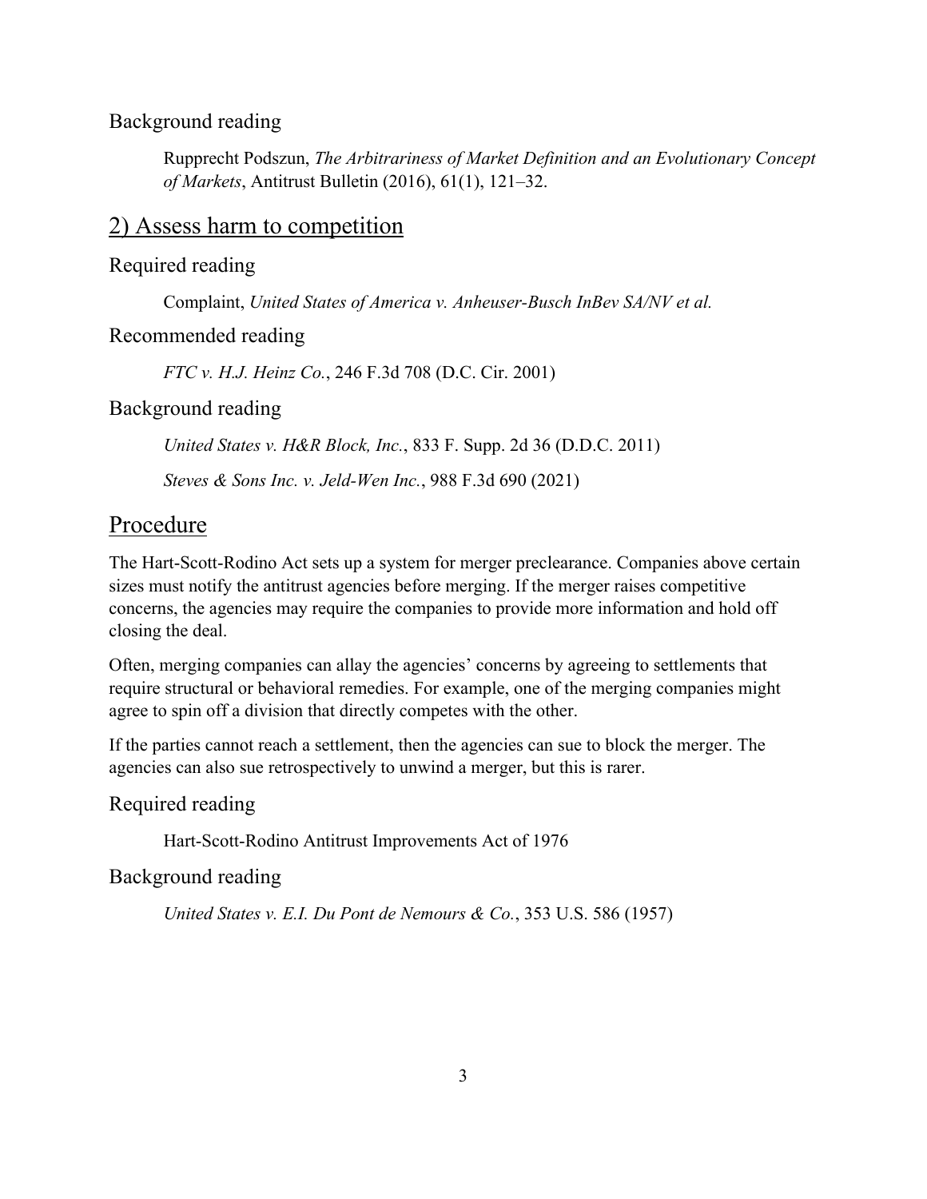### Background reading

> Rupprecht Podszun, *The Arbitrariness of Market Definition and an Evolutionary Concept of Markets*, Antitrust Bulletin (2016), 61(1), 121–32.

## 2) Assess harm to competition

### Required reading

> Complaint, *United States of America v. Anheuser-Busch InBev SA/NV et al.*

### Recommended reading

> *FTC v. H.J. Heinz Co.*, 246 F.3d 708 (D.C. Cir. 2001)

### Background reading

> *United States v. H&R Block, Inc.*, 833 F. Supp. 2d 36 (D.D.C. 2011)
>
> *Steves & Sons Inc. v. Jeld-Wen Inc.*, 988 F.3d 690 (2021)

# Procedure

The Hart-Scott-Rodino Act sets up a system for merger preclearance. Companies above certain sizes must notify the antitrust agencies before merging. If the merger raises competitive concerns, the agencies may require the companies to provide more information and hold off closing the deal.

Often, merging companies can allay the agencies' concerns by agreeing to settlements that require structural or behavioral remedies. For example, one of the merging companies might agree to spin off a division that directly competes with the other.

If the parties cannot reach a settlement, then the agencies can sue to block the merger. The agencies can also sue retrospectively to unwind a merger, but this is rarer.

### Required reading

> Hart-Scott-Rodino Antitrust Improvements Act of 1976

### Background reading

> *United States v. E.I. Du Pont de Nemours & Co.*, 353 U.S. 586 (1957)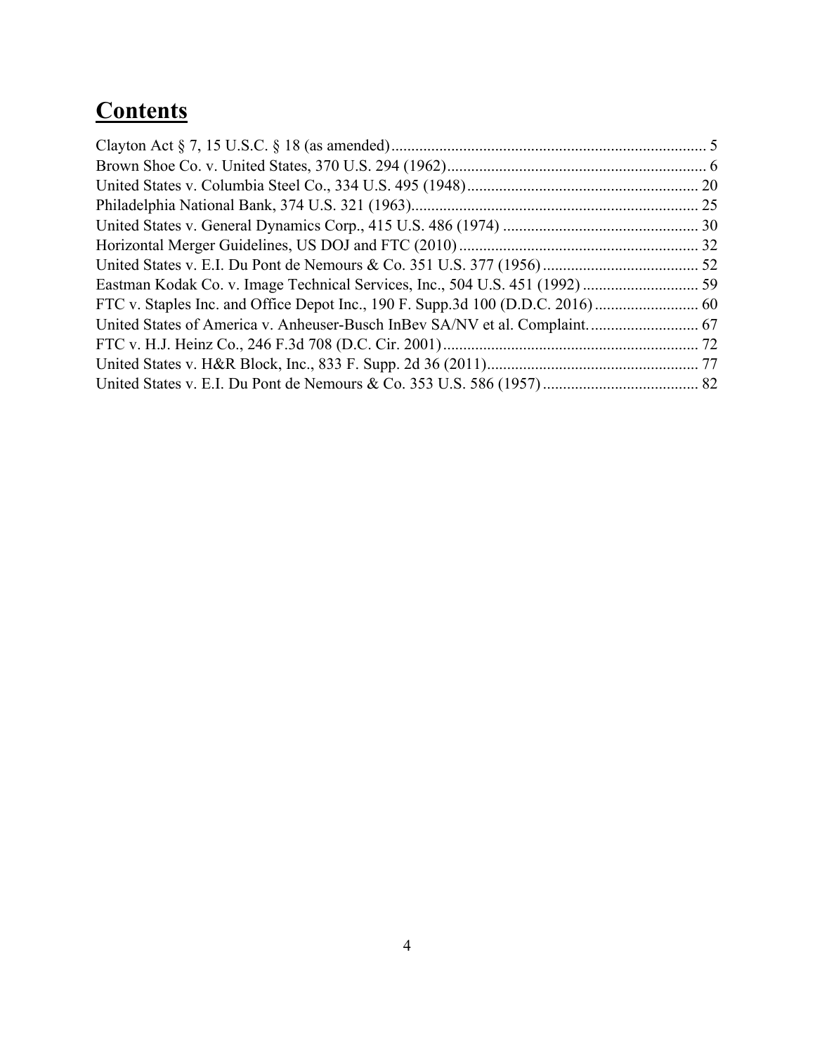# Contents

Clayton Act § 7, 15 U.S.C. § 18 (as amended) ............................................................................. 5
Brown Shoe Co. v. United States, 370 U.S. 294 (1962) ................................................................. 6
United States v. Columbia Steel Co., 334 U.S. 495 (1948) .......................................................... 20
Philadelphia National Bank, 374 U.S. 321 (1963) ........................................................................ 25
United States v. General Dynamics Corp., 415 U.S. 486 (1974) ................................................. 30
Horizontal Merger Guidelines, US DOJ and FTC (2010) ............................................................ 32
United States v. E.I. Du Pont de Nemours & Co. 351 U.S. 377 (1956) ....................................... 52
Eastman Kodak Co. v. Image Technical Services, Inc., 504 U.S. 451 (1992) ............................. 59
FTC v. Staples Inc. and Office Depot Inc., 190 F. Supp.3d 100 (D.D.C. 2016) .......................... 60
United States of America v. Anheuser-Busch InBev SA/NV et al. Complaint. ........................... 67
FTC v. H.J. Heinz Co., 246 F.3d 708 (D.C. Cir. 2001) ................................................................ 72
United States v. H&R Block, Inc., 833 F. Supp. 2d 36 (2011) ..................................................... 77
United States v. E.I. Du Pont de Nemours & Co. 353 U.S. 586 (1957) ....................................... 82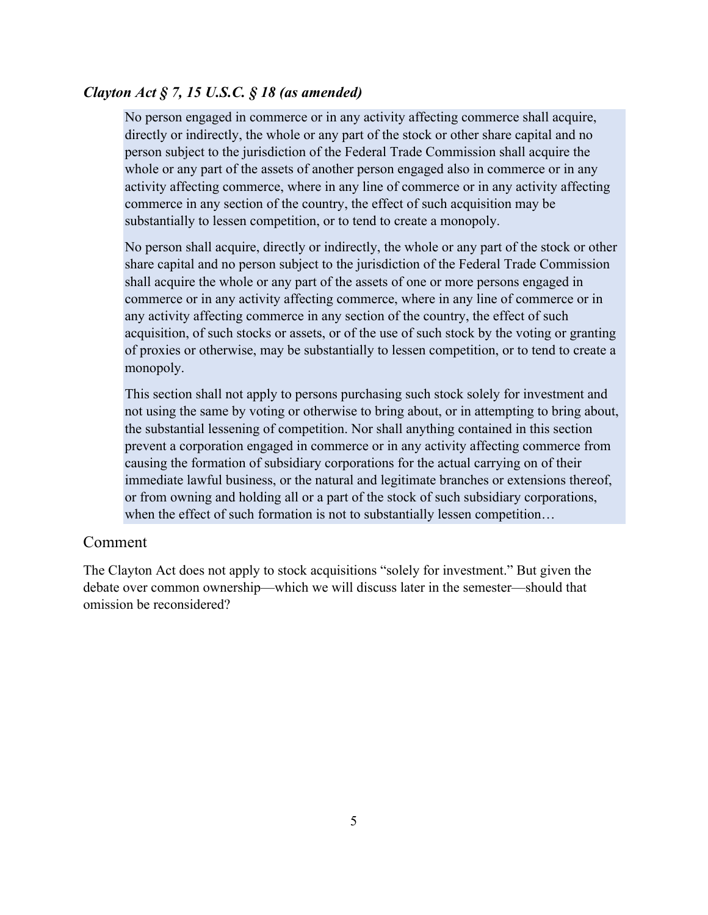### *Clayton Act § 7, 15 U.S.C. § 18 (as amended)*

> No person engaged in commerce or in any activity affecting commerce shall acquire, directly or indirectly, the whole or any part of the stock or other share capital and no person subject to the jurisdiction of the Federal Trade Commission shall acquire the whole or any part of the assets of another person engaged also in commerce or in any activity affecting commerce, where in any line of commerce or in any activity affecting commerce in any section of the country, the effect of such acquisition may be substantially to lessen competition, or to tend to create a monopoly.
>
> No person shall acquire, directly or indirectly, the whole or any part of the stock or other share capital and no person subject to the jurisdiction of the Federal Trade Commission shall acquire the whole or any part of the assets of one or more persons engaged in commerce or in any activity affecting commerce, where in any line of commerce or in any activity affecting commerce in any section of the country, the effect of such acquisition, of such stocks or assets, or of the use of such stock by the voting or granting of proxies or otherwise, may be substantially to lessen competition, or to tend to create a monopoly.
>
> This section shall not apply to persons purchasing such stock solely for investment and not using the same by voting or otherwise to bring about, or in attempting to bring about, the substantial lessening of competition. Nor shall anything contained in this section prevent a corporation engaged in commerce or in any activity affecting commerce from causing the formation of subsidiary corporations for the actual carrying on of their immediate lawful business, or the natural and legitimate branches or extensions thereof, or from owning and holding all or a part of the stock of such subsidiary corporations, when the effect of such formation is not to substantially lessen competition…

## Comment

The Clayton Act does not apply to stock acquisitions "solely for investment." But given the debate over common ownership—which we will discuss later in the semester—should that omission be reconsidered?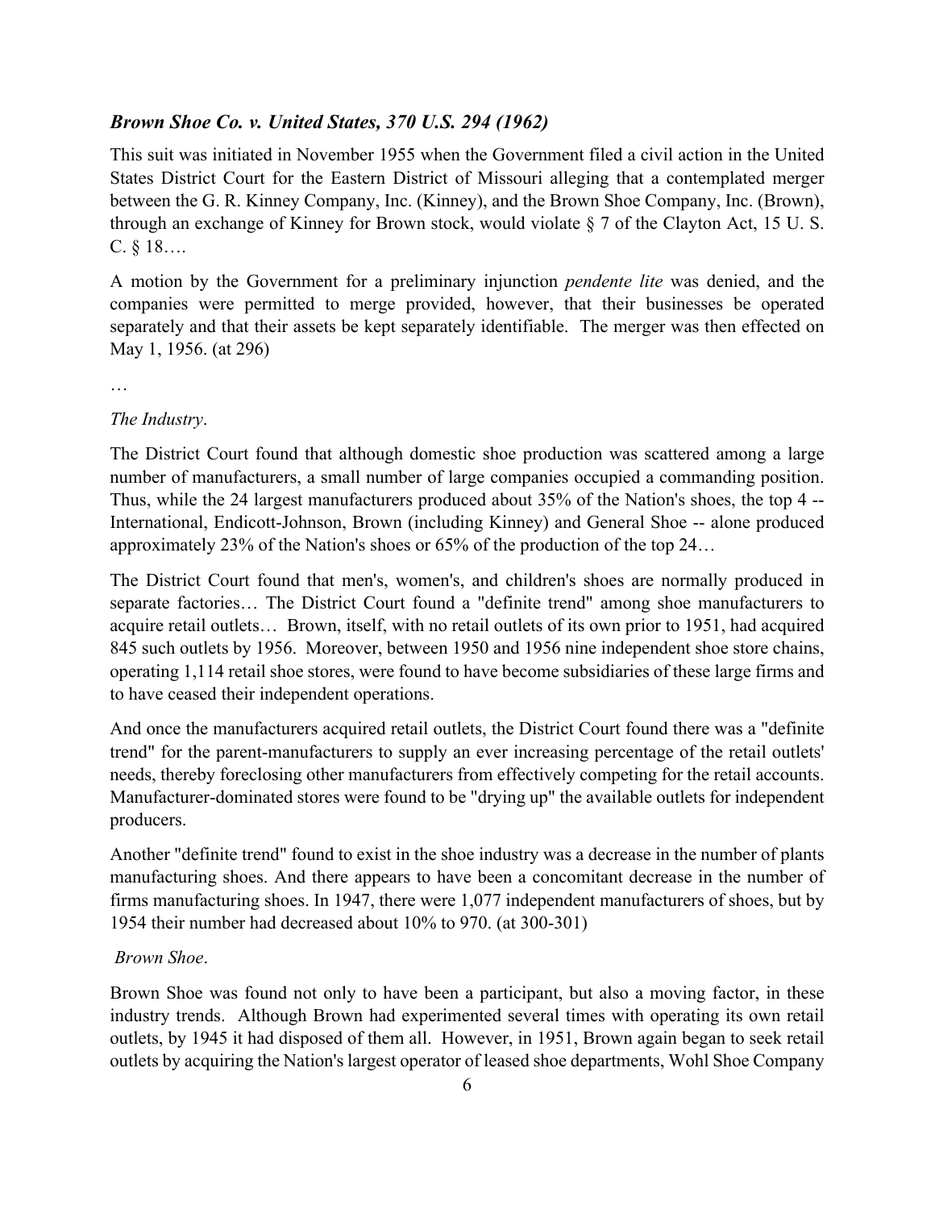### *Brown Shoe Co. v. United States, 370 U.S. 294 (1962)*

This suit was initiated in November 1955 when the Government filed a civil action in the United States District Court for the Eastern District of Missouri alleging that a contemplated merger between the G. R. Kinney Company, Inc. (Kinney), and the Brown Shoe Company, Inc. (Brown), through an exchange of Kinney for Brown stock, would violate § 7 of the Clayton Act, 15 U. S. C. § 18….

A motion by the Government for a preliminary injunction *pendente lite* was denied, and the companies were permitted to merge provided, however, that their businesses be operated separately and that their assets be kept separately identifiable. The merger was then effected on May 1, 1956. (at 296)

…

*The Industry*.

The District Court found that although domestic shoe production was scattered among a large number of manufacturers, a small number of large companies occupied a commanding position. Thus, while the 24 largest manufacturers produced about 35% of the Nation's shoes, the top 4 -- International, Endicott-Johnson, Brown (including Kinney) and General Shoe -- alone produced approximately 23% of the Nation's shoes or 65% of the production of the top 24…

The District Court found that men's, women's, and children's shoes are normally produced in separate factories… The District Court found a "definite trend" among shoe manufacturers to acquire retail outlets… Brown, itself, with no retail outlets of its own prior to 1951, had acquired 845 such outlets by 1956. Moreover, between 1950 and 1956 nine independent shoe store chains, operating 1,114 retail shoe stores, were found to have become subsidiaries of these large firms and to have ceased their independent operations.

And once the manufacturers acquired retail outlets, the District Court found there was a "definite trend" for the parent-manufacturers to supply an ever increasing percentage of the retail outlets' needs, thereby foreclosing other manufacturers from effectively competing for the retail accounts. Manufacturer-dominated stores were found to be "drying up" the available outlets for independent producers.

Another "definite trend" found to exist in the shoe industry was a decrease in the number of plants manufacturing shoes. And there appears to have been a concomitant decrease in the number of firms manufacturing shoes. In 1947, there were 1,077 independent manufacturers of shoes, but by 1954 their number had decreased about 10% to 970. (at 300-301)

*Brown Shoe*.

Brown Shoe was found not only to have been a participant, but also a moving factor, in these industry trends. Although Brown had experimented several times with operating its own retail outlets, by 1945 it had disposed of them all. However, in 1951, Brown again began to seek retail outlets by acquiring the Nation's largest operator of leased shoe departments, Wohl Shoe Company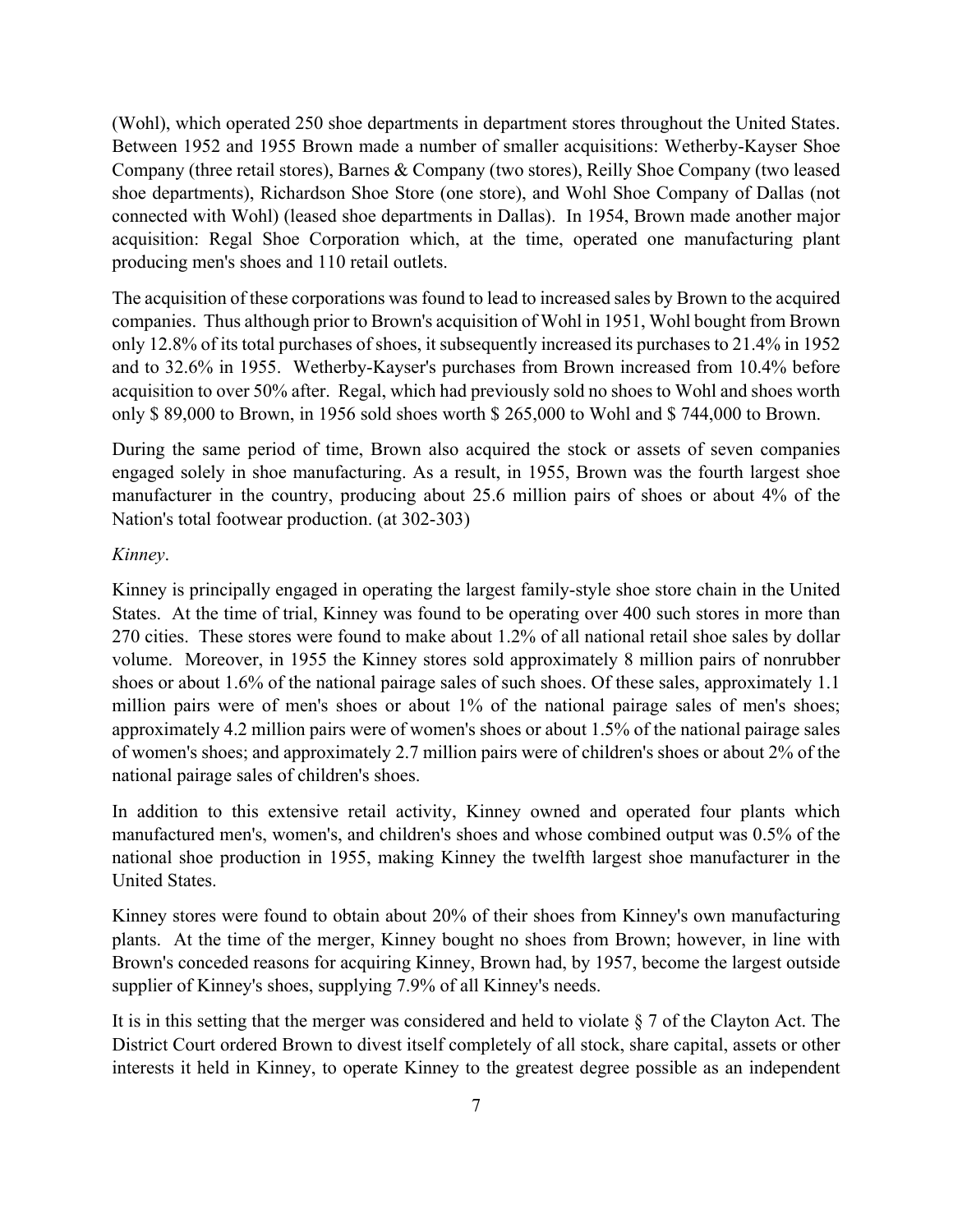(Wohl), which operated 250 shoe departments in department stores throughout the United States. Between 1952 and 1955 Brown made a number of smaller acquisitions: Wetherby-Kayser Shoe Company (three retail stores), Barnes & Company (two stores), Reilly Shoe Company (two leased shoe departments), Richardson Shoe Store (one store), and Wohl Shoe Company of Dallas (not connected with Wohl) (leased shoe departments in Dallas). In 1954, Brown made another major acquisition: Regal Shoe Corporation which, at the time, operated one manufacturing plant producing men's shoes and 110 retail outlets.

The acquisition of these corporations was found to lead to increased sales by Brown to the acquired companies. Thus although prior to Brown's acquisition of Wohl in 1951, Wohl bought from Brown only 12.8% of its total purchases of shoes, it subsequently increased its purchases to 21.4% in 1952 and to 32.6% in 1955. Wetherby-Kayser's purchases from Brown increased from 10.4% before acquisition to over 50% after. Regal, which had previously sold no shoes to Wohl and shoes worth only $ 89,000 to Brown, in 1956 sold shoes worth $ 265,000 to Wohl and $ 744,000 to Brown.

During the same period of time, Brown also acquired the stock or assets of seven companies engaged solely in shoe manufacturing. As a result, in 1955, Brown was the fourth largest shoe manufacturer in the country, producing about 25.6 million pairs of shoes or about 4% of the Nation's total footwear production. (at 302-303)

*Kinney*.

Kinney is principally engaged in operating the largest family-style shoe store chain in the United States. At the time of trial, Kinney was found to be operating over 400 such stores in more than 270 cities. These stores were found to make about 1.2% of all national retail shoe sales by dollar volume. Moreover, in 1955 the Kinney stores sold approximately 8 million pairs of nonrubber shoes or about 1.6% of the national pairage sales of such shoes. Of these sales, approximately 1.1 million pairs were of men's shoes or about 1% of the national pairage sales of men's shoes; approximately 4.2 million pairs were of women's shoes or about 1.5% of the national pairage sales of women's shoes; and approximately 2.7 million pairs were of children's shoes or about 2% of the national pairage sales of children's shoes.

In addition to this extensive retail activity, Kinney owned and operated four plants which manufactured men's, women's, and children's shoes and whose combined output was 0.5% of the national shoe production in 1955, making Kinney the twelfth largest shoe manufacturer in the United States.

Kinney stores were found to obtain about 20% of their shoes from Kinney's own manufacturing plants. At the time of the merger, Kinney bought no shoes from Brown; however, in line with Brown's conceded reasons for acquiring Kinney, Brown had, by 1957, become the largest outside supplier of Kinney's shoes, supplying 7.9% of all Kinney's needs.

It is in this setting that the merger was considered and held to violate § 7 of the Clayton Act. The District Court ordered Brown to divest itself completely of all stock, share capital, assets or other interests it held in Kinney, to operate Kinney to the greatest degree possible as an independent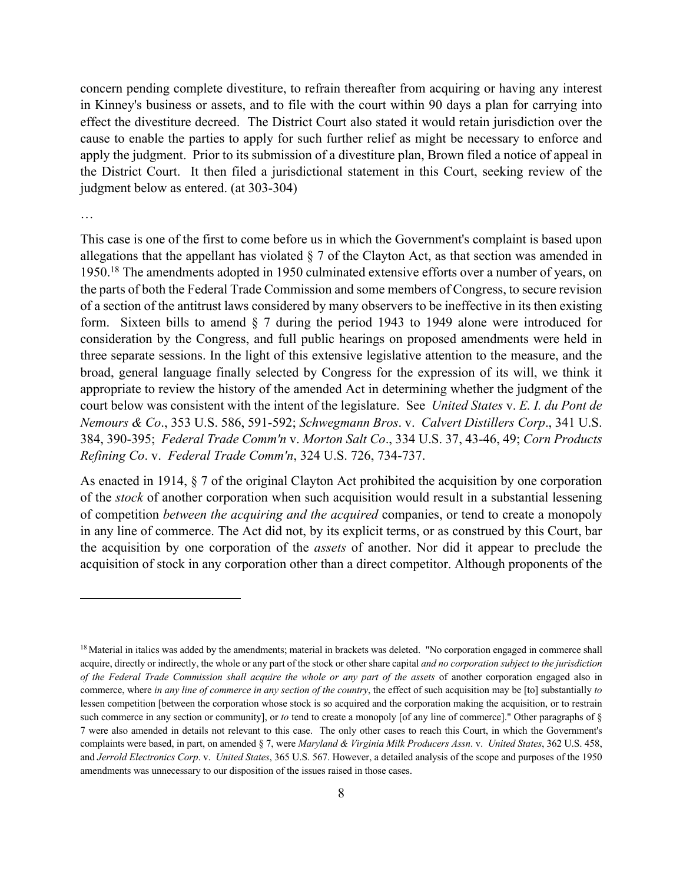concern pending complete divestiture, to refrain thereafter from acquiring or having any interest in Kinney's business or assets, and to file with the court within 90 days a plan for carrying into effect the divestiture decreed. The District Court also stated it would retain jurisdiction over the cause to enable the parties to apply for such further relief as might be necessary to enforce and apply the judgment. Prior to its submission of a divestiture plan, Brown filed a notice of appeal in the District Court. It then filed a jurisdictional statement in this Court, seeking review of the judgment below as entered. (at 303-304)

…

This case is one of the first to come before us in which the Government's complaint is based upon allegations that the appellant has violated § 7 of the Clayton Act, as that section was amended in 1950.[18] The amendments adopted in 1950 culminated extensive efforts over a number of years, on the parts of both the Federal Trade Commission and some members of Congress, to secure revision of a section of the antitrust laws considered by many observers to be ineffective in its then existing form. Sixteen bills to amend § 7 during the period 1943 to 1949 alone were introduced for consideration by the Congress, and full public hearings on proposed amendments were held in three separate sessions. In the light of this extensive legislative attention to the measure, and the broad, general language finally selected by Congress for the expression of its will, we think it appropriate to review the history of the amended Act in determining whether the judgment of the court below was consistent with the intent of the legislature. See *United States* v. *E. I. du Pont de Nemours & Co*., 353 U.S. 586, 591-592; *Schwegmann Bros*. v. *Calvert Distillers Corp*., 341 U.S. 384, 390-395; *Federal Trade Comm'n* v. *Morton Salt Co*., 334 U.S. 37, 43-46, 49; *Corn Products Refining Co*. v. *Federal Trade Comm'n*, 324 U.S. 726, 734-737.

As enacted in 1914, § 7 of the original Clayton Act prohibited the acquisition by one corporation of the *stock* of another corporation when such acquisition would result in a substantial lessening of competition *between the acquiring and the acquired* companies, or tend to create a monopoly in any line of commerce. The Act did not, by its explicit terms, or as construed by this Court, bar the acquisition by one corporation of the *assets* of another. Nor did it appear to preclude the acquisition of stock in any corporation other than a direct competitor. Although proponents of the

---

[18] Material in italics was added by the amendments; material in brackets was deleted. "No corporation engaged in commerce shall acquire, directly or indirectly, the whole or any part of the stock or other share capital *and no corporation subject to the jurisdiction of the Federal Trade Commission shall acquire the whole or any part of the assets* of another corporation engaged also in commerce, where *in any line of commerce in any section of the country*, the effect of such acquisition may be [to] substantially *to* lessen competition [between the corporation whose stock is so acquired and the corporation making the acquisition, or to restrain such commerce in any section or community], or *to* tend to create a monopoly [of any line of commerce]." Other paragraphs of § 7 were also amended in details not relevant to this case. The only other cases to reach this Court, in which the Government's complaints were based, in part, on amended § 7, were *Maryland & Virginia Milk Producers Assn*. v. *United States*, 362 U.S. 458, and *Jerrold Electronics Corp*. v. *United States*, 365 U.S. 567. However, a detailed analysis of the scope and purposes of the 1950 amendments was unnecessary to our disposition of the issues raised in those cases.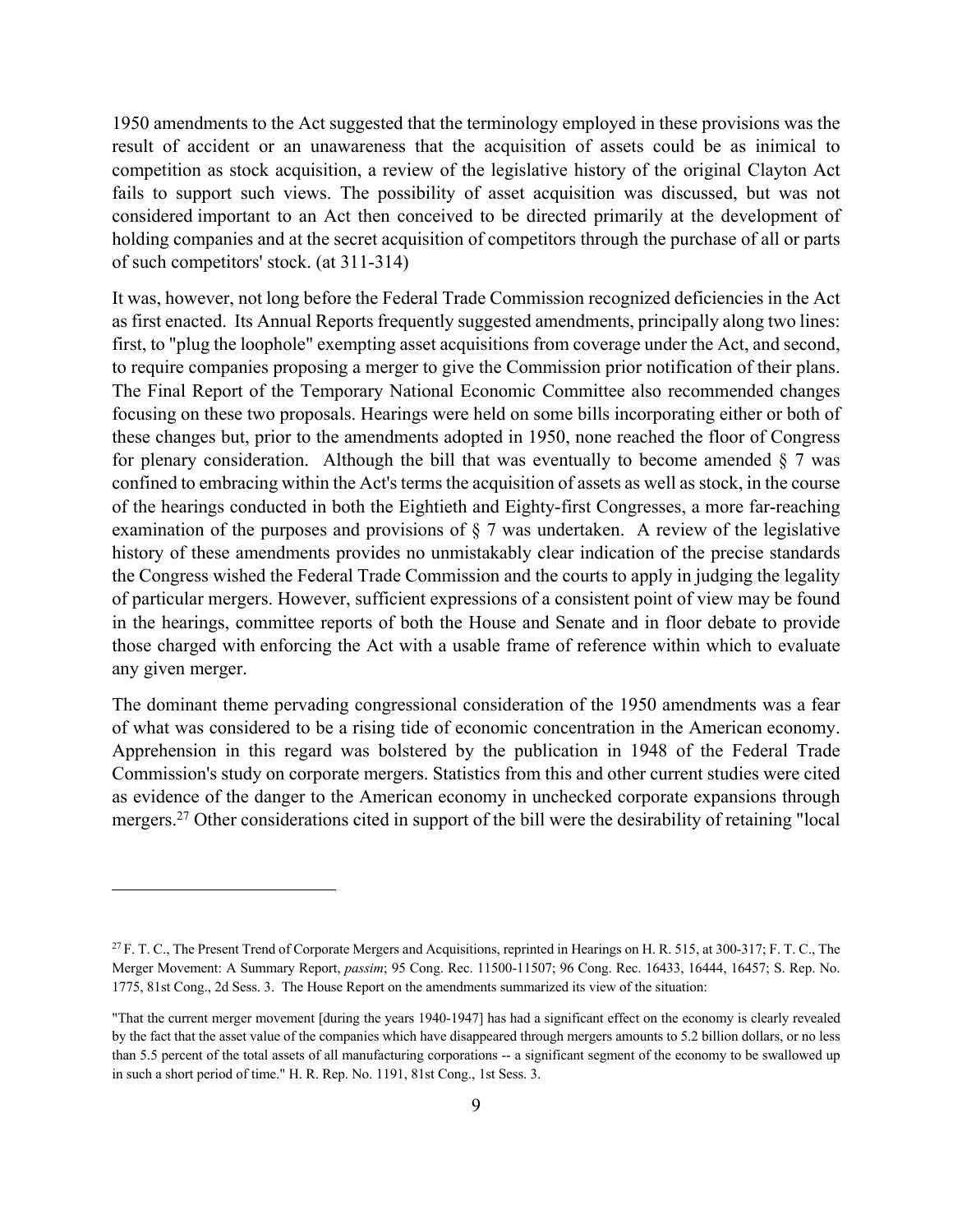1950 amendments to the Act suggested that the terminology employed in these provisions was the result of accident or an unawareness that the acquisition of assets could be as inimical to competition as stock acquisition, a review of the legislative history of the original Clayton Act fails to support such views. The possibility of asset acquisition was discussed, but was not considered important to an Act then conceived to be directed primarily at the development of holding companies and at the secret acquisition of competitors through the purchase of all or parts of such competitors' stock. (at 311-314)

It was, however, not long before the Federal Trade Commission recognized deficiencies in the Act as first enacted. Its Annual Reports frequently suggested amendments, principally along two lines: first, to "plug the loophole" exempting asset acquisitions from coverage under the Act, and second, to require companies proposing a merger to give the Commission prior notification of their plans. The Final Report of the Temporary National Economic Committee also recommended changes focusing on these two proposals. Hearings were held on some bills incorporating either or both of these changes but, prior to the amendments adopted in 1950, none reached the floor of Congress for plenary consideration. Although the bill that was eventually to become amended § 7 was confined to embracing within the Act's terms the acquisition of assets as well as stock, in the course of the hearings conducted in both the Eightieth and Eighty-first Congresses, a more far-reaching examination of the purposes and provisions of § 7 was undertaken. A review of the legislative history of these amendments provides no unmistakably clear indication of the precise standards the Congress wished the Federal Trade Commission and the courts to apply in judging the legality of particular mergers. However, sufficient expressions of a consistent point of view may be found in the hearings, committee reports of both the House and Senate and in floor debate to provide those charged with enforcing the Act with a usable frame of reference within which to evaluate any given merger.

The dominant theme pervading congressional consideration of the 1950 amendments was a fear of what was considered to be a rising tide of economic concentration in the American economy. Apprehension in this regard was bolstered by the publication in 1948 of the Federal Trade Commission's study on corporate mergers. Statistics from this and other current studies were cited as evidence of the danger to the American economy in unchecked corporate expansions through mergers.[27] Other considerations cited in support of the bill were the desirability of retaining "local

---

[27] F. T. C., The Present Trend of Corporate Mergers and Acquisitions, reprinted in Hearings on H. R. 515, at 300-317; F. T. C., The Merger Movement: A Summary Report, *passim*; 95 Cong. Rec. 11500-11507; 96 Cong. Rec. 16433, 16444, 16457; S. Rep. No. 1775, 81st Cong., 2d Sess. 3. The House Report on the amendments summarized its view of the situation:

"That the current merger movement [during the years 1940-1947] has had a significant effect on the economy is clearly revealed by the fact that the asset value of the companies which have disappeared through mergers amounts to 5.2 billion dollars, or no less than 5.5 percent of the total assets of all manufacturing corporations -- a significant segment of the economy to be swallowed up in such a short period of time." H. R. Rep. No. 1191, 81st Cong., 1st Sess. 3.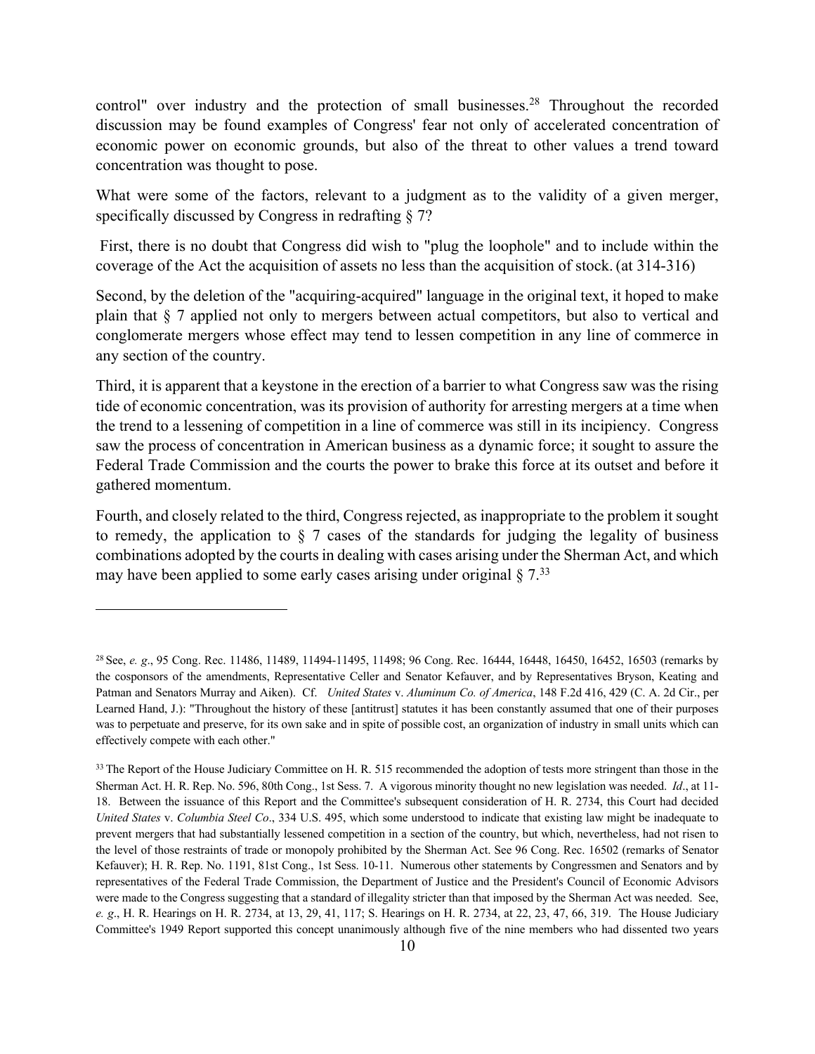control" over industry and the protection of small businesses.[28] Throughout the recorded discussion may be found examples of Congress' fear not only of accelerated concentration of economic power on economic grounds, but also of the threat to other values a trend toward concentration was thought to pose.

What were some of the factors, relevant to a judgment as to the validity of a given merger, specifically discussed by Congress in redrafting § 7?

First, there is no doubt that Congress did wish to "plug the loophole" and to include within the coverage of the Act the acquisition of assets no less than the acquisition of stock. (at 314-316)

Second, by the deletion of the "acquiring-acquired" language in the original text, it hoped to make plain that § 7 applied not only to mergers between actual competitors, but also to vertical and conglomerate mergers whose effect may tend to lessen competition in any line of commerce in any section of the country.

Third, it is apparent that a keystone in the erection of a barrier to what Congress saw was the rising tide of economic concentration, was its provision of authority for arresting mergers at a time when the trend to a lessening of competition in a line of commerce was still in its incipiency. Congress saw the process of concentration in American business as a dynamic force; it sought to assure the Federal Trade Commission and the courts the power to brake this force at its outset and before it gathered momentum.

Fourth, and closely related to the third, Congress rejected, as inappropriate to the problem it sought to remedy, the application to § 7 cases of the standards for judging the legality of business combinations adopted by the courts in dealing with cases arising under the Sherman Act, and which may have been applied to some early cases arising under original § 7.[33]

---

[28] See, *e. g*., 95 Cong. Rec. 11486, 11489, 11494-11495, 11498; 96 Cong. Rec. 16444, 16448, 16450, 16452, 16503 (remarks by the cosponsors of the amendments, Representative Celler and Senator Kefauver, and by Representatives Bryson, Keating and Patman and Senators Murray and Aiken). Cf. *United States* v. *Aluminum Co. of America*, 148 F.2d 416, 429 (C. A. 2d Cir., per Learned Hand, J.): "Throughout the history of these [antitrust] statutes it has been constantly assumed that one of their purposes was to perpetuate and preserve, for its own sake and in spite of possible cost, an organization of industry in small units which can effectively compete with each other."

[33] The Report of the House Judiciary Committee on H. R. 515 recommended the adoption of tests more stringent than those in the Sherman Act. H. R. Rep. No. 596, 80th Cong., 1st Sess. 7. A vigorous minority thought no new legislation was needed. *Id*., at 11-18. Between the issuance of this Report and the Committee's subsequent consideration of H. R. 2734, this Court had decided *United States* v. *Columbia Steel Co*., 334 U.S. 495, which some understood to indicate that existing law might be inadequate to prevent mergers that had substantially lessened competition in a section of the country, but which, nevertheless, had not risen to the level of those restraints of trade or monopoly prohibited by the Sherman Act. See 96 Cong. Rec. 16502 (remarks of Senator Kefauver); H. R. Rep. No. 1191, 81st Cong., 1st Sess. 10-11. Numerous other statements by Congressmen and Senators and by representatives of the Federal Trade Commission, the Department of Justice and the President's Council of Economic Advisors were made to the Congress suggesting that a standard of illegality stricter than that imposed by the Sherman Act was needed. See, *e. g*., H. R. Hearings on H. R. 2734, at 13, 29, 41, 117; S. Hearings on H. R. 2734, at 22, 23, 47, 66, 319. The House Judiciary Committee's 1949 Report supported this concept unanimously although five of the nine members who had dissented two years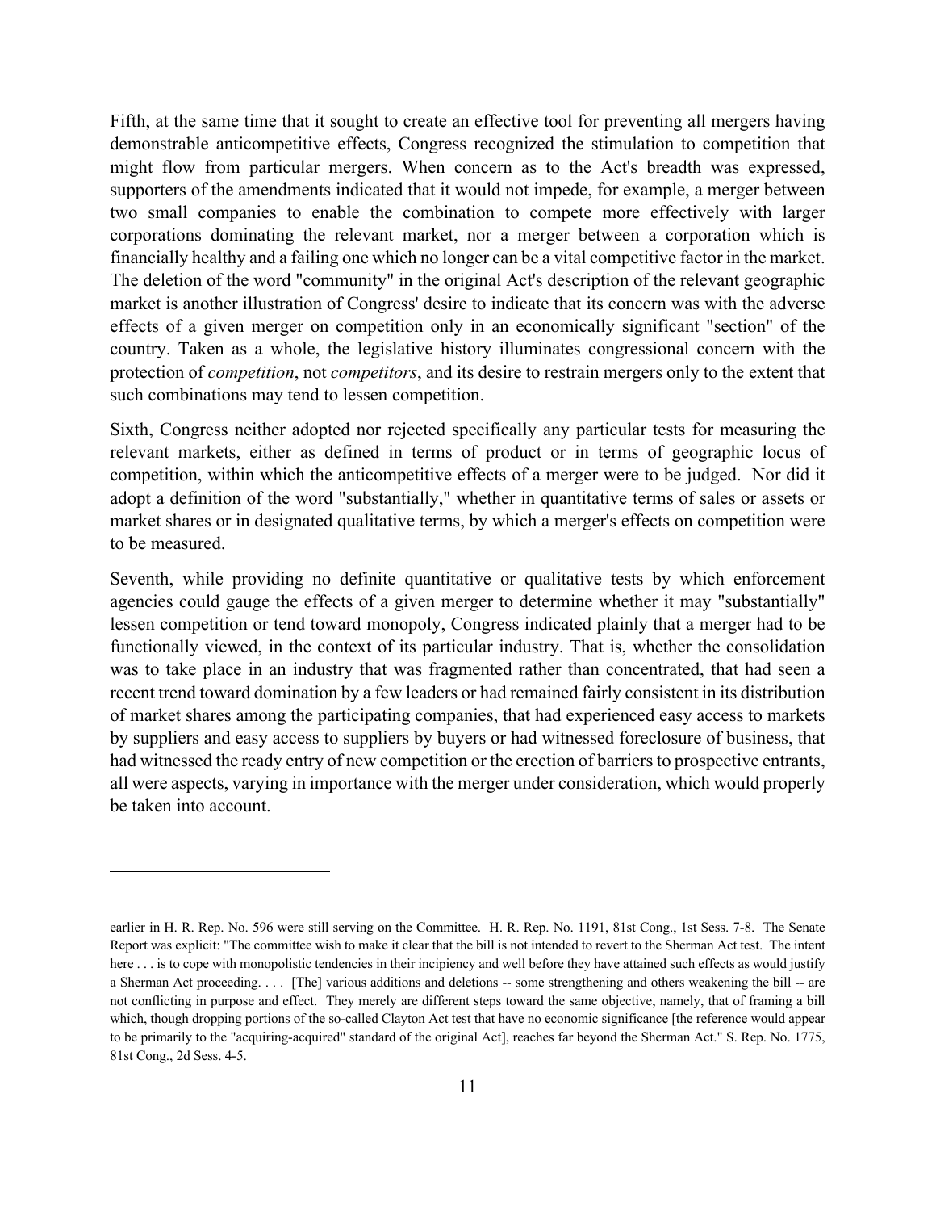Fifth, at the same time that it sought to create an effective tool for preventing all mergers having demonstrable anticompetitive effects, Congress recognized the stimulation to competition that might flow from particular mergers. When concern as to the Act's breadth was expressed, supporters of the amendments indicated that it would not impede, for example, a merger between two small companies to enable the combination to compete more effectively with larger corporations dominating the relevant market, nor a merger between a corporation which is financially healthy and a failing one which no longer can be a vital competitive factor in the market. The deletion of the word "community" in the original Act's description of the relevant geographic market is another illustration of Congress' desire to indicate that its concern was with the adverse effects of a given merger on competition only in an economically significant "section" of the country. Taken as a whole, the legislative history illuminates congressional concern with the protection of *competition*, not *competitors*, and its desire to restrain mergers only to the extent that such combinations may tend to lessen competition.

Sixth, Congress neither adopted nor rejected specifically any particular tests for measuring the relevant markets, either as defined in terms of product or in terms of geographic locus of competition, within which the anticompetitive effects of a merger were to be judged. Nor did it adopt a definition of the word "substantially," whether in quantitative terms of sales or assets or market shares or in designated qualitative terms, by which a merger's effects on competition were to be measured.

Seventh, while providing no definite quantitative or qualitative tests by which enforcement agencies could gauge the effects of a given merger to determine whether it may "substantially" lessen competition or tend toward monopoly, Congress indicated plainly that a merger had to be functionally viewed, in the context of its particular industry. That is, whether the consolidation was to take place in an industry that was fragmented rather than concentrated, that had seen a recent trend toward domination by a few leaders or had remained fairly consistent in its distribution of market shares among the participating companies, that had experienced easy access to markets by suppliers and easy access to suppliers by buyers or had witnessed foreclosure of business, that had witnessed the ready entry of new competition or the erection of barriers to prospective entrants, all were aspects, varying in importance with the merger under consideration, which would properly be taken into account.

---

earlier in H. R. Rep. No. 596 were still serving on the Committee. H. R. Rep. No. 1191, 81st Cong., 1st Sess. 7-8. The Senate Report was explicit: "The committee wish to make it clear that the bill is not intended to revert to the Sherman Act test. The intent here . . . is to cope with monopolistic tendencies in their incipiency and well before they have attained such effects as would justify a Sherman Act proceeding. . . . [The] various additions and deletions -- some strengthening and others weakening the bill -- are not conflicting in purpose and effect. They merely are different steps toward the same objective, namely, that of framing a bill which, though dropping portions of the so-called Clayton Act test that have no economic significance [the reference would appear to be primarily to the "acquiring-acquired" standard of the original Act], reaches far beyond the Sherman Act." S. Rep. No. 1775, 81st Cong., 2d Sess. 4-5.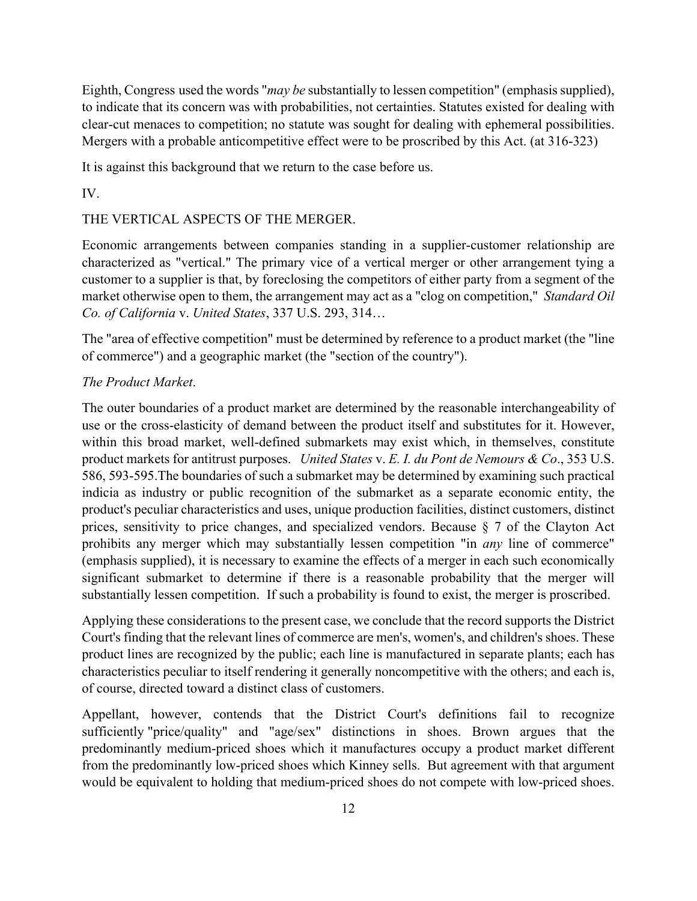Eighth, Congress used the words "*may be* substantially to lessen competition" (emphasis supplied), to indicate that its concern was with probabilities, not certainties. Statutes existed for dealing with clear-cut menaces to competition; no statute was sought for dealing with ephemeral possibilities. Mergers with a probable anticompetitive effect were to be proscribed by this Act. (at 316-323)

It is against this background that we return to the case before us.

IV.

THE VERTICAL ASPECTS OF THE MERGER.

Economic arrangements between companies standing in a supplier-customer relationship are characterized as "vertical." The primary vice of a vertical merger or other arrangement tying a customer to a supplier is that, by foreclosing the competitors of either party from a segment of the market otherwise open to them, the arrangement may act as a "clog on competition," *Standard Oil Co. of California* v. *United States*, 337 U.S. 293, 314…

The "area of effective competition" must be determined by reference to a product market (the "line of commerce") and a geographic market (the "section of the country").

*The Product Market*.

The outer boundaries of a product market are determined by the reasonable interchangeability of use or the cross-elasticity of demand between the product itself and substitutes for it. However, within this broad market, well-defined submarkets may exist which, in themselves, constitute product markets for antitrust purposes. *United States* v. *E. I. du Pont de Nemours & Co*., 353 U.S. 586, 593-595.The boundaries of such a submarket may be determined by examining such practical indicia as industry or public recognition of the submarket as a separate economic entity, the product's peculiar characteristics and uses, unique production facilities, distinct customers, distinct prices, sensitivity to price changes, and specialized vendors. Because § 7 of the Clayton Act prohibits any merger which may substantially lessen competition "in *any* line of commerce" (emphasis supplied), it is necessary to examine the effects of a merger in each such economically significant submarket to determine if there is a reasonable probability that the merger will substantially lessen competition. If such a probability is found to exist, the merger is proscribed.

Applying these considerations to the present case, we conclude that the record supports the District Court's finding that the relevant lines of commerce are men's, women's, and children's shoes. These product lines are recognized by the public; each line is manufactured in separate plants; each has characteristics peculiar to itself rendering it generally noncompetitive with the others; and each is, of course, directed toward a distinct class of customers.

Appellant, however, contends that the District Court's definitions fail to recognize sufficiently "price/quality" and "age/sex" distinctions in shoes. Brown argues that the predominantly medium-priced shoes which it manufactures occupy a product market different from the predominantly low-priced shoes which Kinney sells. But agreement with that argument would be equivalent to holding that medium-priced shoes do not compete with low-priced shoes.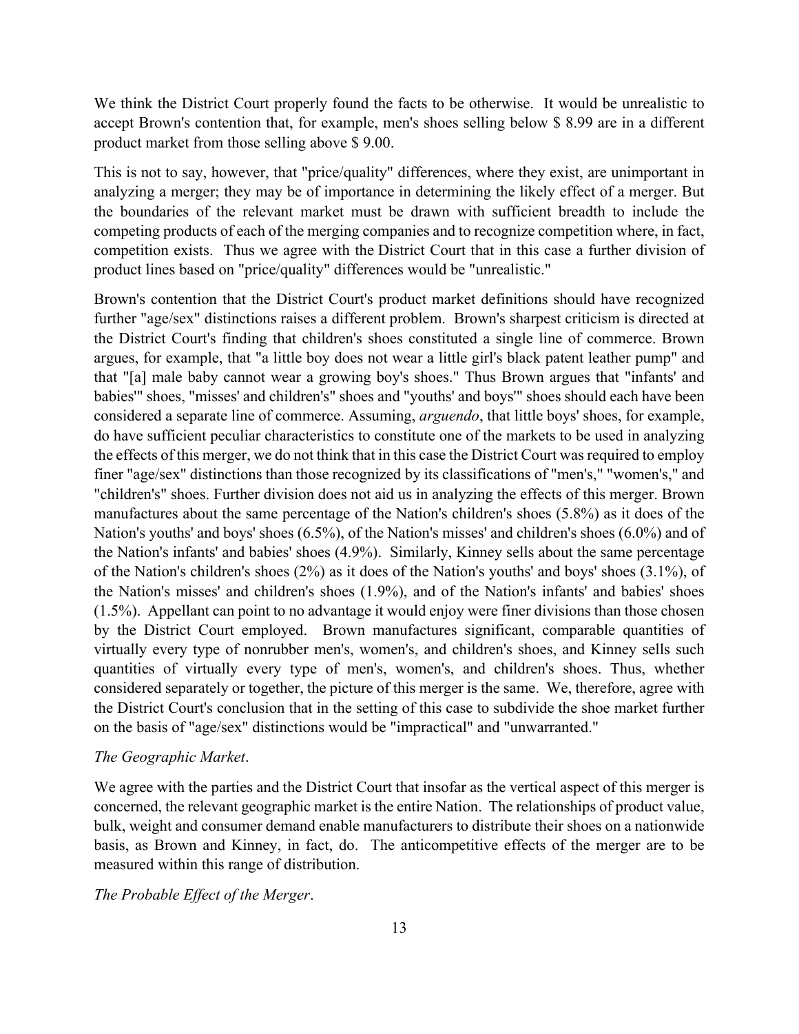We think the District Court properly found the facts to be otherwise. It would be unrealistic to accept Brown's contention that, for example, men's shoes selling below $ 8.99 are in a different product market from those selling above $ 9.00.

This is not to say, however, that "price/quality" differences, where they exist, are unimportant in analyzing a merger; they may be of importance in determining the likely effect of a merger. But the boundaries of the relevant market must be drawn with sufficient breadth to include the competing products of each of the merging companies and to recognize competition where, in fact, competition exists. Thus we agree with the District Court that in this case a further division of product lines based on "price/quality" differences would be "unrealistic."

Brown's contention that the District Court's product market definitions should have recognized further "age/sex" distinctions raises a different problem. Brown's sharpest criticism is directed at the District Court's finding that children's shoes constituted a single line of commerce. Brown argues, for example, that "a little boy does not wear a little girl's black patent leather pump" and that "[a] male baby cannot wear a growing boy's shoes." Thus Brown argues that "infants' and babies'" shoes, "misses' and children's" shoes and "youths' and boys'" shoes should each have been considered a separate line of commerce. Assuming, *arguendo*, that little boys' shoes, for example, do have sufficient peculiar characteristics to constitute one of the markets to be used in analyzing the effects of this merger, we do not think that in this case the District Court was required to employ finer "age/sex" distinctions than those recognized by its classifications of "men's," "women's," and "children's" shoes. Further division does not aid us in analyzing the effects of this merger. Brown manufactures about the same percentage of the Nation's children's shoes (5.8%) as it does of the Nation's youths' and boys' shoes (6.5%), of the Nation's misses' and children's shoes (6.0%) and of the Nation's infants' and babies' shoes (4.9%). Similarly, Kinney sells about the same percentage of the Nation's children's shoes (2%) as it does of the Nation's youths' and boys' shoes (3.1%), of the Nation's misses' and children's shoes (1.9%), and of the Nation's infants' and babies' shoes (1.5%). Appellant can point to no advantage it would enjoy were finer divisions than those chosen by the District Court employed. Brown manufactures significant, comparable quantities of virtually every type of nonrubber men's, women's, and children's shoes, and Kinney sells such quantities of virtually every type of men's, women's, and children's shoes. Thus, whether considered separately or together, the picture of this merger is the same. We, therefore, agree with the District Court's conclusion that in the setting of this case to subdivide the shoe market further on the basis of "age/sex" distinctions would be "impractical" and "unwarranted."

*The Geographic Market*.

We agree with the parties and the District Court that insofar as the vertical aspect of this merger is concerned, the relevant geographic market is the entire Nation. The relationships of product value, bulk, weight and consumer demand enable manufacturers to distribute their shoes on a nationwide basis, as Brown and Kinney, in fact, do. The anticompetitive effects of the merger are to be measured within this range of distribution.

*The Probable Effect of the Merger*.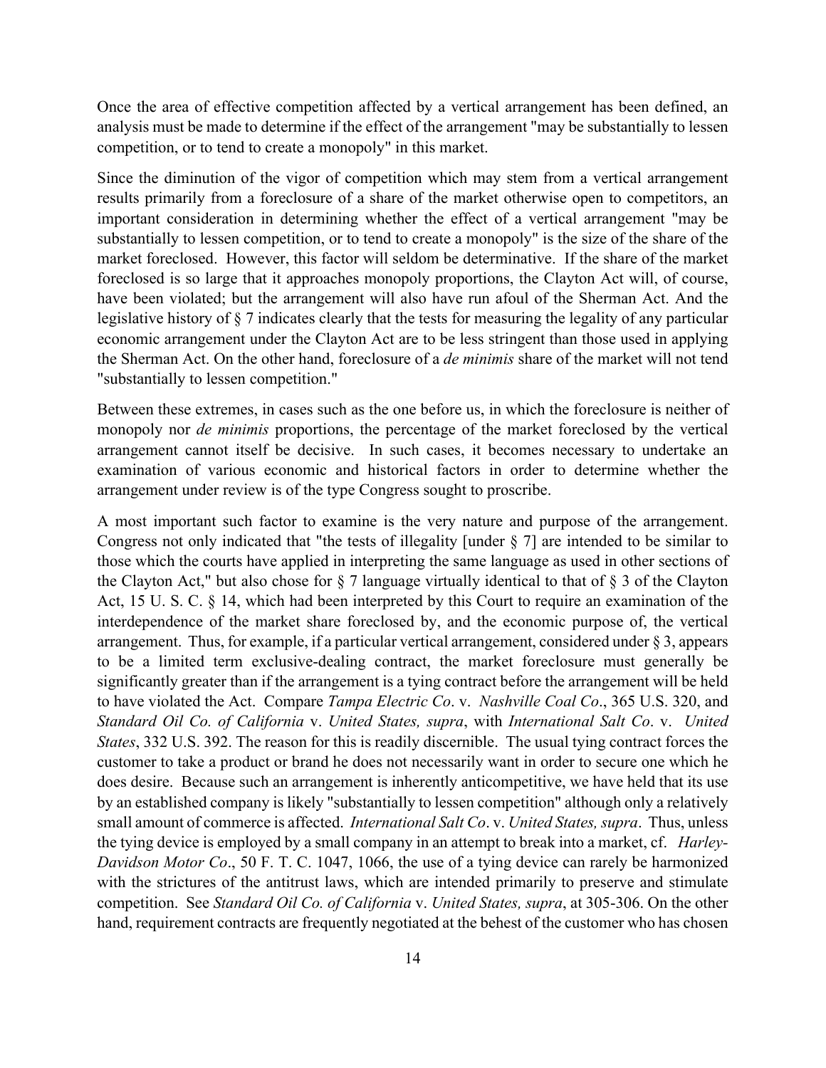Once the area of effective competition affected by a vertical arrangement has been defined, an analysis must be made to determine if the effect of the arrangement "may be substantially to lessen competition, or to tend to create a monopoly" in this market.

Since the diminution of the vigor of competition which may stem from a vertical arrangement results primarily from a foreclosure of a share of the market otherwise open to competitors, an important consideration in determining whether the effect of a vertical arrangement "may be substantially to lessen competition, or to tend to create a monopoly" is the size of the share of the market foreclosed. However, this factor will seldom be determinative. If the share of the market foreclosed is so large that it approaches monopoly proportions, the Clayton Act will, of course, have been violated; but the arrangement will also have run afoul of the Sherman Act. And the legislative history of § 7 indicates clearly that the tests for measuring the legality of any particular economic arrangement under the Clayton Act are to be less stringent than those used in applying the Sherman Act. On the other hand, foreclosure of a *de minimis* share of the market will not tend "substantially to lessen competition."

Between these extremes, in cases such as the one before us, in which the foreclosure is neither of monopoly nor *de minimis* proportions, the percentage of the market foreclosed by the vertical arrangement cannot itself be decisive. In such cases, it becomes necessary to undertake an examination of various economic and historical factors in order to determine whether the arrangement under review is of the type Congress sought to proscribe.

A most important such factor to examine is the very nature and purpose of the arrangement. Congress not only indicated that "the tests of illegality [under § 7] are intended to be similar to those which the courts have applied in interpreting the same language as used in other sections of the Clayton Act," but also chose for § 7 language virtually identical to that of § 3 of the Clayton Act, 15 U. S. C. § 14, which had been interpreted by this Court to require an examination of the interdependence of the market share foreclosed by, and the economic purpose of, the vertical arrangement. Thus, for example, if a particular vertical arrangement, considered under § 3, appears to be a limited term exclusive-dealing contract, the market foreclosure must generally be significantly greater than if the arrangement is a tying contract before the arrangement will be held to have violated the Act. Compare *Tampa Electric Co*. v. *Nashville Coal Co*., 365 U.S. 320, and *Standard Oil Co. of California* v. *United States, supra*, with *International Salt Co*. v. *United States*, 332 U.S. 392. The reason for this is readily discernible. The usual tying contract forces the customer to take a product or brand he does not necessarily want in order to secure one which he does desire. Because such an arrangement is inherently anticompetitive, we have held that its use by an established company is likely "substantially to lessen competition" although only a relatively small amount of commerce is affected. *International Salt Co*. v. *United States, supra*. Thus, unless the tying device is employed by a small company in an attempt to break into a market, cf. *Harley-Davidson Motor Co*., 50 F. T. C. 1047, 1066, the use of a tying device can rarely be harmonized with the strictures of the antitrust laws, which are intended primarily to preserve and stimulate competition. See *Standard Oil Co. of California* v. *United States, supra*, at 305-306. On the other hand, requirement contracts are frequently negotiated at the behest of the customer who has chosen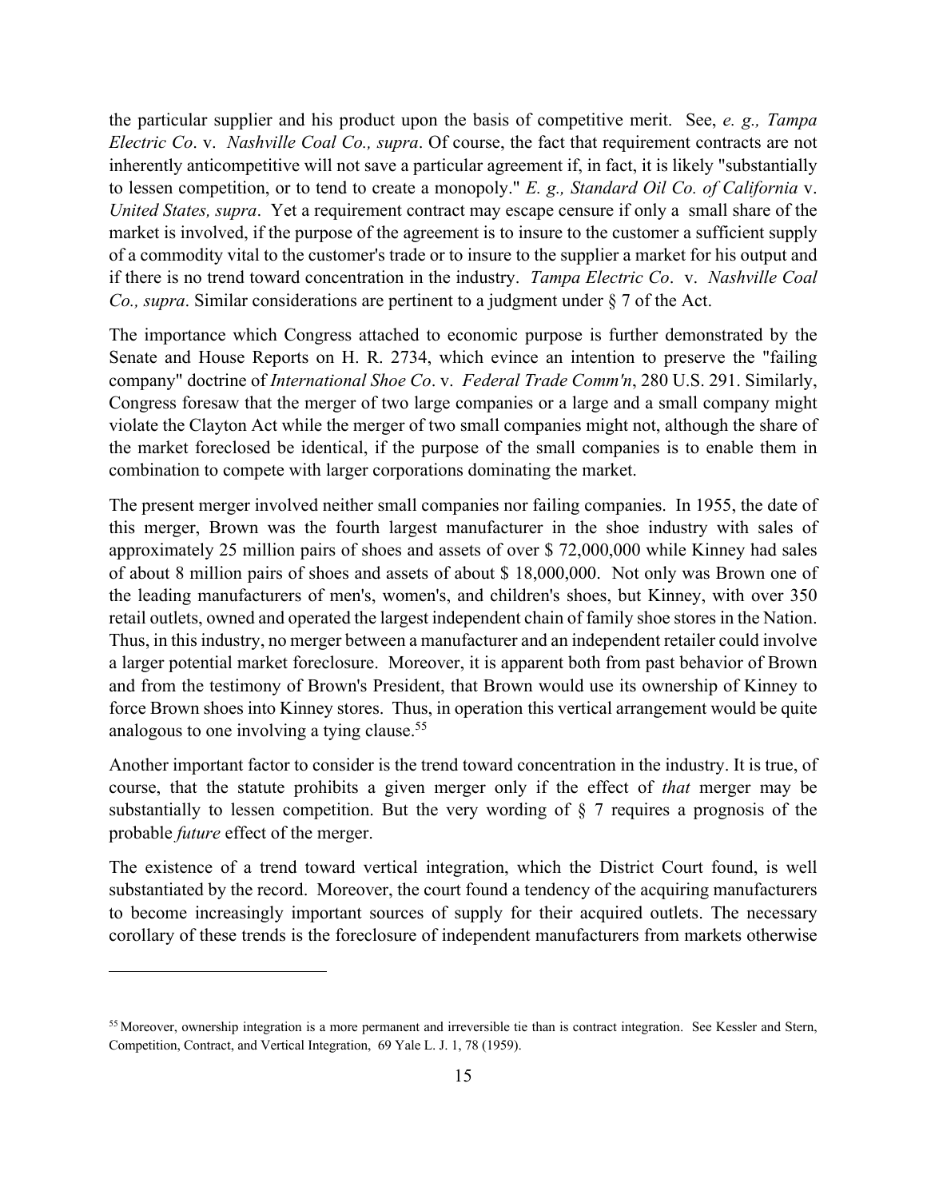the particular supplier and his product upon the basis of competitive merit. See, *e. g., Tampa Electric Co*. v. *Nashville Coal Co., supra*. Of course, the fact that requirement contracts are not inherently anticompetitive will not save a particular agreement if, in fact, it is likely "substantially to lessen competition, or to tend to create a monopoly." *E. g., Standard Oil Co. of California* v. *United States, supra*. Yet a requirement contract may escape censure if only a small share of the market is involved, if the purpose of the agreement is to insure to the customer a sufficient supply of a commodity vital to the customer's trade or to insure to the supplier a market for his output and if there is no trend toward concentration in the industry. *Tampa Electric Co*. v. *Nashville Coal Co., supra*. Similar considerations are pertinent to a judgment under § 7 of the Act.

The importance which Congress attached to economic purpose is further demonstrated by the Senate and House Reports on H. R. 2734, which evince an intention to preserve the "failing company" doctrine of *International Shoe Co*. v. *Federal Trade Comm'n*, 280 U.S. 291. Similarly, Congress foresaw that the merger of two large companies or a large and a small company might violate the Clayton Act while the merger of two small companies might not, although the share of the market foreclosed be identical, if the purpose of the small companies is to enable them in combination to compete with larger corporations dominating the market.

The present merger involved neither small companies nor failing companies. In 1955, the date of this merger, Brown was the fourth largest manufacturer in the shoe industry with sales of approximately 25 million pairs of shoes and assets of over $ 72,000,000 while Kinney had sales of about 8 million pairs of shoes and assets of about $ 18,000,000. Not only was Brown one of the leading manufacturers of men's, women's, and children's shoes, but Kinney, with over 350 retail outlets, owned and operated the largest independent chain of family shoe stores in the Nation. Thus, in this industry, no merger between a manufacturer and an independent retailer could involve a larger potential market foreclosure. Moreover, it is apparent both from past behavior of Brown and from the testimony of Brown's President, that Brown would use its ownership of Kinney to force Brown shoes into Kinney stores. Thus, in operation this vertical arrangement would be quite analogous to one involving a tying clause.[55]

Another important factor to consider is the trend toward concentration in the industry. It is true, of course, that the statute prohibits a given merger only if the effect of *that* merger may be substantially to lessen competition. But the very wording of § 7 requires a prognosis of the probable *future* effect of the merger.

The existence of a trend toward vertical integration, which the District Court found, is well substantiated by the record. Moreover, the court found a tendency of the acquiring manufacturers to become increasingly important sources of supply for their acquired outlets. The necessary corollary of these trends is the foreclosure of independent manufacturers from markets otherwise

[55] Moreover, ownership integration is a more permanent and irreversible tie than is contract integration. See Kessler and Stern, Competition, Contract, and Vertical Integration, 69 Yale L. J. 1, 78 (1959).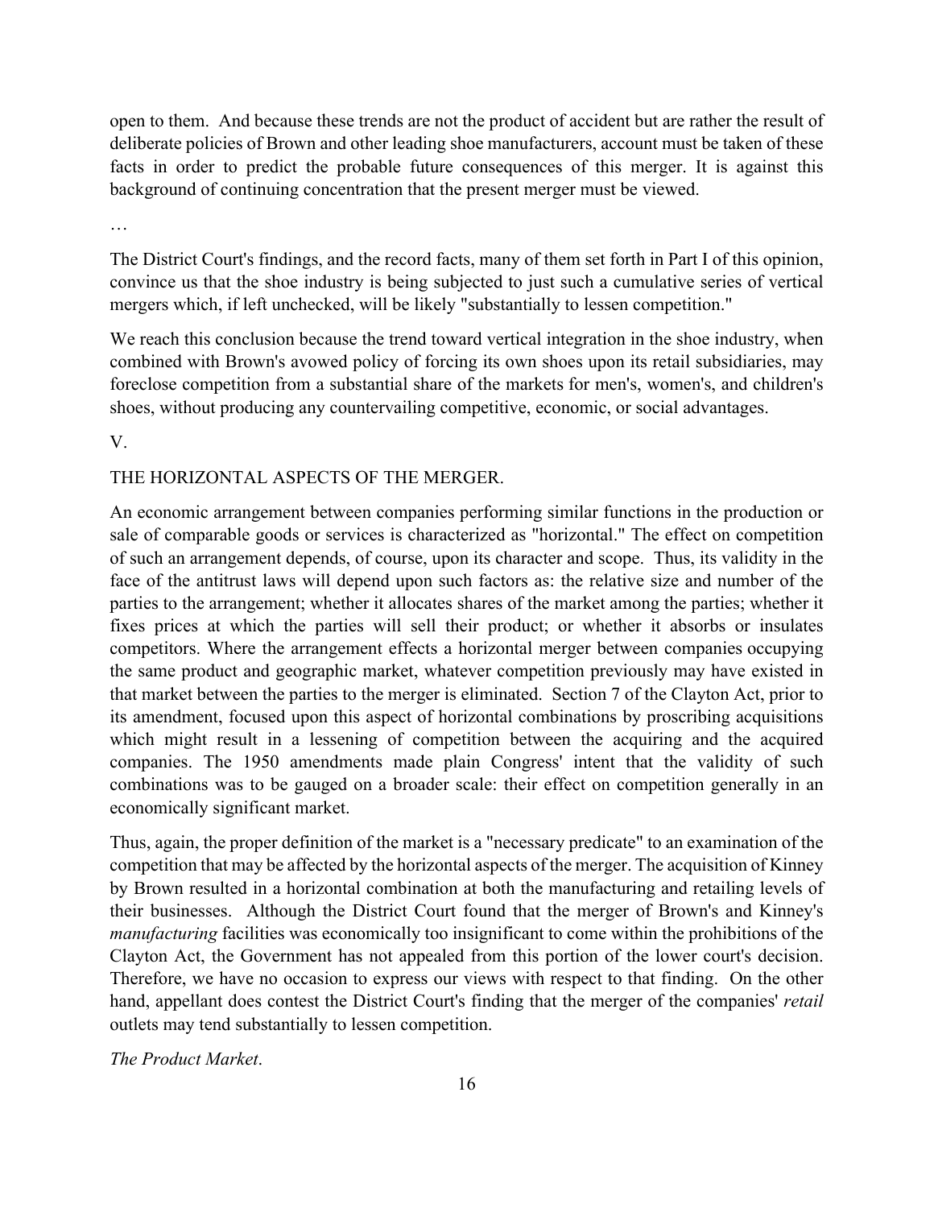open to them. And because these trends are not the product of accident but are rather the result of deliberate policies of Brown and other leading shoe manufacturers, account must be taken of these facts in order to predict the probable future consequences of this merger. It is against this background of continuing concentration that the present merger must be viewed.

…

The District Court's findings, and the record facts, many of them set forth in Part I of this opinion, convince us that the shoe industry is being subjected to just such a cumulative series of vertical mergers which, if left unchecked, will be likely "substantially to lessen competition."

We reach this conclusion because the trend toward vertical integration in the shoe industry, when combined with Brown's avowed policy of forcing its own shoes upon its retail subsidiaries, may foreclose competition from a substantial share of the markets for men's, women's, and children's shoes, without producing any countervailing competitive, economic, or social advantages.

V.

THE HORIZONTAL ASPECTS OF THE MERGER.

An economic arrangement between companies performing similar functions in the production or sale of comparable goods or services is characterized as "horizontal." The effect on competition of such an arrangement depends, of course, upon its character and scope. Thus, its validity in the face of the antitrust laws will depend upon such factors as: the relative size and number of the parties to the arrangement; whether it allocates shares of the market among the parties; whether it fixes prices at which the parties will sell their product; or whether it absorbs or insulates competitors. Where the arrangement effects a horizontal merger between companies occupying the same product and geographic market, whatever competition previously may have existed in that market between the parties to the merger is eliminated. Section 7 of the Clayton Act, prior to its amendment, focused upon this aspect of horizontal combinations by proscribing acquisitions which might result in a lessening of competition between the acquiring and the acquired companies. The 1950 amendments made plain Congress' intent that the validity of such combinations was to be gauged on a broader scale: their effect on competition generally in an economically significant market.

Thus, again, the proper definition of the market is a "necessary predicate" to an examination of the competition that may be affected by the horizontal aspects of the merger. The acquisition of Kinney by Brown resulted in a horizontal combination at both the manufacturing and retailing levels of their businesses. Although the District Court found that the merger of Brown's and Kinney's *manufacturing* facilities was economically too insignificant to come within the prohibitions of the Clayton Act, the Government has not appealed from this portion of the lower court's decision. Therefore, we have no occasion to express our views with respect to that finding. On the other hand, appellant does contest the District Court's finding that the merger of the companies' *retail* outlets may tend substantially to lessen competition.

*The Product Market*.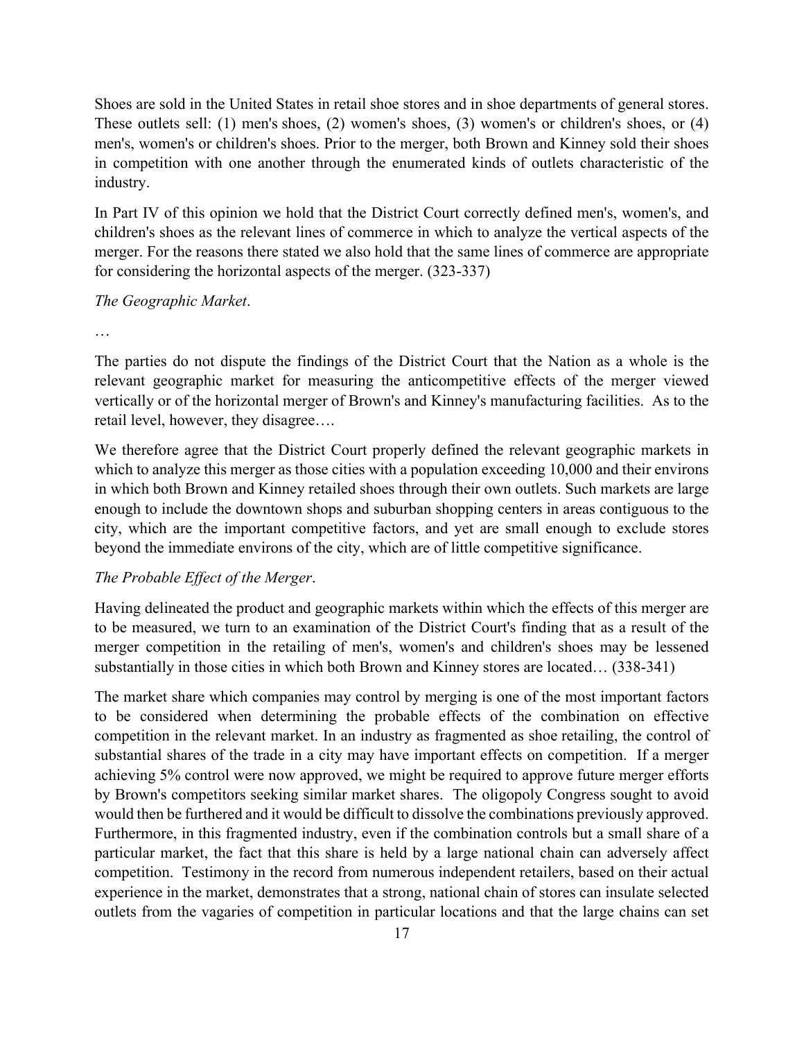Shoes are sold in the United States in retail shoe stores and in shoe departments of general stores. These outlets sell: (1) men's shoes, (2) women's shoes, (3) women's or children's shoes, or (4) men's, women's or children's shoes. Prior to the merger, both Brown and Kinney sold their shoes in competition with one another through the enumerated kinds of outlets characteristic of the industry.

In Part IV of this opinion we hold that the District Court correctly defined men's, women's, and children's shoes as the relevant lines of commerce in which to analyze the vertical aspects of the merger. For the reasons there stated we also hold that the same lines of commerce are appropriate for considering the horizontal aspects of the merger. (323-337)

*The Geographic Market*.

…

The parties do not dispute the findings of the District Court that the Nation as a whole is the relevant geographic market for measuring the anticompetitive effects of the merger viewed vertically or of the horizontal merger of Brown's and Kinney's manufacturing facilities. As to the retail level, however, they disagree….

We therefore agree that the District Court properly defined the relevant geographic markets in which to analyze this merger as those cities with a population exceeding 10,000 and their environs in which both Brown and Kinney retailed shoes through their own outlets. Such markets are large enough to include the downtown shops and suburban shopping centers in areas contiguous to the city, which are the important competitive factors, and yet are small enough to exclude stores beyond the immediate environs of the city, which are of little competitive significance.

*The Probable Effect of the Merger*.

Having delineated the product and geographic markets within which the effects of this merger are to be measured, we turn to an examination of the District Court's finding that as a result of the merger competition in the retailing of men's, women's and children's shoes may be lessened substantially in those cities in which both Brown and Kinney stores are located… (338-341)

The market share which companies may control by merging is one of the most important factors to be considered when determining the probable effects of the combination on effective competition in the relevant market. In an industry as fragmented as shoe retailing, the control of substantial shares of the trade in a city may have important effects on competition. If a merger achieving 5% control were now approved, we might be required to approve future merger efforts by Brown's competitors seeking similar market shares. The oligopoly Congress sought to avoid would then be furthered and it would be difficult to dissolve the combinations previously approved. Furthermore, in this fragmented industry, even if the combination controls but a small share of a particular market, the fact that this share is held by a large national chain can adversely affect competition. Testimony in the record from numerous independent retailers, based on their actual experience in the market, demonstrates that a strong, national chain of stores can insulate selected outlets from the vagaries of competition in particular locations and that the large chains can set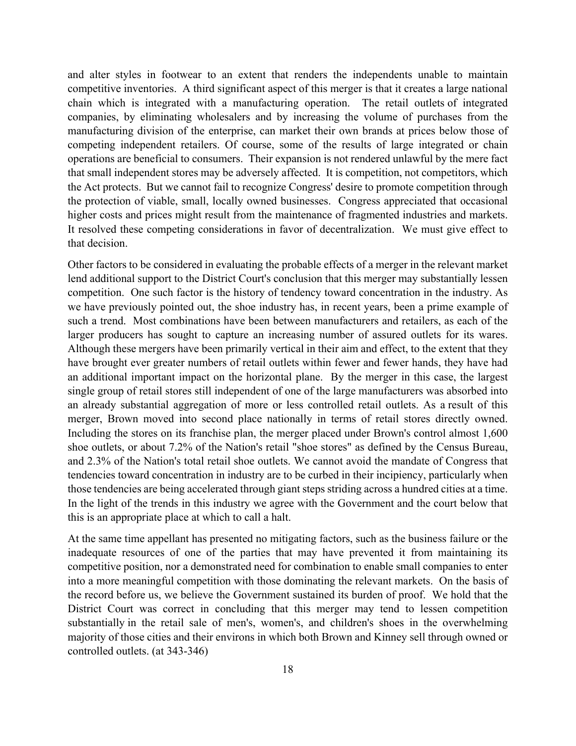and alter styles in footwear to an extent that renders the independents unable to maintain competitive inventories. A third significant aspect of this merger is that it creates a large national chain which is integrated with a manufacturing operation. The retail outlets of integrated companies, by eliminating wholesalers and by increasing the volume of purchases from the manufacturing division of the enterprise, can market their own brands at prices below those of competing independent retailers. Of course, some of the results of large integrated or chain operations are beneficial to consumers. Their expansion is not rendered unlawful by the mere fact that small independent stores may be adversely affected. It is competition, not competitors, which the Act protects. But we cannot fail to recognize Congress' desire to promote competition through the protection of viable, small, locally owned businesses. Congress appreciated that occasional higher costs and prices might result from the maintenance of fragmented industries and markets. It resolved these competing considerations in favor of decentralization. We must give effect to that decision.

Other factors to be considered in evaluating the probable effects of a merger in the relevant market lend additional support to the District Court's conclusion that this merger may substantially lessen competition. One such factor is the history of tendency toward concentration in the industry. As we have previously pointed out, the shoe industry has, in recent years, been a prime example of such a trend. Most combinations have been between manufacturers and retailers, as each of the larger producers has sought to capture an increasing number of assured outlets for its wares. Although these mergers have been primarily vertical in their aim and effect, to the extent that they have brought ever greater numbers of retail outlets within fewer and fewer hands, they have had an additional important impact on the horizontal plane. By the merger in this case, the largest single group of retail stores still independent of one of the large manufacturers was absorbed into an already substantial aggregation of more or less controlled retail outlets. As a result of this merger, Brown moved into second place nationally in terms of retail stores directly owned. Including the stores on its franchise plan, the merger placed under Brown's control almost 1,600 shoe outlets, or about 7.2% of the Nation's retail "shoe stores" as defined by the Census Bureau, and 2.3% of the Nation's total retail shoe outlets. We cannot avoid the mandate of Congress that tendencies toward concentration in industry are to be curbed in their incipiency, particularly when those tendencies are being accelerated through giant steps striding across a hundred cities at a time. In the light of the trends in this industry we agree with the Government and the court below that this is an appropriate place at which to call a halt.

At the same time appellant has presented no mitigating factors, such as the business failure or the inadequate resources of one of the parties that may have prevented it from maintaining its competitive position, nor a demonstrated need for combination to enable small companies to enter into a more meaningful competition with those dominating the relevant markets. On the basis of the record before us, we believe the Government sustained its burden of proof. We hold that the District Court was correct in concluding that this merger may tend to lessen competition substantially in the retail sale of men's, women's, and children's shoes in the overwhelming majority of those cities and their environs in which both Brown and Kinney sell through owned or controlled outlets. (at 343-346)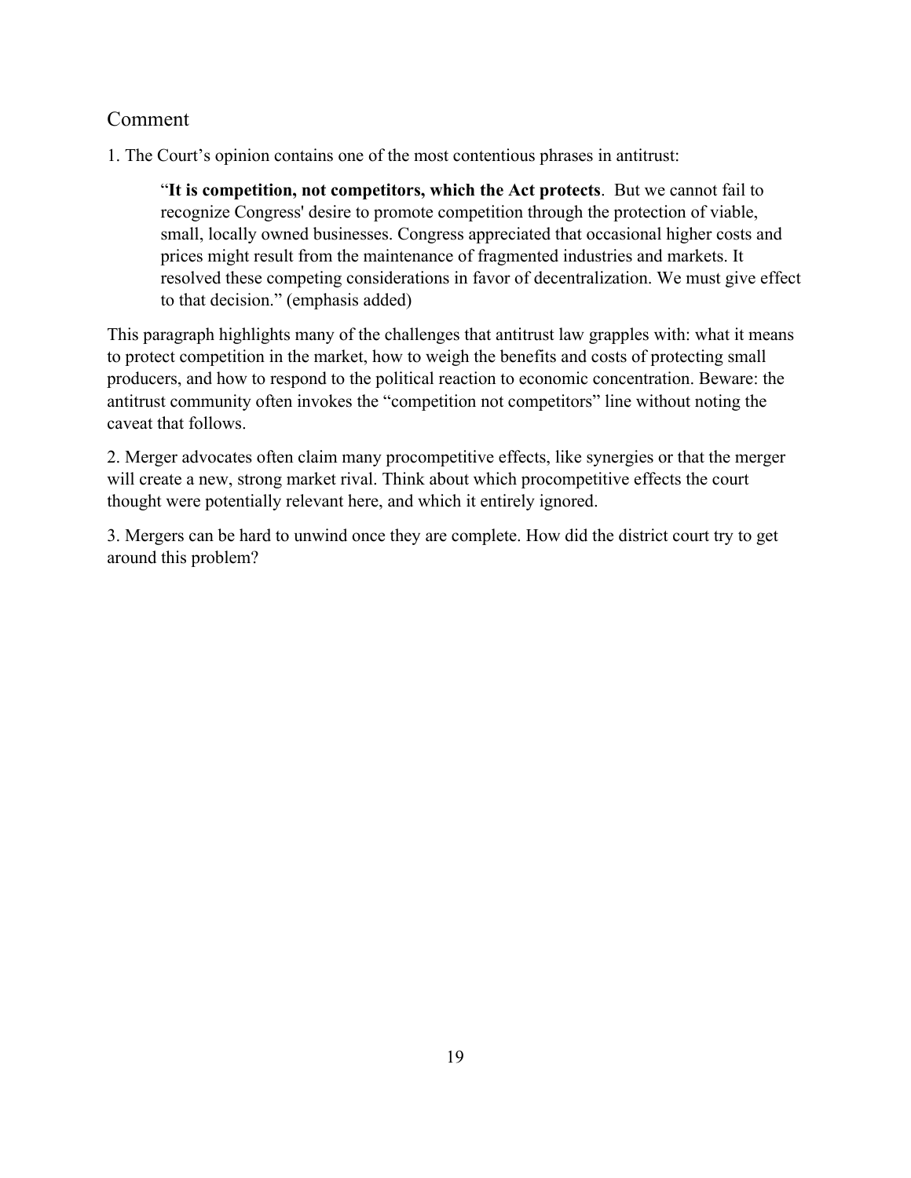## Comment

1. The Court's opinion contains one of the most contentious phrases in antitrust:

> "**It is competition, not competitors, which the Act protects**. But we cannot fail to recognize Congress' desire to promote competition through the protection of viable, small, locally owned businesses. Congress appreciated that occasional higher costs and prices might result from the maintenance of fragmented industries and markets. It resolved these competing considerations in favor of decentralization. We must give effect to that decision." (emphasis added)

This paragraph highlights many of the challenges that antitrust law grapples with: what it means to protect competition in the market, how to weigh the benefits and costs of protecting small producers, and how to respond to the political reaction to economic concentration. Beware: the antitrust community often invokes the "competition not competitors" line without noting the caveat that follows.

2. Merger advocates often claim many procompetitive effects, like synergies or that the merger will create a new, strong market rival. Think about which procompetitive effects the court thought were potentially relevant here, and which it entirely ignored.

3. Mergers can be hard to unwind once they are complete. How did the district court try to get around this problem?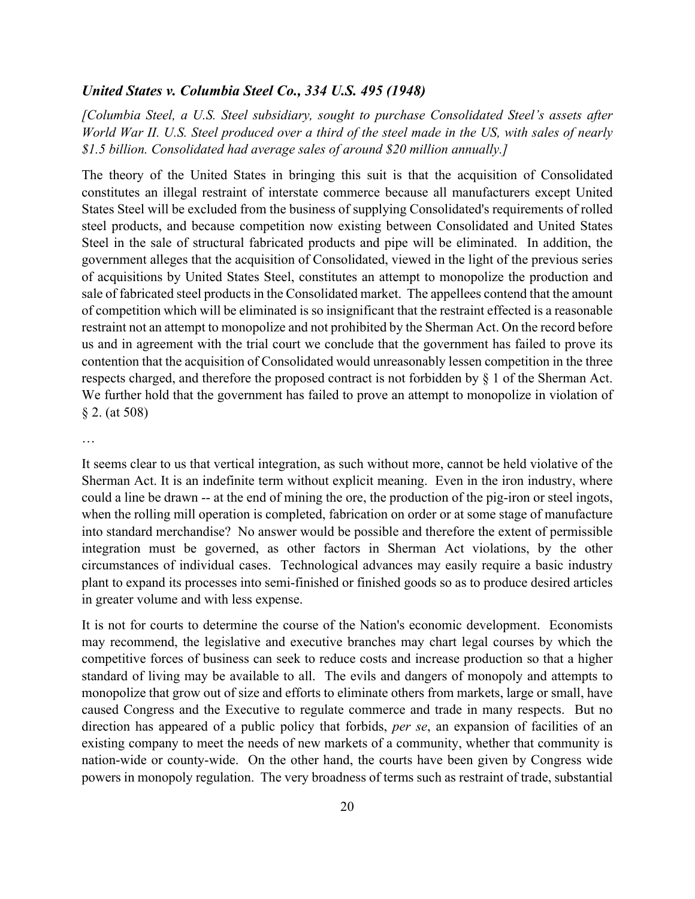### *United States v. Columbia Steel Co., 334 U.S. 495 (1948)*

*[Columbia Steel, a U.S. Steel subsidiary, sought to purchase Consolidated Steel's assets after World War II. U.S. Steel produced over a third of the steel made in the US, with sales of nearly $1.5 billion. Consolidated had average sales of around $20 million annually.]*

The theory of the United States in bringing this suit is that the acquisition of Consolidated constitutes an illegal restraint of interstate commerce because all manufacturers except United States Steel will be excluded from the business of supplying Consolidated's requirements of rolled steel products, and because competition now existing between Consolidated and United States Steel in the sale of structural fabricated products and pipe will be eliminated. In addition, the government alleges that the acquisition of Consolidated, viewed in the light of the previous series of acquisitions by United States Steel, constitutes an attempt to monopolize the production and sale of fabricated steel products in the Consolidated market. The appellees contend that the amount of competition which will be eliminated is so insignificant that the restraint effected is a reasonable restraint not an attempt to monopolize and not prohibited by the Sherman Act. On the record before us and in agreement with the trial court we conclude that the government has failed to prove its contention that the acquisition of Consolidated would unreasonably lessen competition in the three respects charged, and therefore the proposed contract is not forbidden by § 1 of the Sherman Act. We further hold that the government has failed to prove an attempt to monopolize in violation of § 2. (at 508)

…

It seems clear to us that vertical integration, as such without more, cannot be held violative of the Sherman Act. It is an indefinite term without explicit meaning. Even in the iron industry, where could a line be drawn -- at the end of mining the ore, the production of the pig-iron or steel ingots, when the rolling mill operation is completed, fabrication on order or at some stage of manufacture into standard merchandise? No answer would be possible and therefore the extent of permissible integration must be governed, as other factors in Sherman Act violations, by the other circumstances of individual cases. Technological advances may easily require a basic industry plant to expand its processes into semi-finished or finished goods so as to produce desired articles in greater volume and with less expense.

It is not for courts to determine the course of the Nation's economic development. Economists may recommend, the legislative and executive branches may chart legal courses by which the competitive forces of business can seek to reduce costs and increase production so that a higher standard of living may be available to all. The evils and dangers of monopoly and attempts to monopolize that grow out of size and efforts to eliminate others from markets, large or small, have caused Congress and the Executive to regulate commerce and trade in many respects. But no direction has appeared of a public policy that forbids, *per se*, an expansion of facilities of an existing company to meet the needs of new markets of a community, whether that community is nation-wide or county-wide. On the other hand, the courts have been given by Congress wide powers in monopoly regulation. The very broadness of terms such as restraint of trade, substantial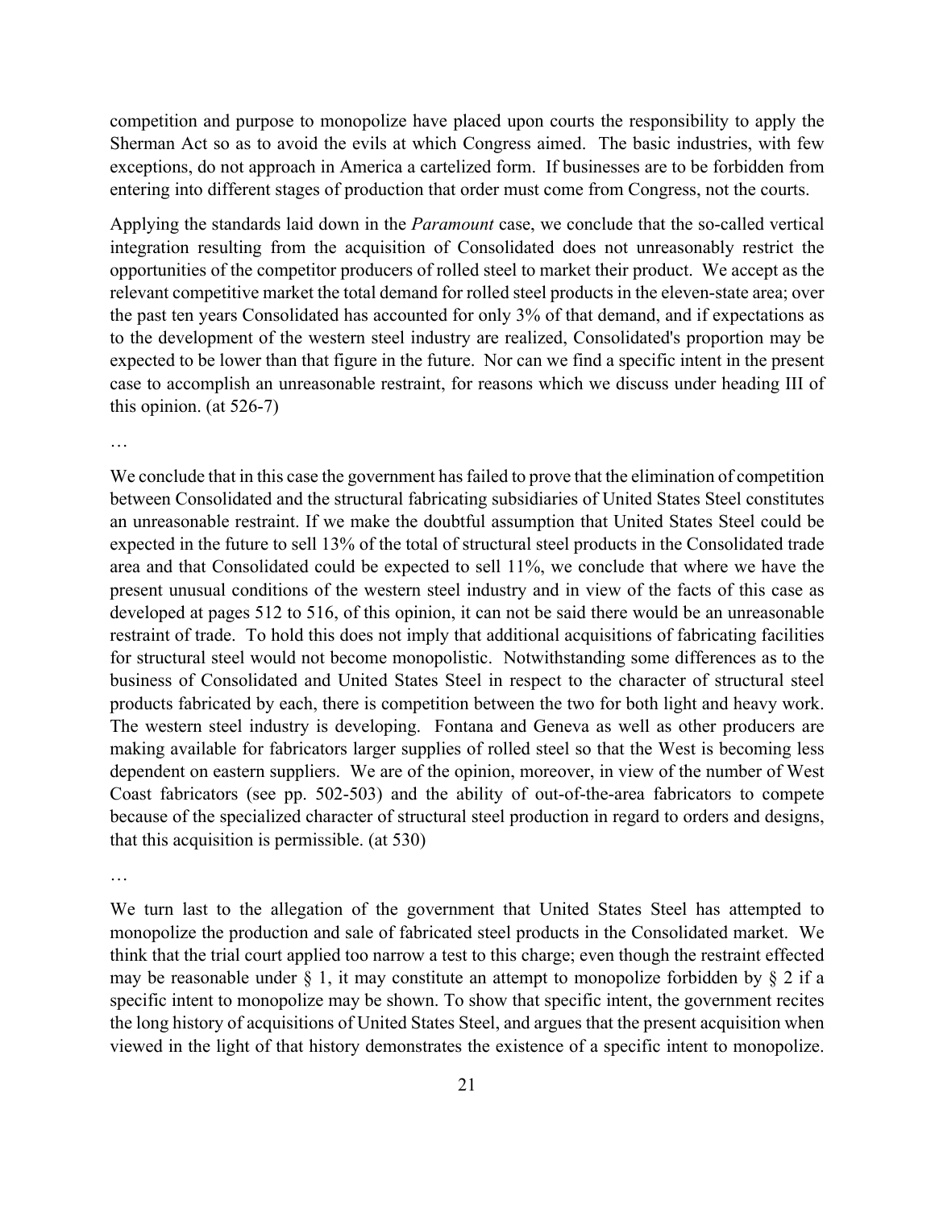competition and purpose to monopolize have placed upon courts the responsibility to apply the Sherman Act so as to avoid the evils at which Congress aimed. The basic industries, with few exceptions, do not approach in America a cartelized form. If businesses are to be forbidden from entering into different stages of production that order must come from Congress, not the courts.

Applying the standards laid down in the *Paramount* case, we conclude that the so-called vertical integration resulting from the acquisition of Consolidated does not unreasonably restrict the opportunities of the competitor producers of rolled steel to market their product. We accept as the relevant competitive market the total demand for rolled steel products in the eleven-state area; over the past ten years Consolidated has accounted for only 3% of that demand, and if expectations as to the development of the western steel industry are realized, Consolidated's proportion may be expected to be lower than that figure in the future. Nor can we find a specific intent in the present case to accomplish an unreasonable restraint, for reasons which we discuss under heading III of this opinion. (at 526-7)

…

We conclude that in this case the government has failed to prove that the elimination of competition between Consolidated and the structural fabricating subsidiaries of United States Steel constitutes an unreasonable restraint. If we make the doubtful assumption that United States Steel could be expected in the future to sell 13% of the total of structural steel products in the Consolidated trade area and that Consolidated could be expected to sell 11%, we conclude that where we have the present unusual conditions of the western steel industry and in view of the facts of this case as developed at pages 512 to 516, of this opinion, it can not be said there would be an unreasonable restraint of trade. To hold this does not imply that additional acquisitions of fabricating facilities for structural steel would not become monopolistic. Notwithstanding some differences as to the business of Consolidated and United States Steel in respect to the character of structural steel products fabricated by each, there is competition between the two for both light and heavy work. The western steel industry is developing. Fontana and Geneva as well as other producers are making available for fabricators larger supplies of rolled steel so that the West is becoming less dependent on eastern suppliers. We are of the opinion, moreover, in view of the number of West Coast fabricators (see pp. 502-503) and the ability of out-of-the-area fabricators to compete because of the specialized character of structural steel production in regard to orders and designs, that this acquisition is permissible. (at 530)

…

We turn last to the allegation of the government that United States Steel has attempted to monopolize the production and sale of fabricated steel products in the Consolidated market. We think that the trial court applied too narrow a test to this charge; even though the restraint effected may be reasonable under § 1, it may constitute an attempt to monopolize forbidden by § 2 if a specific intent to monopolize may be shown. To show that specific intent, the government recites the long history of acquisitions of United States Steel, and argues that the present acquisition when viewed in the light of that history demonstrates the existence of a specific intent to monopolize.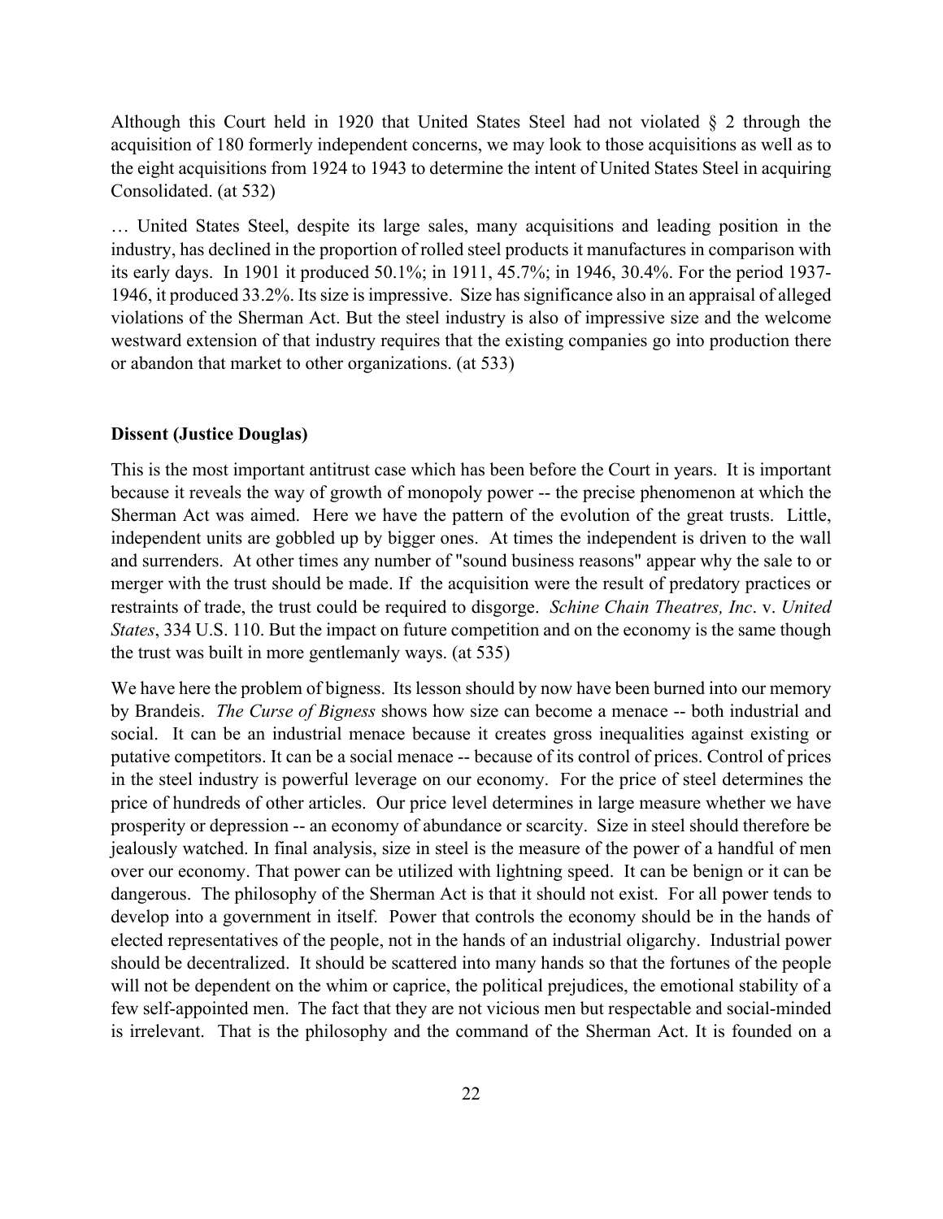Although this Court held in 1920 that United States Steel had not violated § 2 through the acquisition of 180 formerly independent concerns, we may look to those acquisitions as well as to the eight acquisitions from 1924 to 1943 to determine the intent of United States Steel in acquiring Consolidated. (at 532)

… United States Steel, despite its large sales, many acquisitions and leading position in the industry, has declined in the proportion of rolled steel products it manufactures in comparison with its early days. In 1901 it produced 50.1%; in 1911, 45.7%; in 1946, 30.4%. For the period 1937-1946, it produced 33.2%. Its size is impressive. Size has significance also in an appraisal of alleged violations of the Sherman Act. But the steel industry is also of impressive size and the welcome westward extension of that industry requires that the existing companies go into production there or abandon that market to other organizations. (at 533)

**Dissent (Justice Douglas)**

This is the most important antitrust case which has been before the Court in years. It is important because it reveals the way of growth of monopoly power -- the precise phenomenon at which the Sherman Act was aimed. Here we have the pattern of the evolution of the great trusts. Little, independent units are gobbled up by bigger ones. At times the independent is driven to the wall and surrenders. At other times any number of "sound business reasons" appear why the sale to or merger with the trust should be made. If the acquisition were the result of predatory practices or restraints of trade, the trust could be required to disgorge. *Schine Chain Theatres, Inc*. v. *United States*, 334 U.S. 110. But the impact on future competition and on the economy is the same though the trust was built in more gentlemanly ways. (at 535)

We have here the problem of bigness. Its lesson should by now have been burned into our memory by Brandeis. *The Curse of Bigness* shows how size can become a menace -- both industrial and social. It can be an industrial menace because it creates gross inequalities against existing or putative competitors. It can be a social menace -- because of its control of prices. Control of prices in the steel industry is powerful leverage on our economy. For the price of steel determines the price of hundreds of other articles. Our price level determines in large measure whether we have prosperity or depression -- an economy of abundance or scarcity. Size in steel should therefore be jealously watched. In final analysis, size in steel is the measure of the power of a handful of men over our economy. That power can be utilized with lightning speed. It can be benign or it can be dangerous. The philosophy of the Sherman Act is that it should not exist. For all power tends to develop into a government in itself. Power that controls the economy should be in the hands of elected representatives of the people, not in the hands of an industrial oligarchy. Industrial power should be decentralized. It should be scattered into many hands so that the fortunes of the people will not be dependent on the whim or caprice, the political prejudices, the emotional stability of a few self-appointed men. The fact that they are not vicious men but respectable and social-minded is irrelevant. That is the philosophy and the command of the Sherman Act. It is founded on a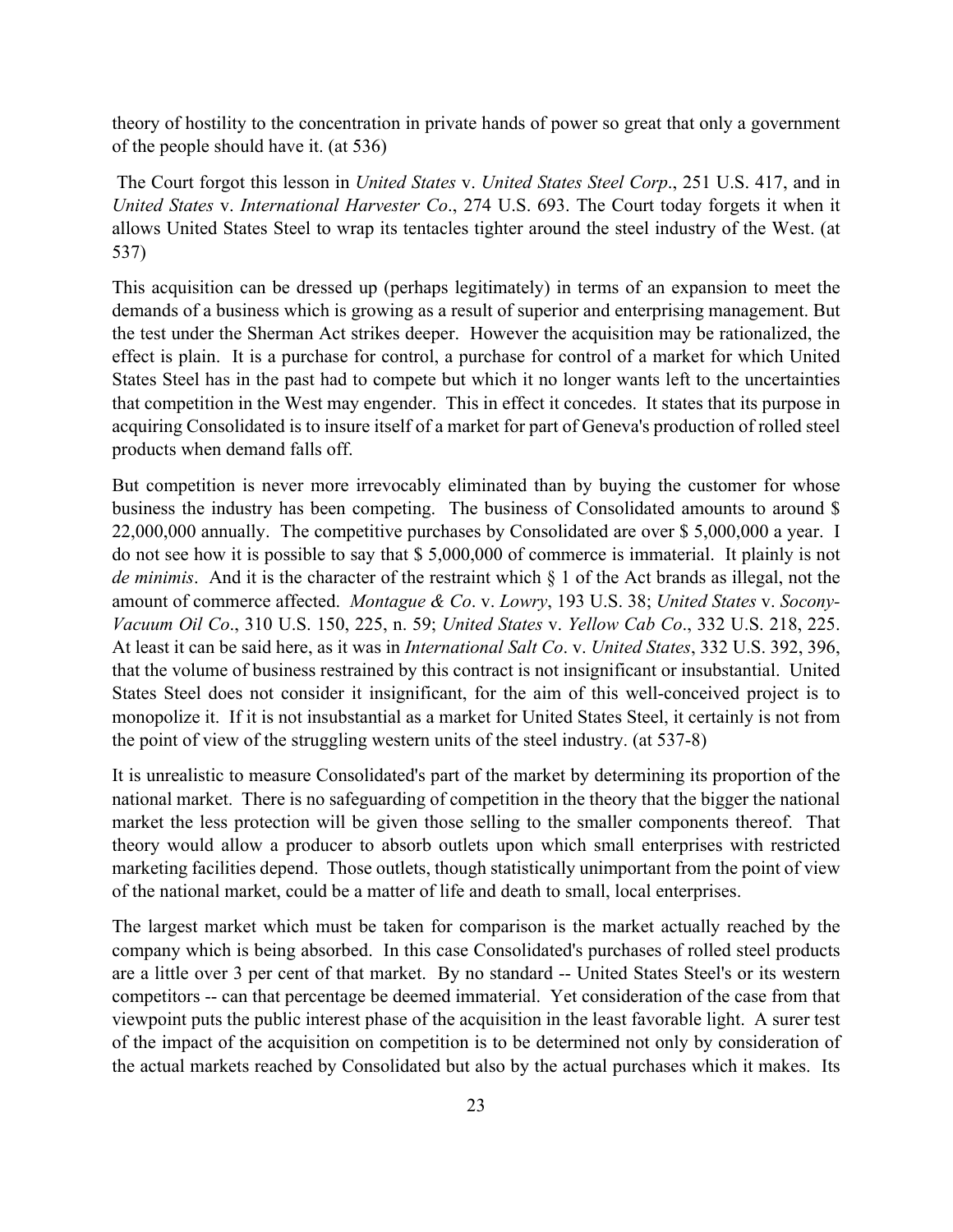theory of hostility to the concentration in private hands of power so great that only a government of the people should have it. (at 536)

The Court forgot this lesson in *United States* v. *United States Steel Corp*., 251 U.S. 417, and in *United States* v. *International Harvester Co*., 274 U.S. 693. The Court today forgets it when it allows United States Steel to wrap its tentacles tighter around the steel industry of the West. (at 537)

This acquisition can be dressed up (perhaps legitimately) in terms of an expansion to meet the demands of a business which is growing as a result of superior and enterprising management. But the test under the Sherman Act strikes deeper. However the acquisition may be rationalized, the effect is plain. It is a purchase for control, a purchase for control of a market for which United States Steel has in the past had to compete but which it no longer wants left to the uncertainties that competition in the West may engender. This in effect it concedes. It states that its purpose in acquiring Consolidated is to insure itself of a market for part of Geneva's production of rolled steel products when demand falls off.

But competition is never more irrevocably eliminated than by buying the customer for whose business the industry has been competing. The business of Consolidated amounts to around $ 22,000,000 annually. The competitive purchases by Consolidated are over $ 5,000,000 a year. I do not see how it is possible to say that $ 5,000,000 of commerce is immaterial. It plainly is not *de minimis*. And it is the character of the restraint which § 1 of the Act brands as illegal, not the amount of commerce affected. *Montague & Co*. v. *Lowry*, 193 U.S. 38; *United States* v. *Socony-Vacuum Oil Co*., 310 U.S. 150, 225, n. 59; *United States* v. *Yellow Cab Co*., 332 U.S. 218, 225. At least it can be said here, as it was in *International Salt Co*. v. *United States*, 332 U.S. 392, 396, that the volume of business restrained by this contract is not insignificant or insubstantial. United States Steel does not consider it insignificant, for the aim of this well-conceived project is to monopolize it. If it is not insubstantial as a market for United States Steel, it certainly is not from the point of view of the struggling western units of the steel industry. (at 537-8)

It is unrealistic to measure Consolidated's part of the market by determining its proportion of the national market. There is no safeguarding of competition in the theory that the bigger the national market the less protection will be given those selling to the smaller components thereof. That theory would allow a producer to absorb outlets upon which small enterprises with restricted marketing facilities depend. Those outlets, though statistically unimportant from the point of view of the national market, could be a matter of life and death to small, local enterprises.

The largest market which must be taken for comparison is the market actually reached by the company which is being absorbed. In this case Consolidated's purchases of rolled steel products are a little over 3 per cent of that market. By no standard -- United States Steel's or its western competitors -- can that percentage be deemed immaterial. Yet consideration of the case from that viewpoint puts the public interest phase of the acquisition in the least favorable light. A surer test of the impact of the acquisition on competition is to be determined not only by consideration of the actual markets reached by Consolidated but also by the actual purchases which it makes. Its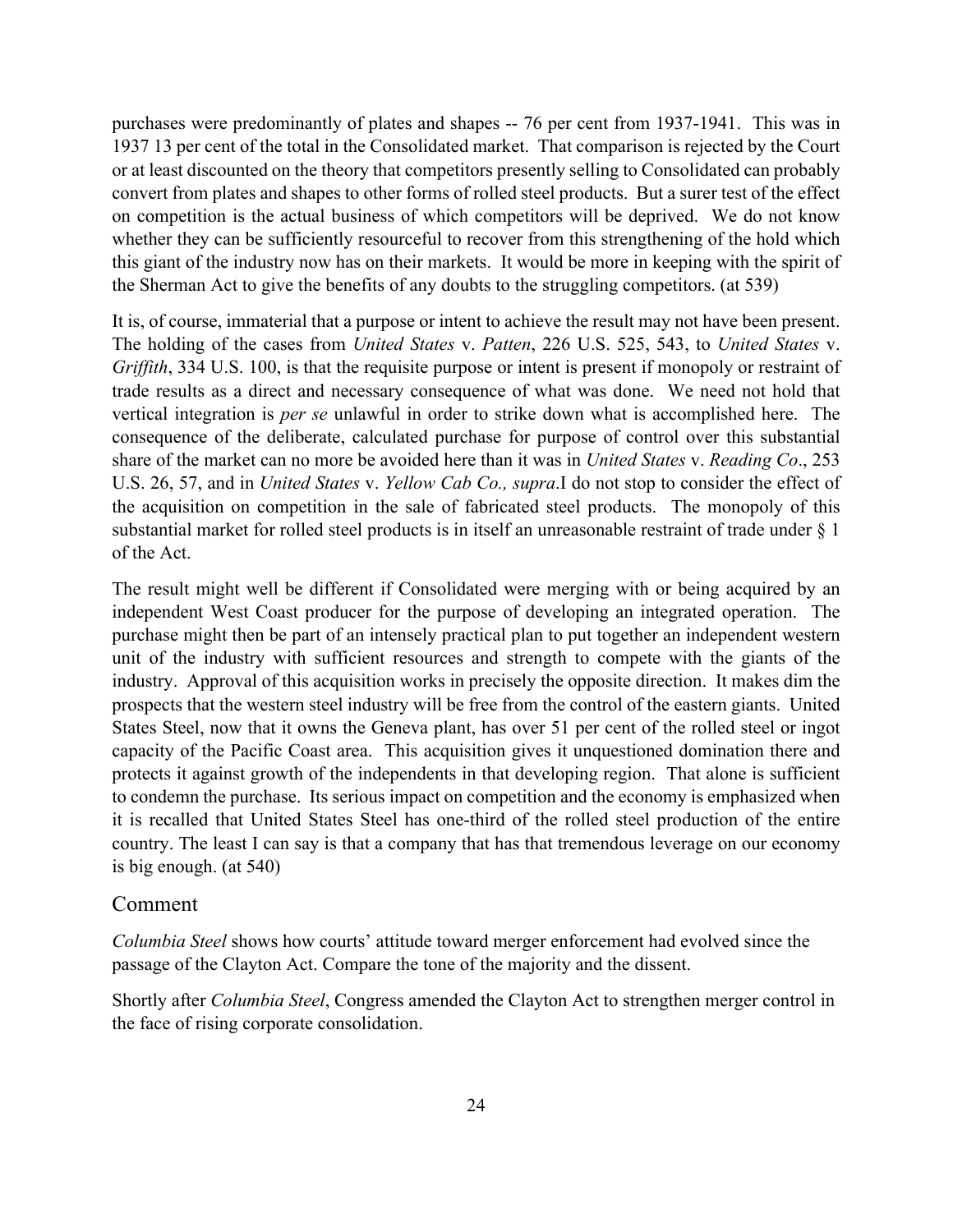purchases were predominantly of plates and shapes -- 76 per cent from 1937-1941. This was in 1937 13 per cent of the total in the Consolidated market. That comparison is rejected by the Court or at least discounted on the theory that competitors presently selling to Consolidated can probably convert from plates and shapes to other forms of rolled steel products. But a surer test of the effect on competition is the actual business of which competitors will be deprived. We do not know whether they can be sufficiently resourceful to recover from this strengthening of the hold which this giant of the industry now has on their markets. It would be more in keeping with the spirit of the Sherman Act to give the benefits of any doubts to the struggling competitors. (at 539)

It is, of course, immaterial that a purpose or intent to achieve the result may not have been present. The holding of the cases from *United States* v. *Patten*, 226 U.S. 525, 543, to *United States* v. *Griffith*, 334 U.S. 100, is that the requisite purpose or intent is present if monopoly or restraint of trade results as a direct and necessary consequence of what was done. We need not hold that vertical integration is *per se* unlawful in order to strike down what is accomplished here. The consequence of the deliberate, calculated purchase for purpose of control over this substantial share of the market can no more be avoided here than it was in *United States* v. *Reading Co*., 253 U.S. 26, 57, and in *United States* v. *Yellow Cab Co., supra*.I do not stop to consider the effect of the acquisition on competition in the sale of fabricated steel products. The monopoly of this substantial market for rolled steel products is in itself an unreasonable restraint of trade under § 1 of the Act.

The result might well be different if Consolidated were merging with or being acquired by an independent West Coast producer for the purpose of developing an integrated operation. The purchase might then be part of an intensely practical plan to put together an independent western unit of the industry with sufficient resources and strength to compete with the giants of the industry. Approval of this acquisition works in precisely the opposite direction. It makes dim the prospects that the western steel industry will be free from the control of the eastern giants. United States Steel, now that it owns the Geneva plant, has over 51 per cent of the rolled steel or ingot capacity of the Pacific Coast area. This acquisition gives it unquestioned domination there and protects it against growth of the independents in that developing region. That alone is sufficient to condemn the purchase. Its serious impact on competition and the economy is emphasized when it is recalled that United States Steel has one-third of the rolled steel production of the entire country. The least I can say is that a company that has that tremendous leverage on our economy is big enough. (at 540)

## Comment

*Columbia Steel* shows how courts' attitude toward merger enforcement had evolved since the passage of the Clayton Act. Compare the tone of the majority and the dissent.

Shortly after *Columbia Steel*, Congress amended the Clayton Act to strengthen merger control in the face of rising corporate consolidation.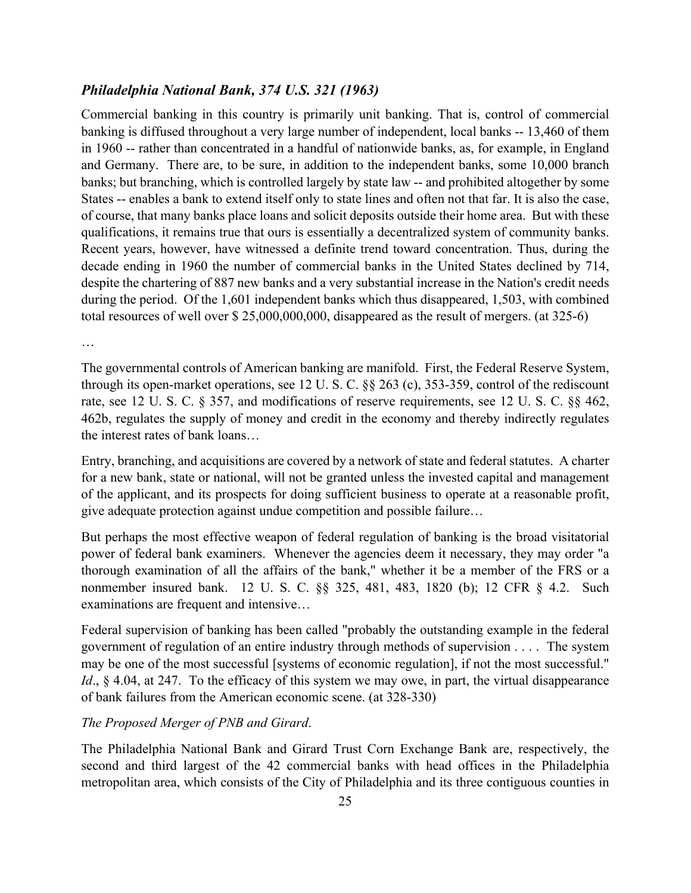### *Philadelphia National Bank, 374 U.S. 321 (1963)*

Commercial banking in this country is primarily unit banking. That is, control of commercial banking is diffused throughout a very large number of independent, local banks -- 13,460 of them in 1960 -- rather than concentrated in a handful of nationwide banks, as, for example, in England and Germany. There are, to be sure, in addition to the independent banks, some 10,000 branch banks; but branching, which is controlled largely by state law -- and prohibited altogether by some States -- enables a bank to extend itself only to state lines and often not that far. It is also the case, of course, that many banks place loans and solicit deposits outside their home area. But with these qualifications, it remains true that ours is essentially a decentralized system of community banks. Recent years, however, have witnessed a definite trend toward concentration. Thus, during the decade ending in 1960 the number of commercial banks in the United States declined by 714, despite the chartering of 887 new banks and a very substantial increase in the Nation's credit needs during the period. Of the 1,601 independent banks which thus disappeared, 1,503, with combined total resources of well over $ 25,000,000,000, disappeared as the result of mergers. (at 325-6)

…

The governmental controls of American banking are manifold. First, the Federal Reserve System, through its open-market operations, see 12 U. S. C. §§ 263 (c), 353-359, control of the rediscount rate, see 12 U. S. C. § 357, and modifications of reserve requirements, see 12 U. S. C. §§ 462, 462b, regulates the supply of money and credit in the economy and thereby indirectly regulates the interest rates of bank loans…

Entry, branching, and acquisitions are covered by a network of state and federal statutes. A charter for a new bank, state or national, will not be granted unless the invested capital and management of the applicant, and its prospects for doing sufficient business to operate at a reasonable profit, give adequate protection against undue competition and possible failure…

But perhaps the most effective weapon of federal regulation of banking is the broad visitatorial power of federal bank examiners. Whenever the agencies deem it necessary, they may order "a thorough examination of all the affairs of the bank," whether it be a member of the FRS or a nonmember insured bank. 12 U. S. C. §§ 325, 481, 483, 1820 (b); 12 CFR § 4.2. Such examinations are frequent and intensive…

Federal supervision of banking has been called "probably the outstanding example in the federal government of regulation of an entire industry through methods of supervision . . . . The system may be one of the most successful [systems of economic regulation], if not the most successful." *Id*., § 4.04, at 247. To the efficacy of this system we may owe, in part, the virtual disappearance of bank failures from the American economic scene. (at 328-330)

*The Proposed Merger of PNB and Girard*.

The Philadelphia National Bank and Girard Trust Corn Exchange Bank are, respectively, the second and third largest of the 42 commercial banks with head offices in the Philadelphia metropolitan area, which consists of the City of Philadelphia and its three contiguous counties in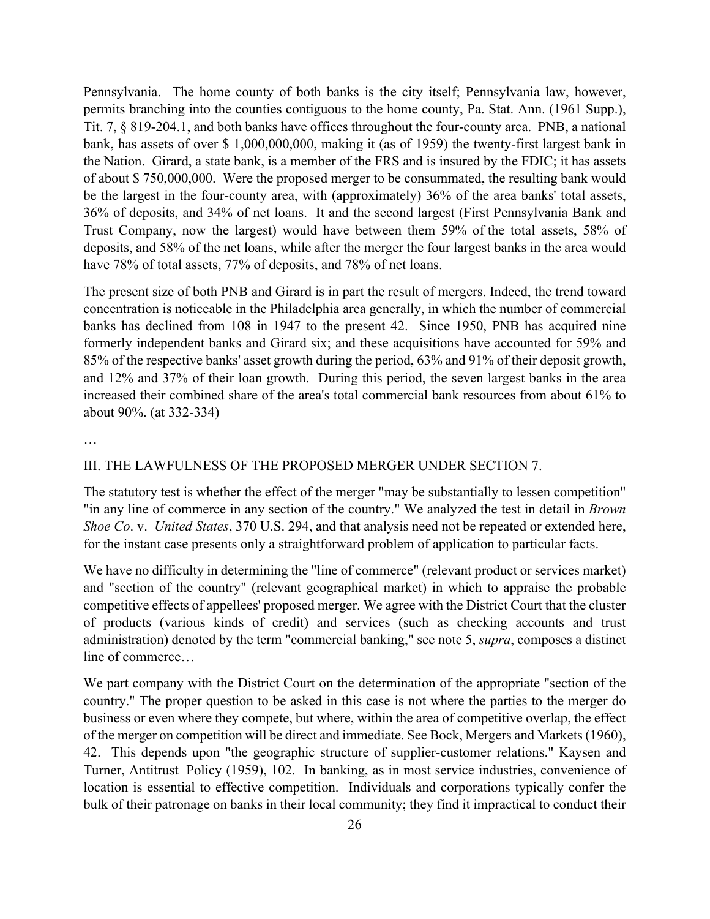Pennsylvania. The home county of both banks is the city itself; Pennsylvania law, however, permits branching into the counties contiguous to the home county, Pa. Stat. Ann. (1961 Supp.), Tit. 7, § 819-204.1, and both banks have offices throughout the four-county area. PNB, a national bank, has assets of over $ 1,000,000,000, making it (as of 1959) the twenty-first largest bank in the Nation. Girard, a state bank, is a member of the FRS and is insured by the FDIC; it has assets of about $ 750,000,000. Were the proposed merger to be consummated, the resulting bank would be the largest in the four-county area, with (approximately) 36% of the area banks' total assets, 36% of deposits, and 34% of net loans. It and the second largest (First Pennsylvania Bank and Trust Company, now the largest) would have between them 59% of the total assets, 58% of deposits, and 58% of the net loans, while after the merger the four largest banks in the area would have 78% of total assets, 77% of deposits, and 78% of net loans.

The present size of both PNB and Girard is in part the result of mergers. Indeed, the trend toward concentration is noticeable in the Philadelphia area generally, in which the number of commercial banks has declined from 108 in 1947 to the present 42. Since 1950, PNB has acquired nine formerly independent banks and Girard six; and these acquisitions have accounted for 59% and 85% of the respective banks' asset growth during the period, 63% and 91% of their deposit growth, and 12% and 37% of their loan growth. During this period, the seven largest banks in the area increased their combined share of the area's total commercial bank resources from about 61% to about 90%. (at 332-334)

…

III. THE LAWFULNESS OF THE PROPOSED MERGER UNDER SECTION 7.

The statutory test is whether the effect of the merger "may be substantially to lessen competition" "in any line of commerce in any section of the country." We analyzed the test in detail in *Brown Shoe Co*. v. *United States*, 370 U.S. 294, and that analysis need not be repeated or extended here, for the instant case presents only a straightforward problem of application to particular facts.

We have no difficulty in determining the "line of commerce" (relevant product or services market) and "section of the country" (relevant geographical market) in which to appraise the probable competitive effects of appellees' proposed merger. We agree with the District Court that the cluster of products (various kinds of credit) and services (such as checking accounts and trust administration) denoted by the term "commercial banking," see note 5, *supra*, composes a distinct line of commerce…

We part company with the District Court on the determination of the appropriate "section of the country." The proper question to be asked in this case is not where the parties to the merger do business or even where they compete, but where, within the area of competitive overlap, the effect of the merger on competition will be direct and immediate. See Bock, Mergers and Markets (1960), 42. This depends upon "the geographic structure of supplier-customer relations." Kaysen and Turner, Antitrust Policy (1959), 102. In banking, as in most service industries, convenience of location is essential to effective competition. Individuals and corporations typically confer the bulk of their patronage on banks in their local community; they find it impractical to conduct their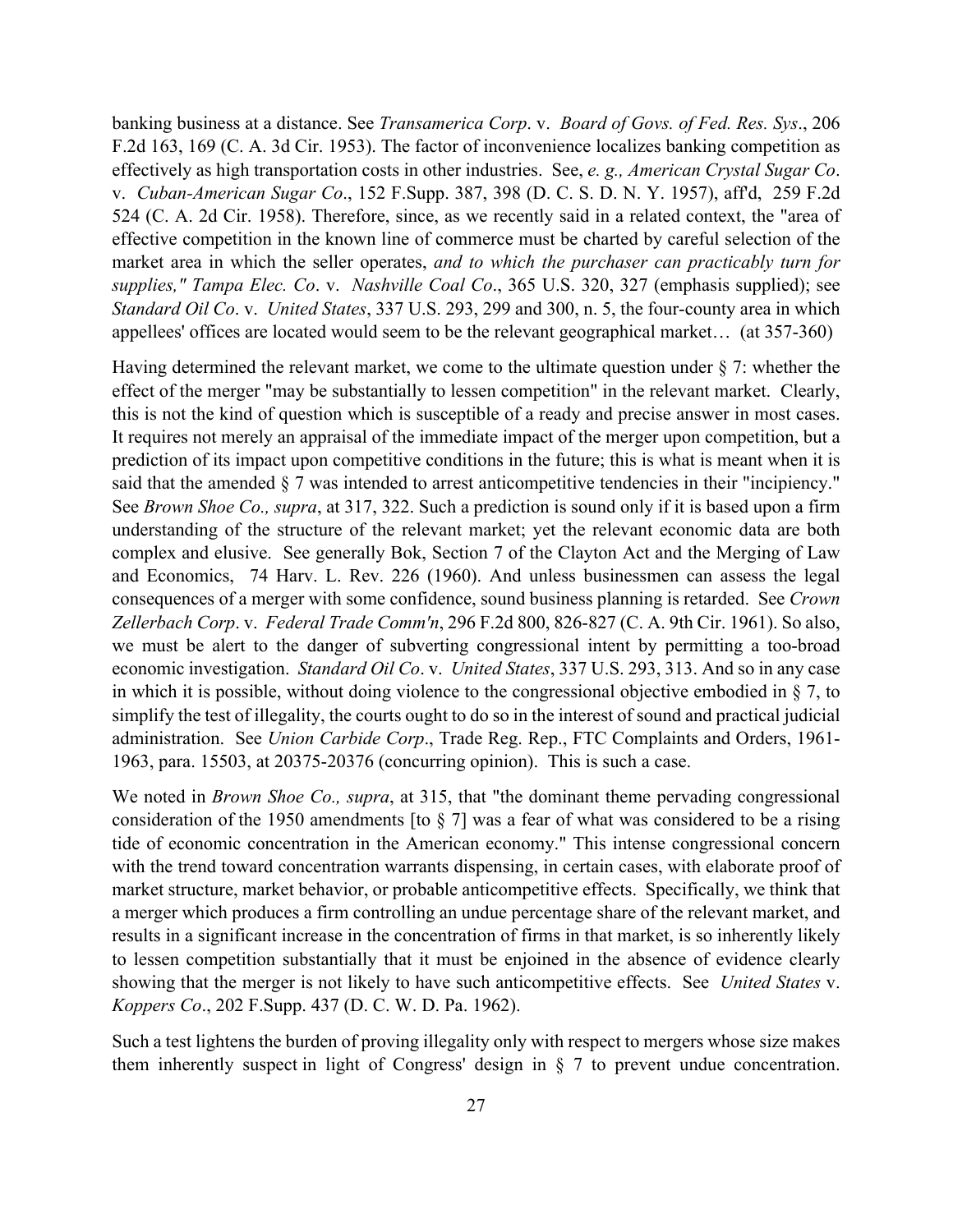banking business at a distance. See *Transamerica Corp*. v. *Board of Govs. of Fed. Res. Sys*., 206 F.2d 163, 169 (C. A. 3d Cir. 1953). The factor of inconvenience localizes banking competition as effectively as high transportation costs in other industries. See, *e. g., American Crystal Sugar Co*. v. *Cuban-American Sugar Co*., 152 F.Supp. 387, 398 (D. C. S. D. N. Y. 1957), aff'd, 259 F.2d 524 (C. A. 2d Cir. 1958). Therefore, since, as we recently said in a related context, the "area of effective competition in the known line of commerce must be charted by careful selection of the market area in which the seller operates, *and to which the purchaser can practicably turn for supplies," Tampa Elec. Co*. v. *Nashville Coal Co*., 365 U.S. 320, 327 (emphasis supplied); see *Standard Oil Co*. v. *United States*, 337 U.S. 293, 299 and 300, n. 5, the four-county area in which appellees' offices are located would seem to be the relevant geographical market… (at 357-360)

Having determined the relevant market, we come to the ultimate question under § 7: whether the effect of the merger "may be substantially to lessen competition" in the relevant market. Clearly, this is not the kind of question which is susceptible of a ready and precise answer in most cases. It requires not merely an appraisal of the immediate impact of the merger upon competition, but a prediction of its impact upon competitive conditions in the future; this is what is meant when it is said that the amended § 7 was intended to arrest anticompetitive tendencies in their "incipiency." See *Brown Shoe Co., supra*, at 317, 322. Such a prediction is sound only if it is based upon a firm understanding of the structure of the relevant market; yet the relevant economic data are both complex and elusive. See generally Bok, Section 7 of the Clayton Act and the Merging of Law and Economics, 74 Harv. L. Rev. 226 (1960). And unless businessmen can assess the legal consequences of a merger with some confidence, sound business planning is retarded. See *Crown Zellerbach Corp*. v. *Federal Trade Comm'n*, 296 F.2d 800, 826-827 (C. A. 9th Cir. 1961). So also, we must be alert to the danger of subverting congressional intent by permitting a too-broad economic investigation. *Standard Oil Co*. v. *United States*, 337 U.S. 293, 313. And so in any case in which it is possible, without doing violence to the congressional objective embodied in § 7, to simplify the test of illegality, the courts ought to do so in the interest of sound and practical judicial administration. See *Union Carbide Corp*., Trade Reg. Rep., FTC Complaints and Orders, 1961-1963, para. 15503, at 20375-20376 (concurring opinion). This is such a case.

We noted in *Brown Shoe Co., supra*, at 315, that "the dominant theme pervading congressional consideration of the 1950 amendments [to § 7] was a fear of what was considered to be a rising tide of economic concentration in the American economy." This intense congressional concern with the trend toward concentration warrants dispensing, in certain cases, with elaborate proof of market structure, market behavior, or probable anticompetitive effects. Specifically, we think that a merger which produces a firm controlling an undue percentage share of the relevant market, and results in a significant increase in the concentration of firms in that market, is so inherently likely to lessen competition substantially that it must be enjoined in the absence of evidence clearly showing that the merger is not likely to have such anticompetitive effects. See *United States* v. *Koppers Co*., 202 F.Supp. 437 (D. C. W. D. Pa. 1962).

Such a test lightens the burden of proving illegality only with respect to mergers whose size makes them inherently suspect in light of Congress' design in § 7 to prevent undue concentration.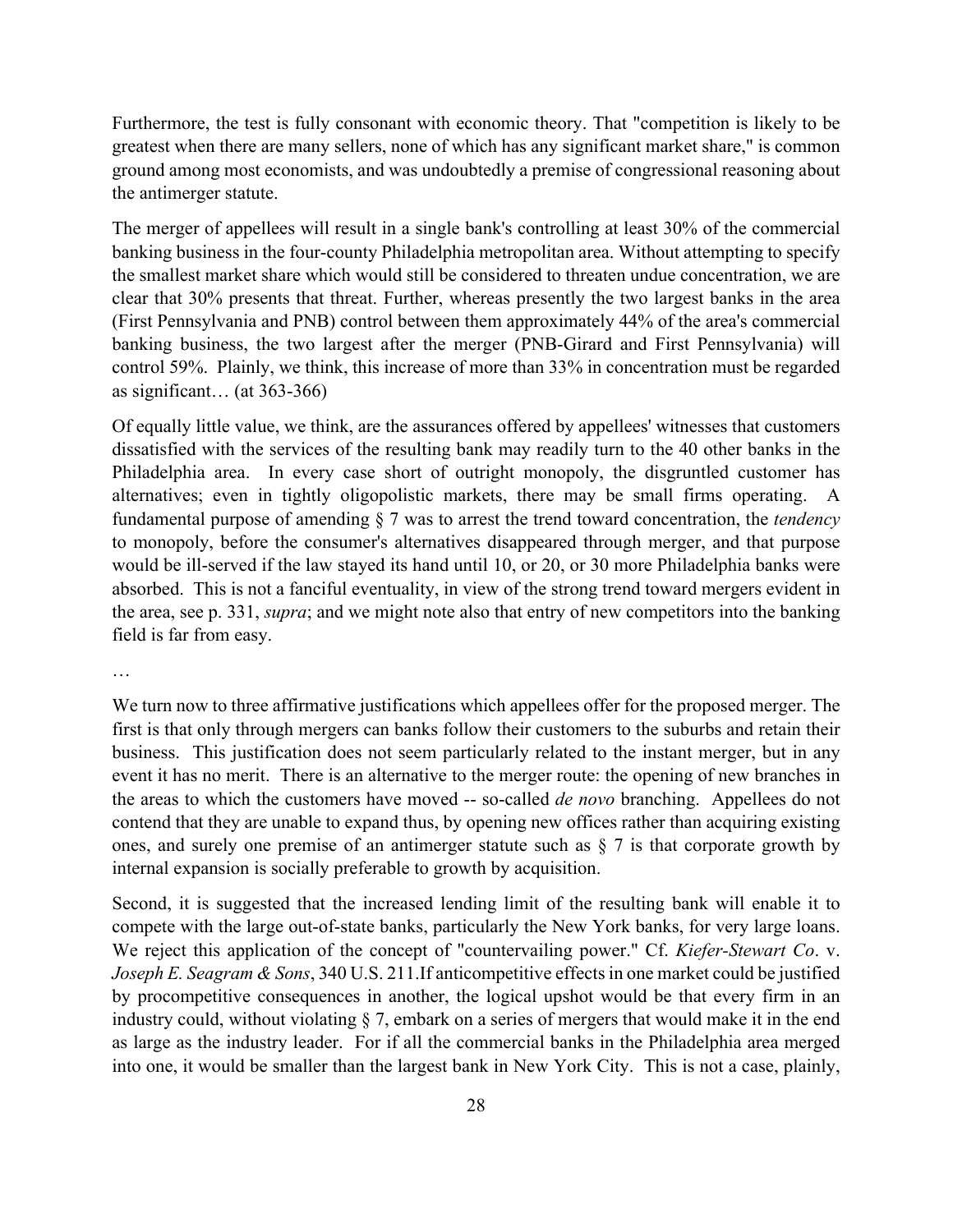Furthermore, the test is fully consonant with economic theory. That "competition is likely to be greatest when there are many sellers, none of which has any significant market share," is common ground among most economists, and was undoubtedly a premise of congressional reasoning about the antimerger statute.

The merger of appellees will result in a single bank's controlling at least 30% of the commercial banking business in the four-county Philadelphia metropolitan area. Without attempting to specify the smallest market share which would still be considered to threaten undue concentration, we are clear that 30% presents that threat. Further, whereas presently the two largest banks in the area (First Pennsylvania and PNB) control between them approximately 44% of the area's commercial banking business, the two largest after the merger (PNB-Girard and First Pennsylvania) will control 59%. Plainly, we think, this increase of more than 33% in concentration must be regarded as significant… (at 363-366)

Of equally little value, we think, are the assurances offered by appellees' witnesses that customers dissatisfied with the services of the resulting bank may readily turn to the 40 other banks in the Philadelphia area. In every case short of outright monopoly, the disgruntled customer has alternatives; even in tightly oligopolistic markets, there may be small firms operating. A fundamental purpose of amending § 7 was to arrest the trend toward concentration, the *tendency* to monopoly, before the consumer's alternatives disappeared through merger, and that purpose would be ill-served if the law stayed its hand until 10, or 20, or 30 more Philadelphia banks were absorbed. This is not a fanciful eventuality, in view of the strong trend toward mergers evident in the area, see p. 331, *supra*; and we might note also that entry of new competitors into the banking field is far from easy.

…

We turn now to three affirmative justifications which appellees offer for the proposed merger. The first is that only through mergers can banks follow their customers to the suburbs and retain their business. This justification does not seem particularly related to the instant merger, but in any event it has no merit. There is an alternative to the merger route: the opening of new branches in the areas to which the customers have moved -- so-called *de novo* branching. Appellees do not contend that they are unable to expand thus, by opening new offices rather than acquiring existing ones, and surely one premise of an antimerger statute such as § 7 is that corporate growth by internal expansion is socially preferable to growth by acquisition.

Second, it is suggested that the increased lending limit of the resulting bank will enable it to compete with the large out-of-state banks, particularly the New York banks, for very large loans. We reject this application of the concept of "countervailing power." Cf. *Kiefer-Stewart Co*. v. *Joseph E. Seagram & Sons*, 340 U.S. 211.If anticompetitive effects in one market could be justified by procompetitive consequences in another, the logical upshot would be that every firm in an industry could, without violating § 7, embark on a series of mergers that would make it in the end as large as the industry leader. For if all the commercial banks in the Philadelphia area merged into one, it would be smaller than the largest bank in New York City. This is not a case, plainly,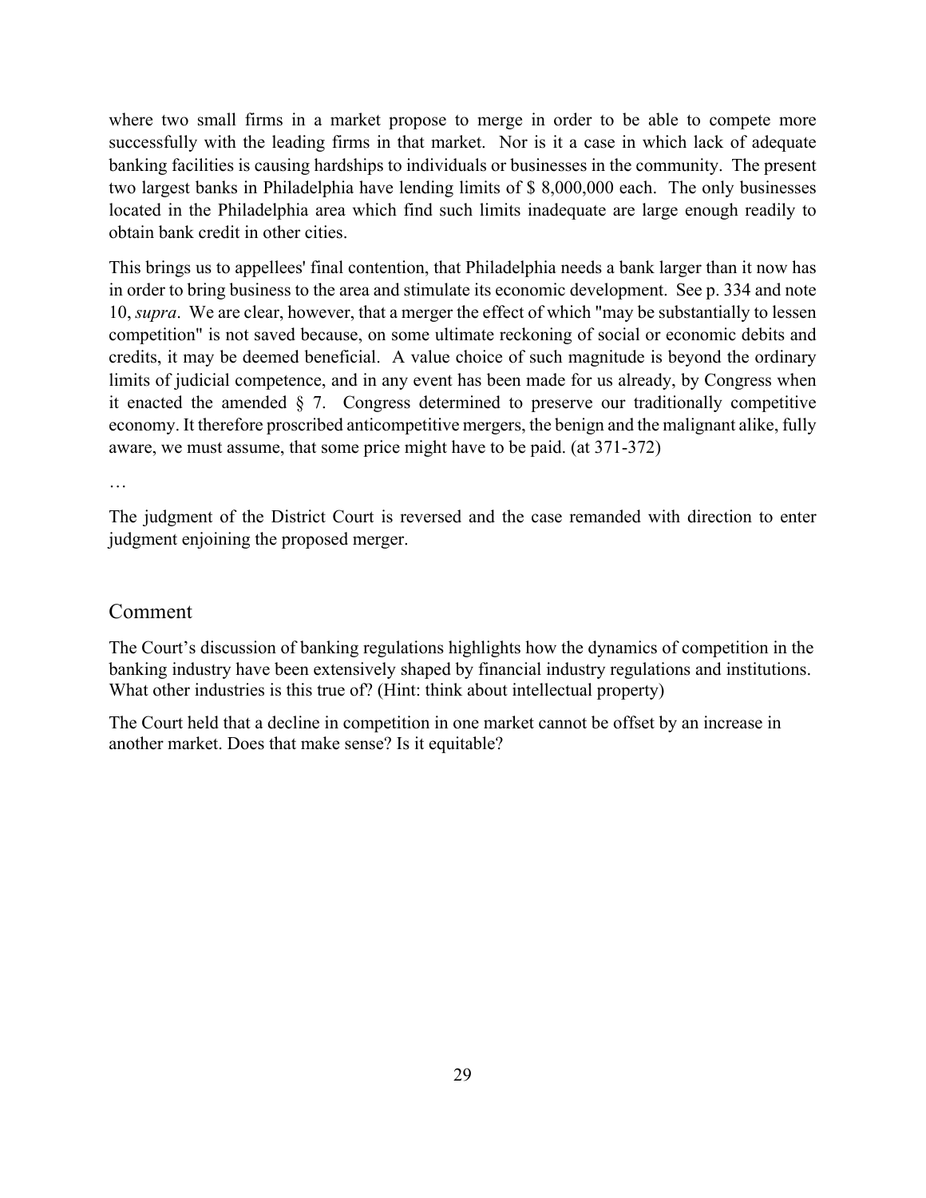where two small firms in a market propose to merge in order to be able to compete more successfully with the leading firms in that market. Nor is it a case in which lack of adequate banking facilities is causing hardships to individuals or businesses in the community. The present two largest banks in Philadelphia have lending limits of $ 8,000,000 each. The only businesses located in the Philadelphia area which find such limits inadequate are large enough readily to obtain bank credit in other cities.

This brings us to appellees' final contention, that Philadelphia needs a bank larger than it now has in order to bring business to the area and stimulate its economic development. See p. 334 and note 10, *supra*. We are clear, however, that a merger the effect of which "may be substantially to lessen competition" is not saved because, on some ultimate reckoning of social or economic debits and credits, it may be deemed beneficial. A value choice of such magnitude is beyond the ordinary limits of judicial competence, and in any event has been made for us already, by Congress when it enacted the amended § 7. Congress determined to preserve our traditionally competitive economy. It therefore proscribed anticompetitive mergers, the benign and the malignant alike, fully aware, we must assume, that some price might have to be paid. (at 371-372)

…

The judgment of the District Court is reversed and the case remanded with direction to enter judgment enjoining the proposed merger.

## Comment

The Court's discussion of banking regulations highlights how the dynamics of competition in the banking industry have been extensively shaped by financial industry regulations and institutions. What other industries is this true of? (Hint: think about intellectual property)

The Court held that a decline in competition in one market cannot be offset by an increase in another market. Does that make sense? Is it equitable?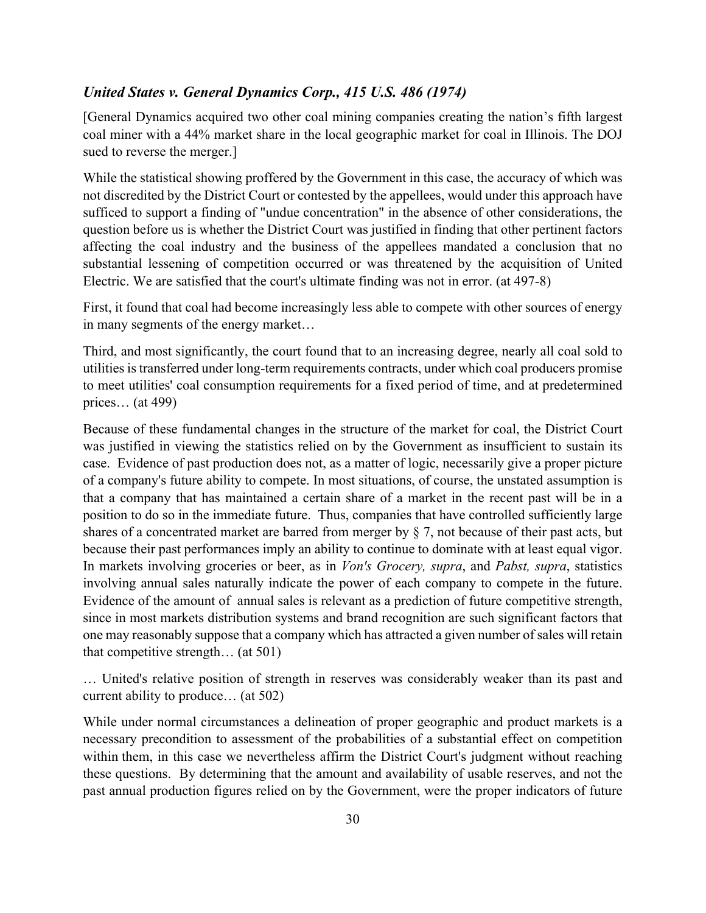### *United States v. General Dynamics Corp., 415 U.S. 486 (1974)*

[General Dynamics acquired two other coal mining companies creating the nation's fifth largest coal miner with a 44% market share in the local geographic market for coal in Illinois. The DOJ sued to reverse the merger.]

While the statistical showing proffered by the Government in this case, the accuracy of which was not discredited by the District Court or contested by the appellees, would under this approach have sufficed to support a finding of "undue concentration" in the absence of other considerations, the question before us is whether the District Court was justified in finding that other pertinent factors affecting the coal industry and the business of the appellees mandated a conclusion that no substantial lessening of competition occurred or was threatened by the acquisition of United Electric. We are satisfied that the court's ultimate finding was not in error. (at 497-8)

First, it found that coal had become increasingly less able to compete with other sources of energy in many segments of the energy market…

Third, and most significantly, the court found that to an increasing degree, nearly all coal sold to utilities is transferred under long-term requirements contracts, under which coal producers promise to meet utilities' coal consumption requirements for a fixed period of time, and at predetermined prices… (at 499)

Because of these fundamental changes in the structure of the market for coal, the District Court was justified in viewing the statistics relied on by the Government as insufficient to sustain its case. Evidence of past production does not, as a matter of logic, necessarily give a proper picture of a company's future ability to compete. In most situations, of course, the unstated assumption is that a company that has maintained a certain share of a market in the recent past will be in a position to do so in the immediate future. Thus, companies that have controlled sufficiently large shares of a concentrated market are barred from merger by § 7, not because of their past acts, but because their past performances imply an ability to continue to dominate with at least equal vigor. In markets involving groceries or beer, as in *Von's Grocery, supra*, and *Pabst, supra*, statistics involving annual sales naturally indicate the power of each company to compete in the future. Evidence of the amount of annual sales is relevant as a prediction of future competitive strength, since in most markets distribution systems and brand recognition are such significant factors that one may reasonably suppose that a company which has attracted a given number of sales will retain that competitive strength… (at 501)

… United's relative position of strength in reserves was considerably weaker than its past and current ability to produce… (at 502)

While under normal circumstances a delineation of proper geographic and product markets is a necessary precondition to assessment of the probabilities of a substantial effect on competition within them, in this case we nevertheless affirm the District Court's judgment without reaching these questions. By determining that the amount and availability of usable reserves, and not the past annual production figures relied on by the Government, were the proper indicators of future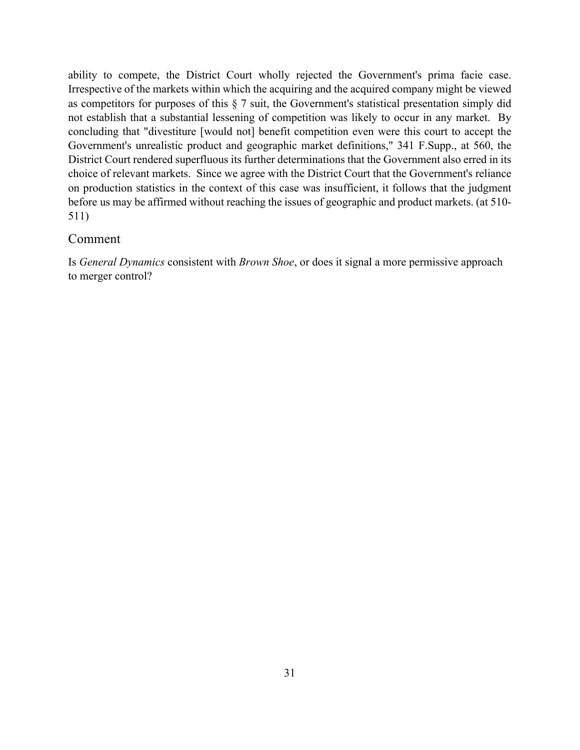ability to compete, the District Court wholly rejected the Government's prima facie case. Irrespective of the markets within which the acquiring and the acquired company might be viewed as competitors for purposes of this § 7 suit, the Government's statistical presentation simply did not establish that a substantial lessening of competition was likely to occur in any market. By concluding that "divestiture [would not] benefit competition even were this court to accept the Government's unrealistic product and geographic market definitions," 341 F.Supp., at 560, the District Court rendered superfluous its further determinations that the Government also erred in its choice of relevant markets. Since we agree with the District Court that the Government's reliance on production statistics in the context of this case was insufficient, it follows that the judgment before us may be affirmed without reaching the issues of geographic and product markets. (at 510-511)

## Comment

Is *General Dynamics* consistent with *Brown Shoe*, or does it signal a more permissive approach to merger control?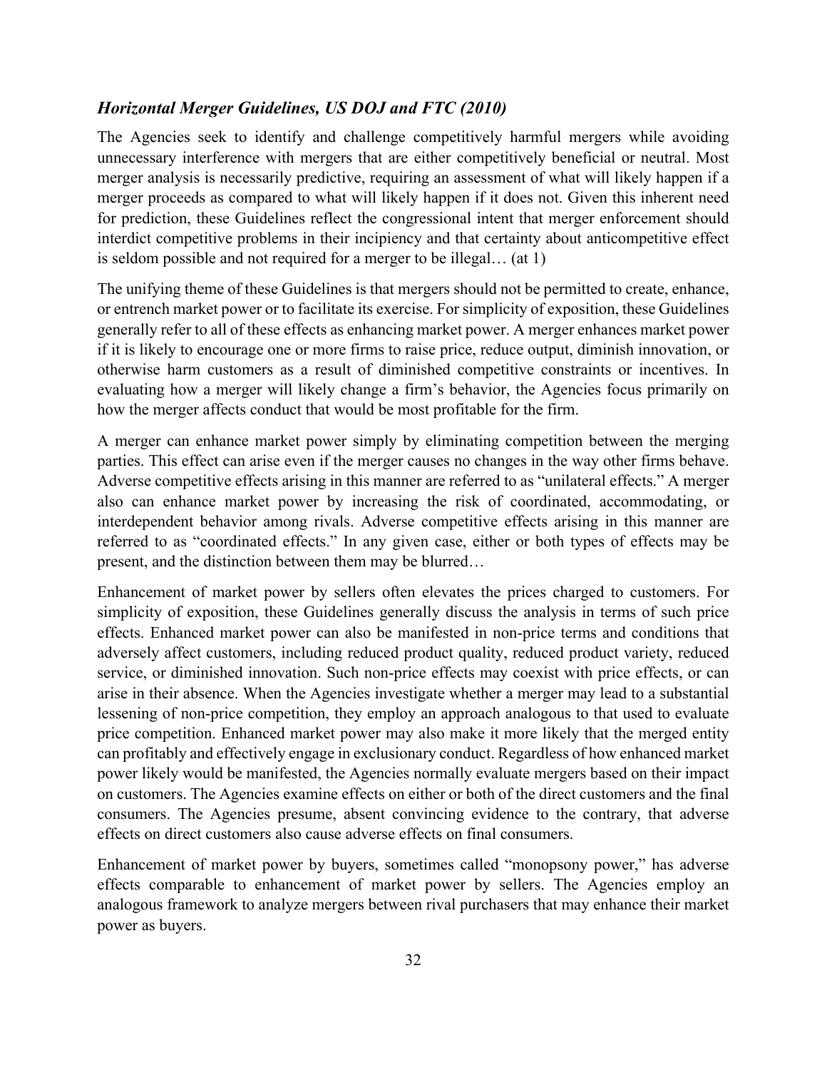### *Horizontal Merger Guidelines, US DOJ and FTC (2010)*

The Agencies seek to identify and challenge competitively harmful mergers while avoiding unnecessary interference with mergers that are either competitively beneficial or neutral. Most merger analysis is necessarily predictive, requiring an assessment of what will likely happen if a merger proceeds as compared to what will likely happen if it does not. Given this inherent need for prediction, these Guidelines reflect the congressional intent that merger enforcement should interdict competitive problems in their incipiency and that certainty about anticompetitive effect is seldom possible and not required for a merger to be illegal… (at 1)

The unifying theme of these Guidelines is that mergers should not be permitted to create, enhance, or entrench market power or to facilitate its exercise. For simplicity of exposition, these Guidelines generally refer to all of these effects as enhancing market power. A merger enhances market power if it is likely to encourage one or more firms to raise price, reduce output, diminish innovation, or otherwise harm customers as a result of diminished competitive constraints or incentives. In evaluating how a merger will likely change a firm's behavior, the Agencies focus primarily on how the merger affects conduct that would be most profitable for the firm.

A merger can enhance market power simply by eliminating competition between the merging parties. This effect can arise even if the merger causes no changes in the way other firms behave. Adverse competitive effects arising in this manner are referred to as "unilateral effects." A merger also can enhance market power by increasing the risk of coordinated, accommodating, or interdependent behavior among rivals. Adverse competitive effects arising in this manner are referred to as "coordinated effects." In any given case, either or both types of effects may be present, and the distinction between them may be blurred…

Enhancement of market power by sellers often elevates the prices charged to customers. For simplicity of exposition, these Guidelines generally discuss the analysis in terms of such price effects. Enhanced market power can also be manifested in non-price terms and conditions that adversely affect customers, including reduced product quality, reduced product variety, reduced service, or diminished innovation. Such non-price effects may coexist with price effects, or can arise in their absence. When the Agencies investigate whether a merger may lead to a substantial lessening of non-price competition, they employ an approach analogous to that used to evaluate price competition. Enhanced market power may also make it more likely that the merged entity can profitably and effectively engage in exclusionary conduct. Regardless of how enhanced market power likely would be manifested, the Agencies normally evaluate mergers based on their impact on customers. The Agencies examine effects on either or both of the direct customers and the final consumers. The Agencies presume, absent convincing evidence to the contrary, that adverse effects on direct customers also cause adverse effects on final consumers.

Enhancement of market power by buyers, sometimes called "monopsony power," has adverse effects comparable to enhancement of market power by sellers. The Agencies employ an analogous framework to analyze mergers between rival purchasers that may enhance their market power as buyers.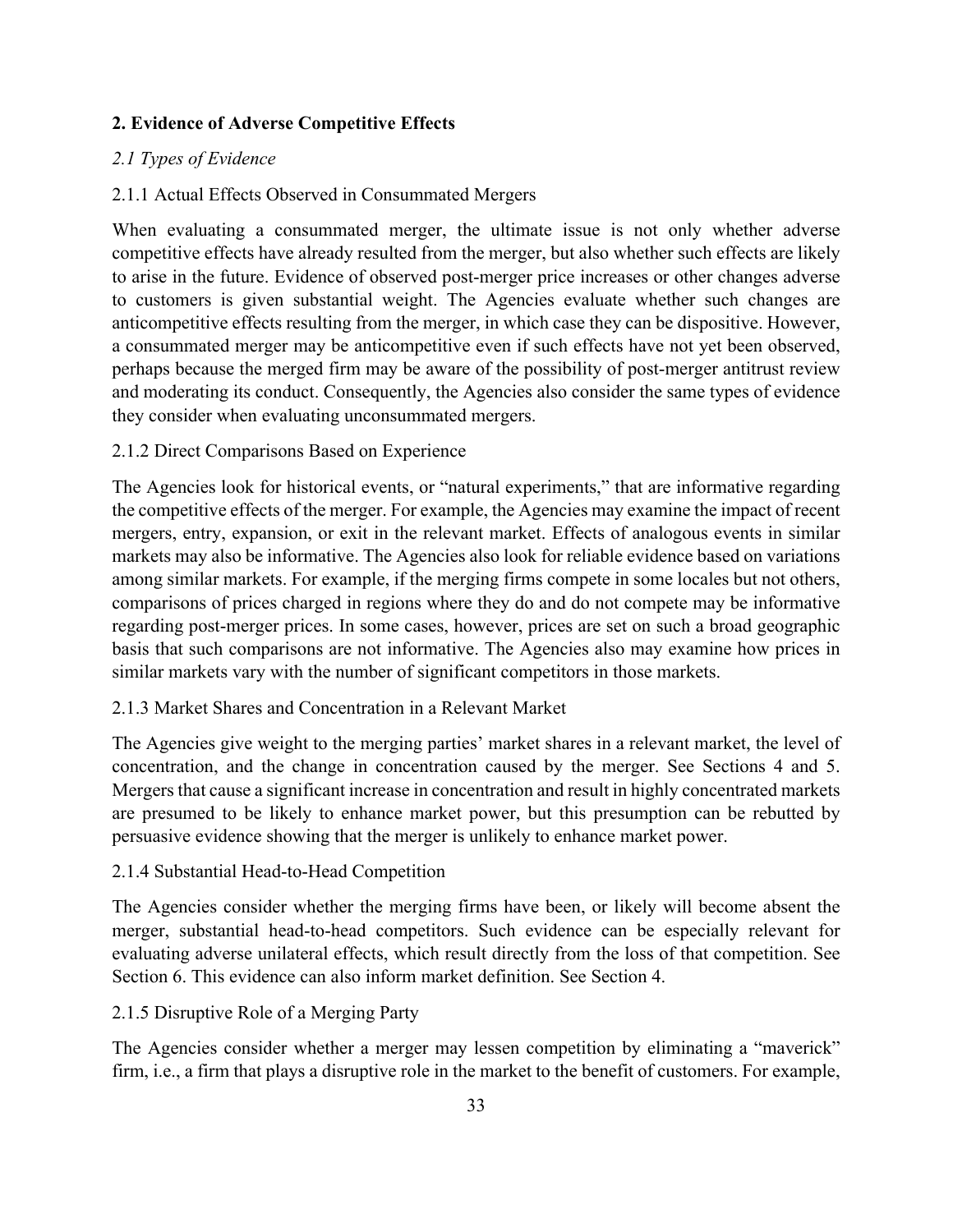## 2. Evidence of Adverse Competitive Effects

### *2.1 Types of Evidence*

#### 2.1.1 Actual Effects Observed in Consummated Mergers

When evaluating a consummated merger, the ultimate issue is not only whether adverse competitive effects have already resulted from the merger, but also whether such effects are likely to arise in the future. Evidence of observed post-merger price increases or other changes adverse to customers is given substantial weight. The Agencies evaluate whether such changes are anticompetitive effects resulting from the merger, in which case they can be dispositive. However, a consummated merger may be anticompetitive even if such effects have not yet been observed, perhaps because the merged firm may be aware of the possibility of post-merger antitrust review and moderating its conduct. Consequently, the Agencies also consider the same types of evidence they consider when evaluating unconsummated mergers.

#### 2.1.2 Direct Comparisons Based on Experience

The Agencies look for historical events, or "natural experiments," that are informative regarding the competitive effects of the merger. For example, the Agencies may examine the impact of recent mergers, entry, expansion, or exit in the relevant market. Effects of analogous events in similar markets may also be informative. The Agencies also look for reliable evidence based on variations among similar markets. For example, if the merging firms compete in some locales but not others, comparisons of prices charged in regions where they do and do not compete may be informative regarding post-merger prices. In some cases, however, prices are set on such a broad geographic basis that such comparisons are not informative. The Agencies also may examine how prices in similar markets vary with the number of significant competitors in those markets.

#### 2.1.3 Market Shares and Concentration in a Relevant Market

The Agencies give weight to the merging parties' market shares in a relevant market, the level of concentration, and the change in concentration caused by the merger. See Sections 4 and 5. Mergers that cause a significant increase in concentration and result in highly concentrated markets are presumed to be likely to enhance market power, but this presumption can be rebutted by persuasive evidence showing that the merger is unlikely to enhance market power.

#### 2.1.4 Substantial Head-to-Head Competition

The Agencies consider whether the merging firms have been, or likely will become absent the merger, substantial head-to-head competitors. Such evidence can be especially relevant for evaluating adverse unilateral effects, which result directly from the loss of that competition. See Section 6. This evidence can also inform market definition. See Section 4.

#### 2.1.5 Disruptive Role of a Merging Party

The Agencies consider whether a merger may lessen competition by eliminating a "maverick" firm, i.e., a firm that plays a disruptive role in the market to the benefit of customers. For example,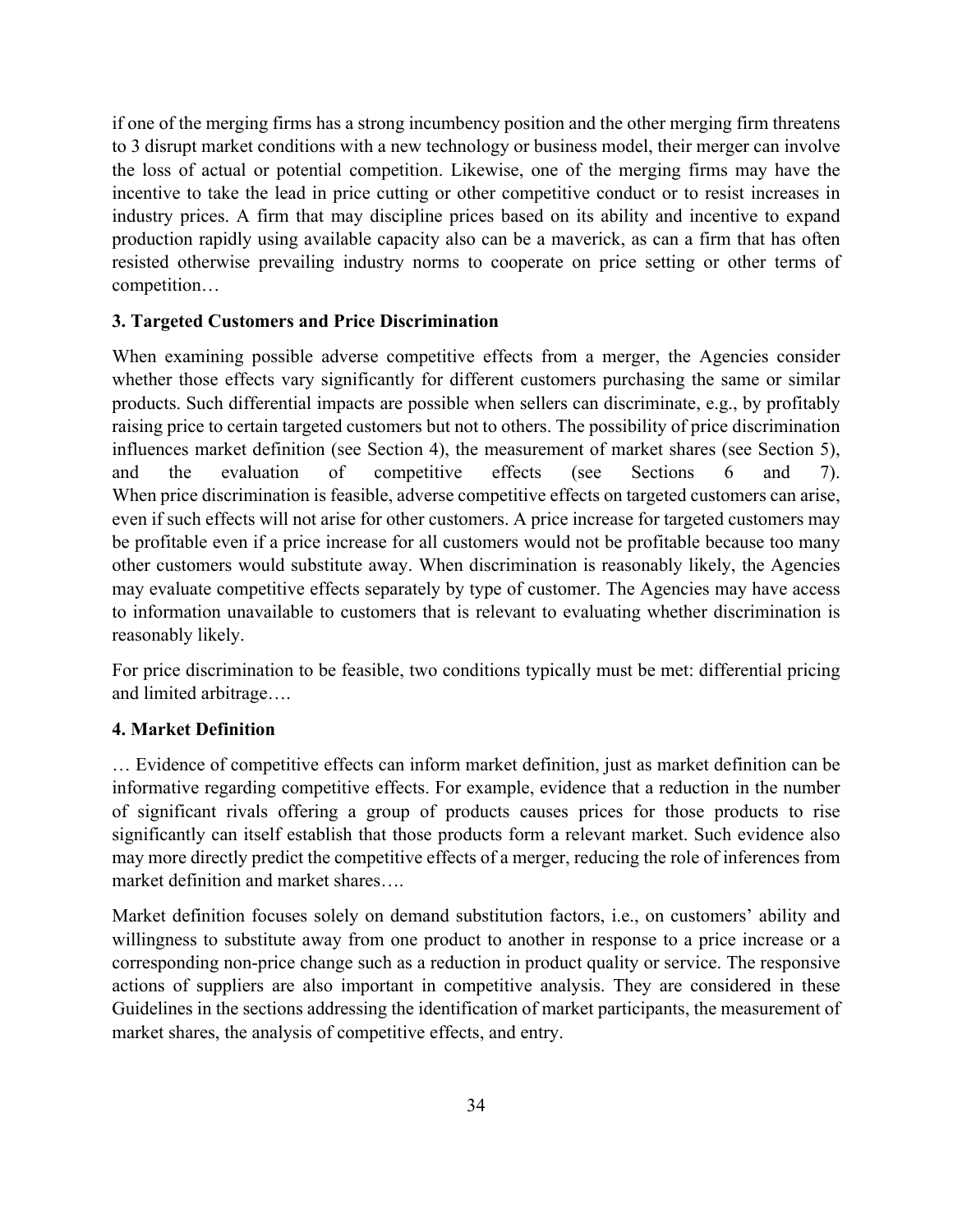if one of the merging firms has a strong incumbency position and the other merging firm threatens to 3 disrupt market conditions with a new technology or business model, their merger can involve the loss of actual or potential competition. Likewise, one of the merging firms may have the incentive to take the lead in price cutting or other competitive conduct or to resist increases in industry prices. A firm that may discipline prices based on its ability and incentive to expand production rapidly using available capacity also can be a maverick, as can a firm that has often resisted otherwise prevailing industry norms to cooperate on price setting or other terms of competition…

**3. Targeted Customers and Price Discrimination**

When examining possible adverse competitive effects from a merger, the Agencies consider whether those effects vary significantly for different customers purchasing the same or similar products. Such differential impacts are possible when sellers can discriminate, e.g., by profitably raising price to certain targeted customers but not to others. The possibility of price discrimination influences market definition (see Section 4), the measurement of market shares (see Section 5), and the evaluation of competitive effects (see Sections 6 and 7). When price discrimination is feasible, adverse competitive effects on targeted customers can arise, even if such effects will not arise for other customers. A price increase for targeted customers may be profitable even if a price increase for all customers would not be profitable because too many other customers would substitute away. When discrimination is reasonably likely, the Agencies may evaluate competitive effects separately by type of customer. The Agencies may have access to information unavailable to customers that is relevant to evaluating whether discrimination is reasonably likely.

For price discrimination to be feasible, two conditions typically must be met: differential pricing and limited arbitrage….

**4. Market Definition**

… Evidence of competitive effects can inform market definition, just as market definition can be informative regarding competitive effects. For example, evidence that a reduction in the number of significant rivals offering a group of products causes prices for those products to rise significantly can itself establish that those products form a relevant market. Such evidence also may more directly predict the competitive effects of a merger, reducing the role of inferences from market definition and market shares….

Market definition focuses solely on demand substitution factors, i.e., on customers' ability and willingness to substitute away from one product to another in response to a price increase or a corresponding non-price change such as a reduction in product quality or service. The responsive actions of suppliers are also important in competitive analysis. They are considered in these Guidelines in the sections addressing the identification of market participants, the measurement of market shares, the analysis of competitive effects, and entry.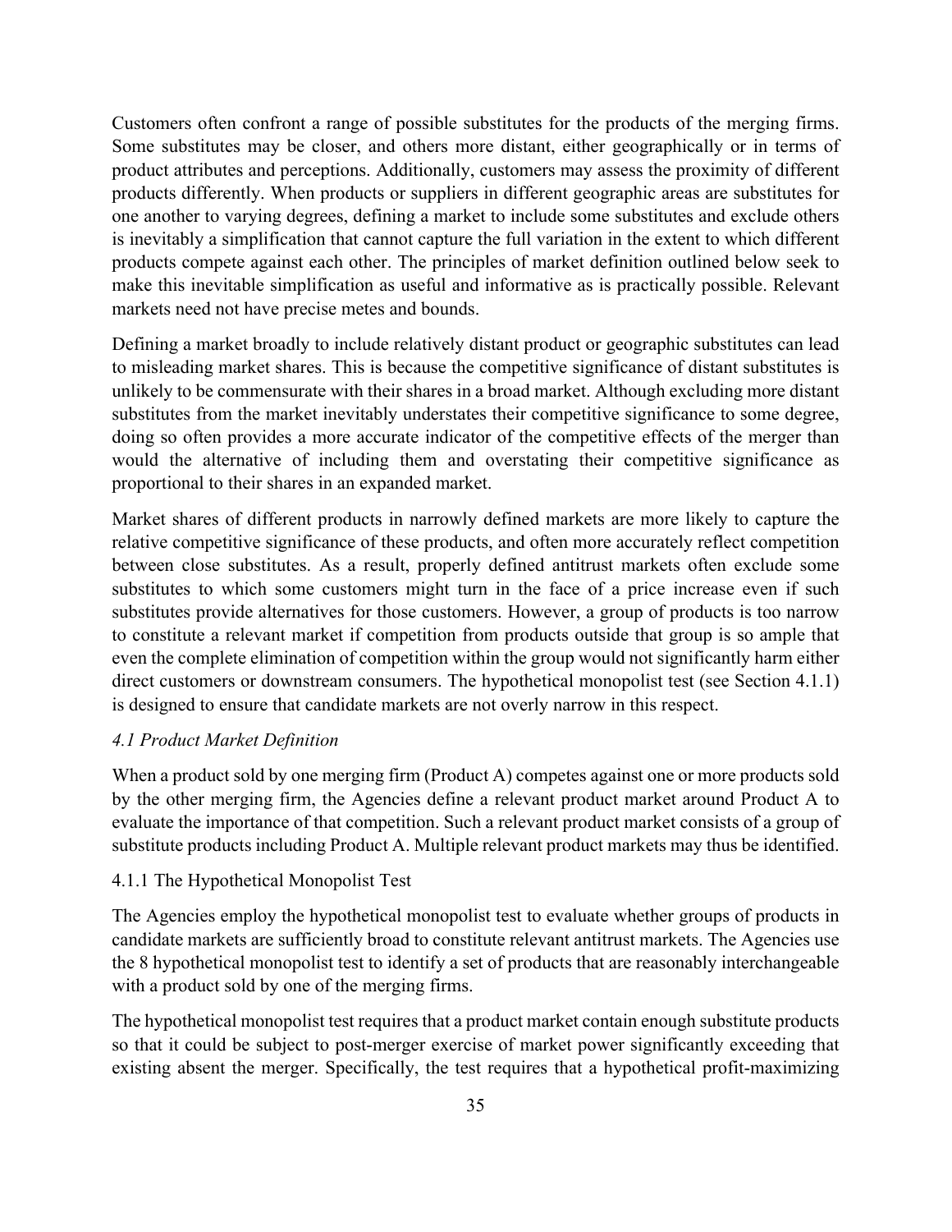Customers often confront a range of possible substitutes for the products of the merging firms. Some substitutes may be closer, and others more distant, either geographically or in terms of product attributes and perceptions. Additionally, customers may assess the proximity of different products differently. When products or suppliers in different geographic areas are substitutes for one another to varying degrees, defining a market to include some substitutes and exclude others is inevitably a simplification that cannot capture the full variation in the extent to which different products compete against each other. The principles of market definition outlined below seek to make this inevitable simplification as useful and informative as is practically possible. Relevant markets need not have precise metes and bounds.

Defining a market broadly to include relatively distant product or geographic substitutes can lead to misleading market shares. This is because the competitive significance of distant substitutes is unlikely to be commensurate with their shares in a broad market. Although excluding more distant substitutes from the market inevitably understates their competitive significance to some degree, doing so often provides a more accurate indicator of the competitive effects of the merger than would the alternative of including them and overstating their competitive significance as proportional to their shares in an expanded market.

Market shares of different products in narrowly defined markets are more likely to capture the relative competitive significance of these products, and often more accurately reflect competition between close substitutes. As a result, properly defined antitrust markets often exclude some substitutes to which some customers might turn in the face of a price increase even if such substitutes provide alternatives for those customers. However, a group of products is too narrow to constitute a relevant market if competition from products outside that group is so ample that even the complete elimination of competition within the group would not significantly harm either direct customers or downstream consumers. The hypothetical monopolist test (see Section 4.1.1) is designed to ensure that candidate markets are not overly narrow in this respect.

### *4.1 Product Market Definition*

When a product sold by one merging firm (Product A) competes against one or more products sold by the other merging firm, the Agencies define a relevant product market around Product A to evaluate the importance of that competition. Such a relevant product market consists of a group of substitute products including Product A. Multiple relevant product markets may thus be identified.

#### 4.1.1 The Hypothetical Monopolist Test

The Agencies employ the hypothetical monopolist test to evaluate whether groups of products in candidate markets are sufficiently broad to constitute relevant antitrust markets. The Agencies use the 8 hypothetical monopolist test to identify a set of products that are reasonably interchangeable with a product sold by one of the merging firms.

The hypothetical monopolist test requires that a product market contain enough substitute products so that it could be subject to post-merger exercise of market power significantly exceeding that existing absent the merger. Specifically, the test requires that a hypothetical profit-maximizing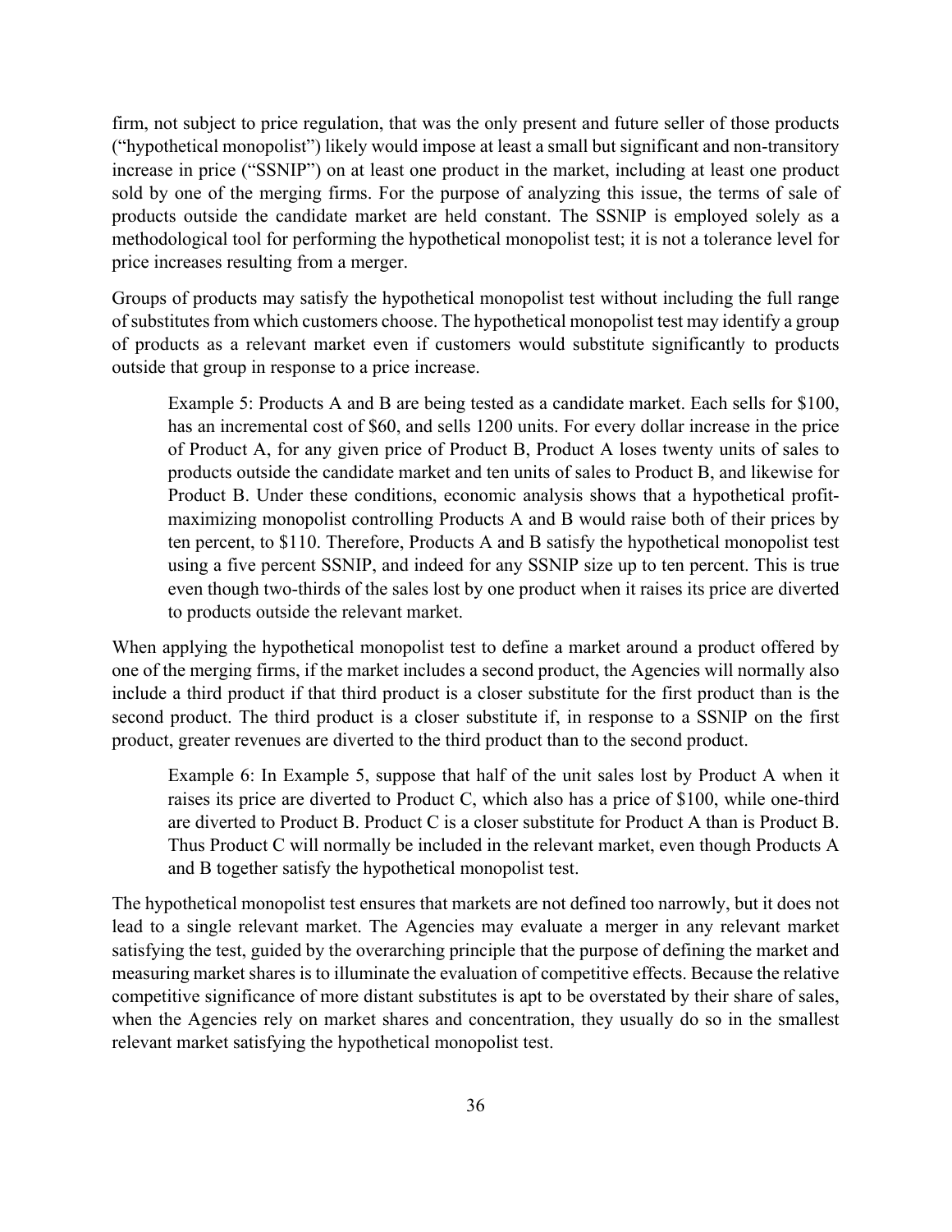firm, not subject to price regulation, that was the only present and future seller of those products ("hypothetical monopolist") likely would impose at least a small but significant and non-transitory increase in price ("SSNIP") on at least one product in the market, including at least one product sold by one of the merging firms. For the purpose of analyzing this issue, the terms of sale of products outside the candidate market are held constant. The SSNIP is employed solely as a methodological tool for performing the hypothetical monopolist test; it is not a tolerance level for price increases resulting from a merger.

Groups of products may satisfy the hypothetical monopolist test without including the full range of substitutes from which customers choose. The hypothetical monopolist test may identify a group of products as a relevant market even if customers would substitute significantly to products outside that group in response to a price increase.

> Example 5: Products A and B are being tested as a candidate market. Each sells for $100, has an incremental cost of $60, and sells 1200 units. For every dollar increase in the price of Product A, for any given price of Product B, Product A loses twenty units of sales to products outside the candidate market and ten units of sales to Product B, and likewise for Product B. Under these conditions, economic analysis shows that a hypothetical profit-maximizing monopolist controlling Products A and B would raise both of their prices by ten percent, to $110. Therefore, Products A and B satisfy the hypothetical monopolist test using a five percent SSNIP, and indeed for any SSNIP size up to ten percent. This is true even though two-thirds of the sales lost by one product when it raises its price are diverted to products outside the relevant market.

When applying the hypothetical monopolist test to define a market around a product offered by one of the merging firms, if the market includes a second product, the Agencies will normally also include a third product if that third product is a closer substitute for the first product than is the second product. The third product is a closer substitute if, in response to a SSNIP on the first product, greater revenues are diverted to the third product than to the second product.

> Example 6: In Example 5, suppose that half of the unit sales lost by Product A when it raises its price are diverted to Product C, which also has a price of $100, while one-third are diverted to Product B. Product C is a closer substitute for Product A than is Product B. Thus Product C will normally be included in the relevant market, even though Products A and B together satisfy the hypothetical monopolist test.

The hypothetical monopolist test ensures that markets are not defined too narrowly, but it does not lead to a single relevant market. The Agencies may evaluate a merger in any relevant market satisfying the test, guided by the overarching principle that the purpose of defining the market and measuring market shares is to illuminate the evaluation of competitive effects. Because the relative competitive significance of more distant substitutes is apt to be overstated by their share of sales, when the Agencies rely on market shares and concentration, they usually do so in the smallest relevant market satisfying the hypothetical monopolist test.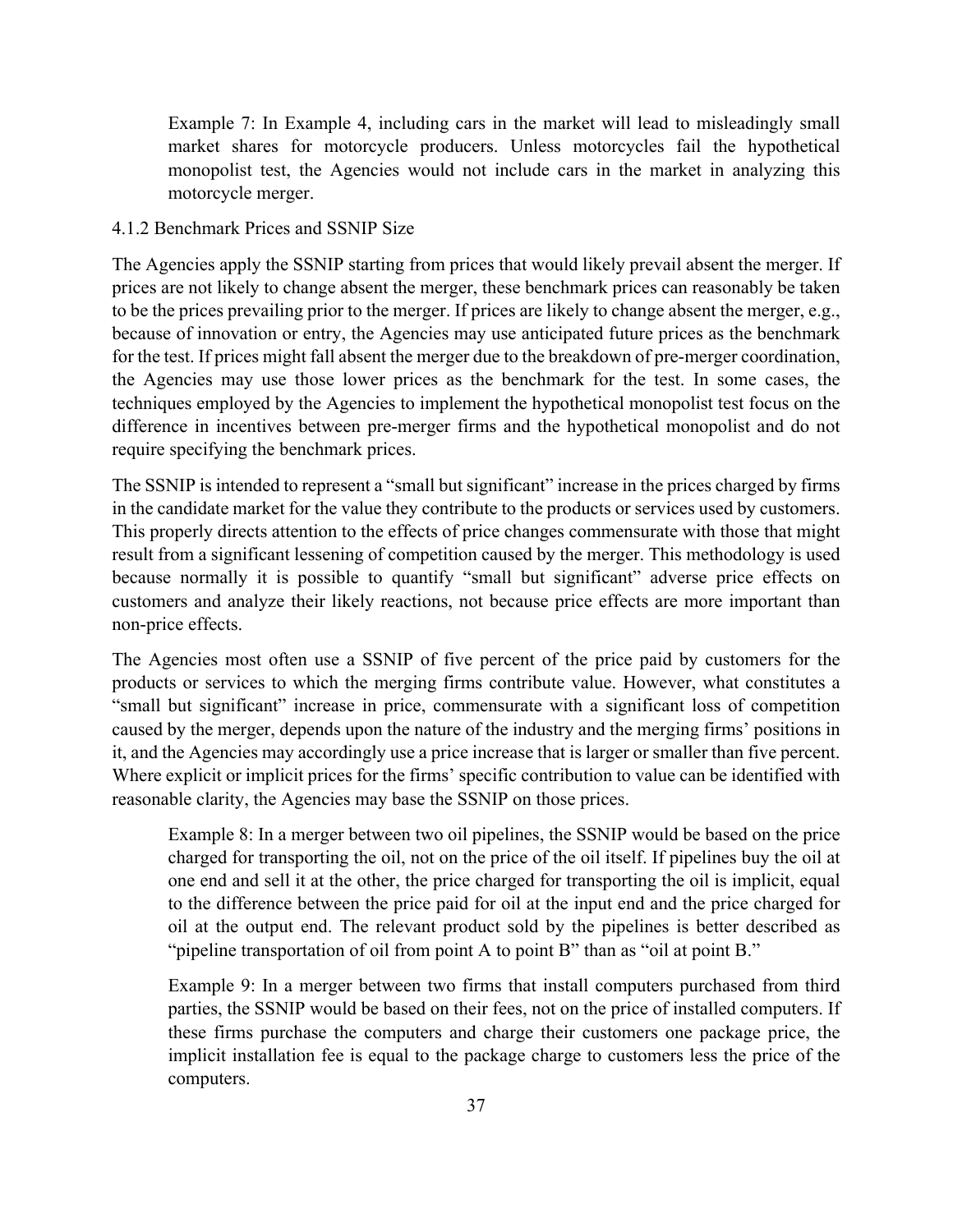Example 7: In Example 4, including cars in the market will lead to misleadingly small market shares for motorcycle producers. Unless motorcycles fail the hypothetical monopolist test, the Agencies would not include cars in the market in analyzing this motorcycle merger.

#### 4.1.2 Benchmark Prices and SSNIP Size

The Agencies apply the SSNIP starting from prices that would likely prevail absent the merger. If prices are not likely to change absent the merger, these benchmark prices can reasonably be taken to be the prices prevailing prior to the merger. If prices are likely to change absent the merger, e.g., because of innovation or entry, the Agencies may use anticipated future prices as the benchmark for the test. If prices might fall absent the merger due to the breakdown of pre-merger coordination, the Agencies may use those lower prices as the benchmark for the test. In some cases, the techniques employed by the Agencies to implement the hypothetical monopolist test focus on the difference in incentives between pre-merger firms and the hypothetical monopolist and do not require specifying the benchmark prices.

The SSNIP is intended to represent a "small but significant" increase in the prices charged by firms in the candidate market for the value they contribute to the products or services used by customers. This properly directs attention to the effects of price changes commensurate with those that might result from a significant lessening of competition caused by the merger. This methodology is used because normally it is possible to quantify "small but significant" adverse price effects on customers and analyze their likely reactions, not because price effects are more important than non-price effects.

The Agencies most often use a SSNIP of five percent of the price paid by customers for the products or services to which the merging firms contribute value. However, what constitutes a "small but significant" increase in price, commensurate with a significant loss of competition caused by the merger, depends upon the nature of the industry and the merging firms' positions in it, and the Agencies may accordingly use a price increase that is larger or smaller than five percent. Where explicit or implicit prices for the firms' specific contribution to value can be identified with reasonable clarity, the Agencies may base the SSNIP on those prices.

Example 8: In a merger between two oil pipelines, the SSNIP would be based on the price charged for transporting the oil, not on the price of the oil itself. If pipelines buy the oil at one end and sell it at the other, the price charged for transporting the oil is implicit, equal to the difference between the price paid for oil at the input end and the price charged for oil at the output end. The relevant product sold by the pipelines is better described as "pipeline transportation of oil from point A to point B" than as "oil at point B."

Example 9: In a merger between two firms that install computers purchased from third parties, the SSNIP would be based on their fees, not on the price of installed computers. If these firms purchase the computers and charge their customers one package price, the implicit installation fee is equal to the package charge to customers less the price of the computers.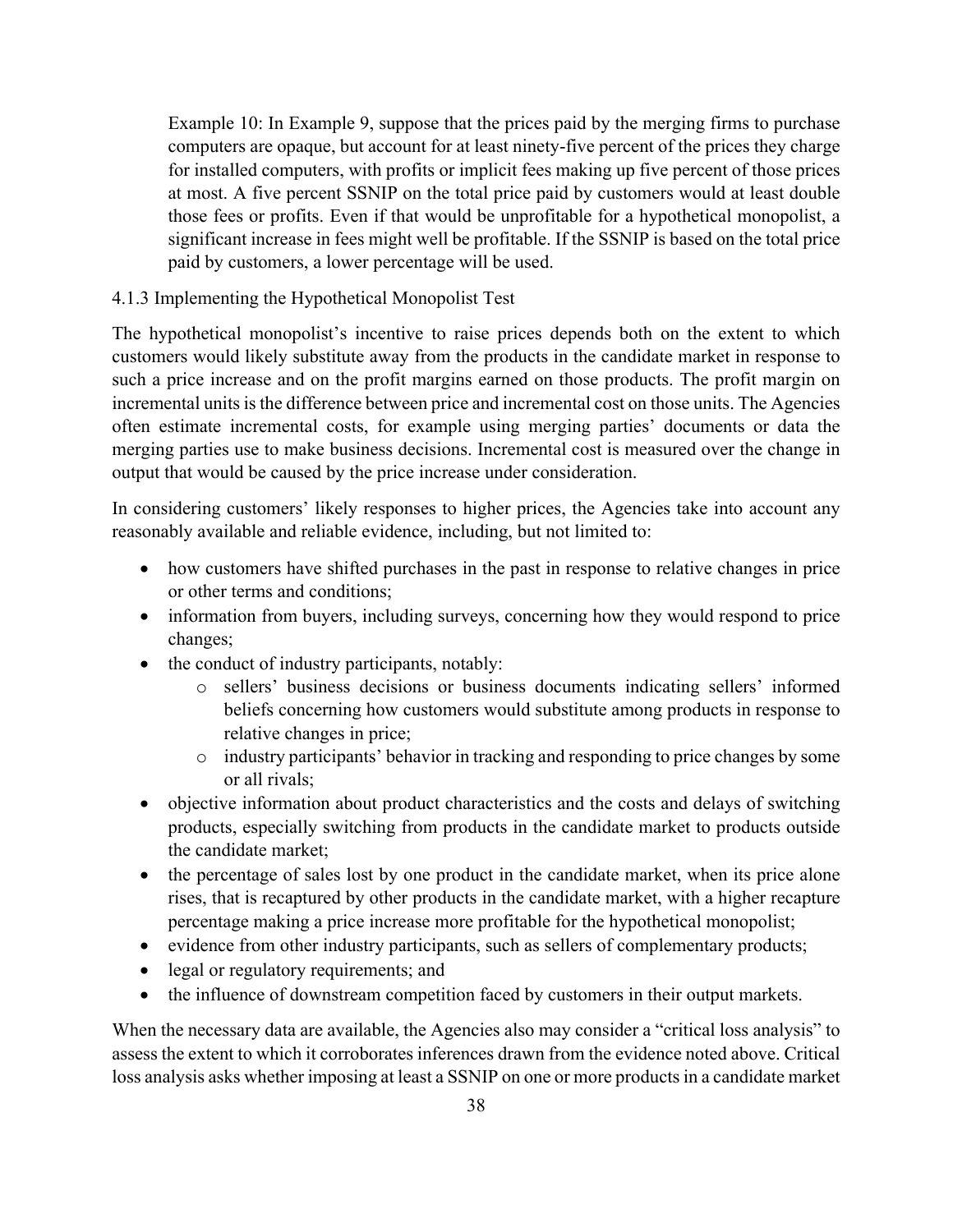Example 10: In Example 9, suppose that the prices paid by the merging firms to purchase computers are opaque, but account for at least ninety-five percent of the prices they charge for installed computers, with profits or implicit fees making up five percent of those prices at most. A five percent SSNIP on the total price paid by customers would at least double those fees or profits. Even if that would be unprofitable for a hypothetical monopolist, a significant increase in fees might well be profitable. If the SSNIP is based on the total price paid by customers, a lower percentage will be used.

### 4.1.3 Implementing the Hypothetical Monopolist Test

The hypothetical monopolist's incentive to raise prices depends both on the extent to which customers would likely substitute away from the products in the candidate market in response to such a price increase and on the profit margins earned on those products. The profit margin on incremental units is the difference between price and incremental cost on those units. The Agencies often estimate incremental costs, for example using merging parties' documents or data the merging parties use to make business decisions. Incremental cost is measured over the change in output that would be caused by the price increase under consideration.

In considering customers' likely responses to higher prices, the Agencies take into account any reasonably available and reliable evidence, including, but not limited to:

- how customers have shifted purchases in the past in response to relative changes in price or other terms and conditions;
- information from buyers, including surveys, concerning how they would respond to price changes;
- the conduct of industry participants, notably:
  - sellers' business decisions or business documents indicating sellers' informed beliefs concerning how customers would substitute among products in response to relative changes in price;
  - industry participants' behavior in tracking and responding to price changes by some or all rivals;
- objective information about product characteristics and the costs and delays of switching products, especially switching from products in the candidate market to products outside the candidate market;
- the percentage of sales lost by one product in the candidate market, when its price alone rises, that is recaptured by other products in the candidate market, with a higher recapture percentage making a price increase more profitable for the hypothetical monopolist;
- evidence from other industry participants, such as sellers of complementary products;
- legal or regulatory requirements; and
- the influence of downstream competition faced by customers in their output markets.

When the necessary data are available, the Agencies also may consider a "critical loss analysis" to assess the extent to which it corroborates inferences drawn from the evidence noted above. Critical loss analysis asks whether imposing at least a SSNIP on one or more products in a candidate market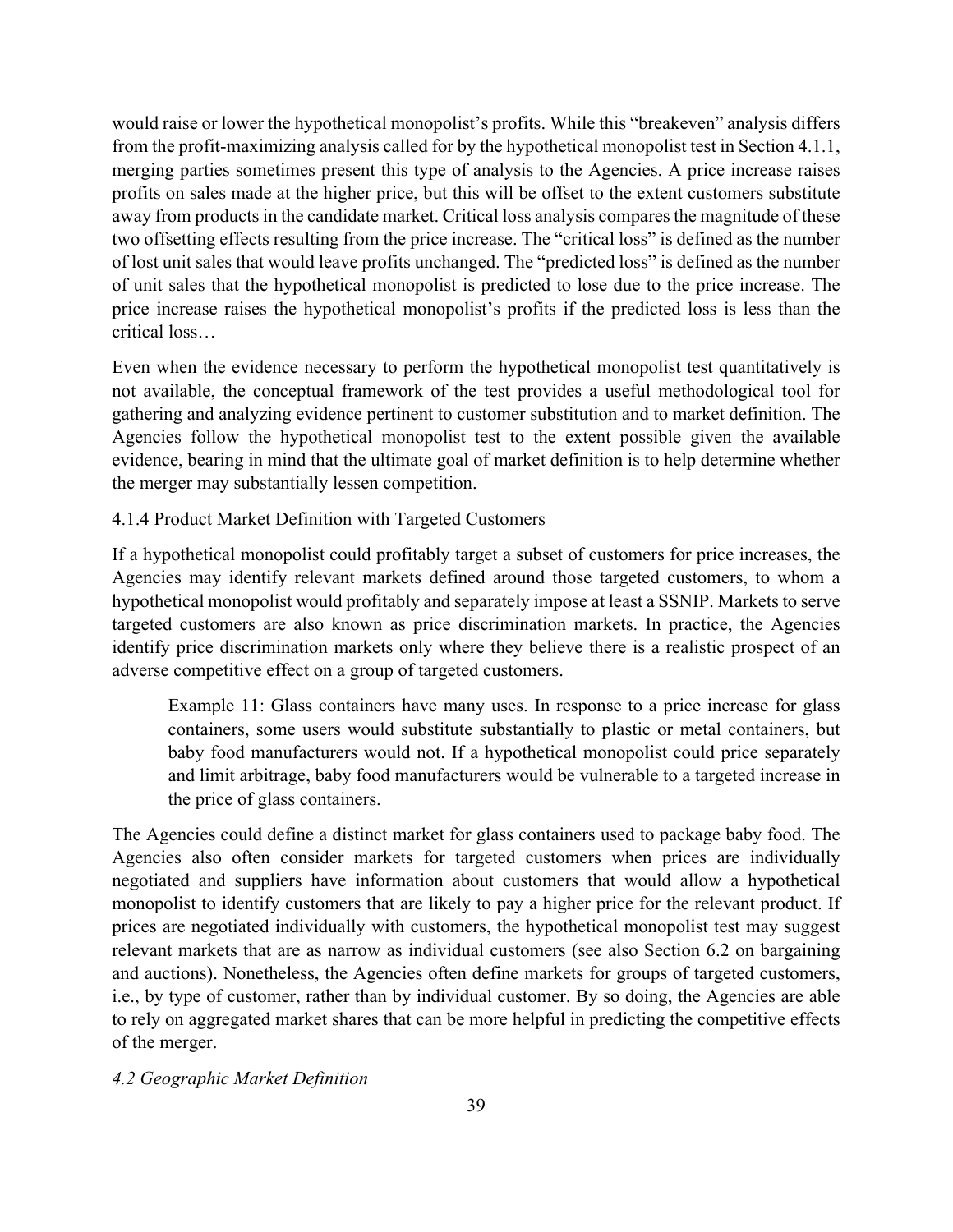would raise or lower the hypothetical monopolist's profits. While this "breakeven" analysis differs from the profit-maximizing analysis called for by the hypothetical monopolist test in Section 4.1.1, merging parties sometimes present this type of analysis to the Agencies. A price increase raises profits on sales made at the higher price, but this will be offset to the extent customers substitute away from products in the candidate market. Critical loss analysis compares the magnitude of these two offsetting effects resulting from the price increase. The "critical loss" is defined as the number of lost unit sales that would leave profits unchanged. The "predicted loss" is defined as the number of unit sales that the hypothetical monopolist is predicted to lose due to the price increase. The price increase raises the hypothetical monopolist's profits if the predicted loss is less than the critical loss…

Even when the evidence necessary to perform the hypothetical monopolist test quantitatively is not available, the conceptual framework of the test provides a useful methodological tool for gathering and analyzing evidence pertinent to customer substitution and to market definition. The Agencies follow the hypothetical monopolist test to the extent possible given the available evidence, bearing in mind that the ultimate goal of market definition is to help determine whether the merger may substantially lessen competition.

#### 4.1.4 Product Market Definition with Targeted Customers

If a hypothetical monopolist could profitably target a subset of customers for price increases, the Agencies may identify relevant markets defined around those targeted customers, to whom a hypothetical monopolist would profitably and separately impose at least a SSNIP. Markets to serve targeted customers are also known as price discrimination markets. In practice, the Agencies identify price discrimination markets only where they believe there is a realistic prospect of an adverse competitive effect on a group of targeted customers.

> Example 11: Glass containers have many uses. In response to a price increase for glass containers, some users would substitute substantially to plastic or metal containers, but baby food manufacturers would not. If a hypothetical monopolist could price separately and limit arbitrage, baby food manufacturers would be vulnerable to a targeted increase in the price of glass containers.

The Agencies could define a distinct market for glass containers used to package baby food. The Agencies also often consider markets for targeted customers when prices are individually negotiated and suppliers have information about customers that would allow a hypothetical monopolist to identify customers that are likely to pay a higher price for the relevant product. If prices are negotiated individually with customers, the hypothetical monopolist test may suggest relevant markets that are as narrow as individual customers (see also Section 6.2 on bargaining and auctions). Nonetheless, the Agencies often define markets for groups of targeted customers, i.e., by type of customer, rather than by individual customer. By so doing, the Agencies are able to rely on aggregated market shares that can be more helpful in predicting the competitive effects of the merger.

### *4.2 Geographic Market Definition*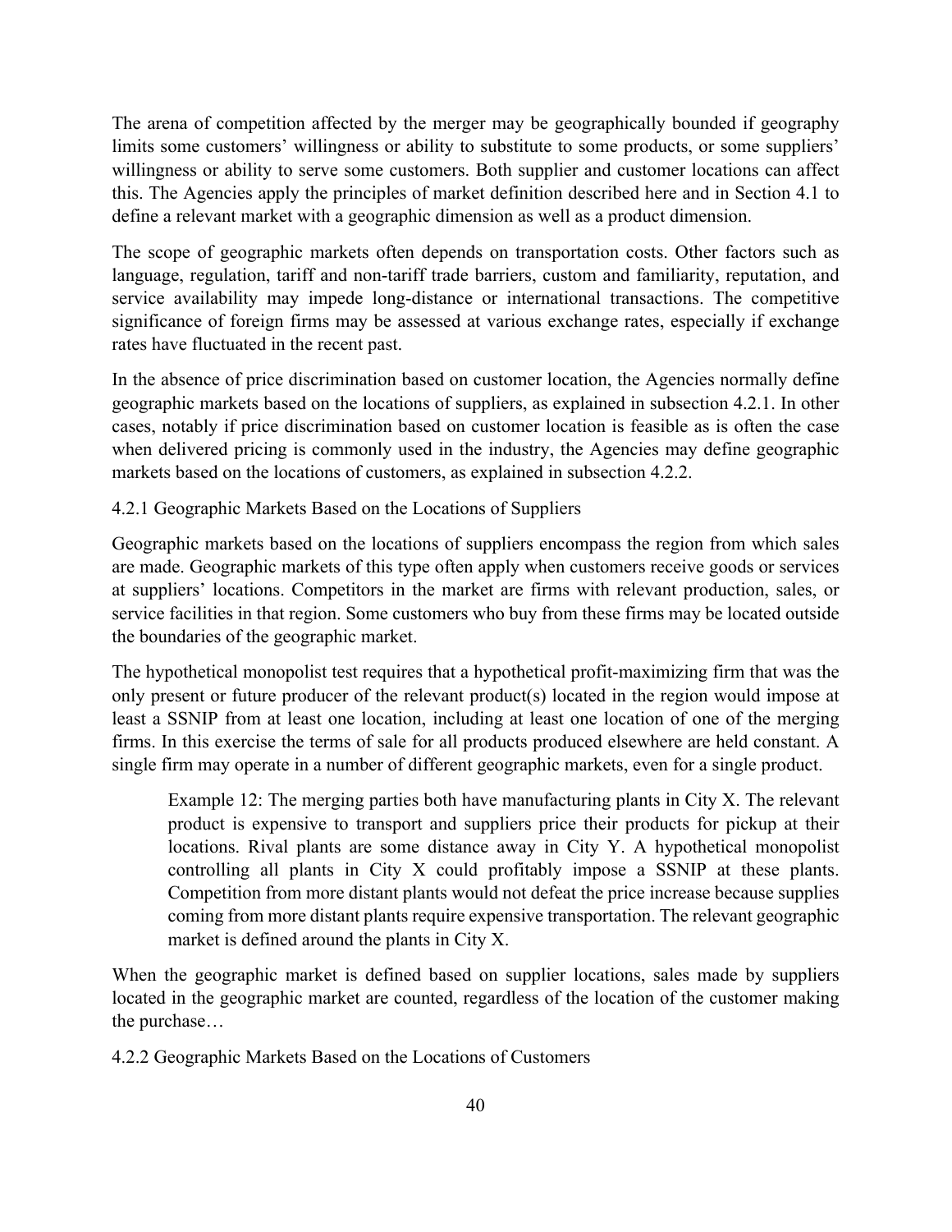The arena of competition affected by the merger may be geographically bounded if geography limits some customers' willingness or ability to substitute to some products, or some suppliers' willingness or ability to serve some customers. Both supplier and customer locations can affect this. The Agencies apply the principles of market definition described here and in Section 4.1 to define a relevant market with a geographic dimension as well as a product dimension.

The scope of geographic markets often depends on transportation costs. Other factors such as language, regulation, tariff and non-tariff trade barriers, custom and familiarity, reputation, and service availability may impede long-distance or international transactions. The competitive significance of foreign firms may be assessed at various exchange rates, especially if exchange rates have fluctuated in the recent past.

In the absence of price discrimination based on customer location, the Agencies normally define geographic markets based on the locations of suppliers, as explained in subsection 4.2.1. In other cases, notably if price discrimination based on customer location is feasible as is often the case when delivered pricing is commonly used in the industry, the Agencies may define geographic markets based on the locations of customers, as explained in subsection 4.2.2.

### 4.2.1 Geographic Markets Based on the Locations of Suppliers

Geographic markets based on the locations of suppliers encompass the region from which sales are made. Geographic markets of this type often apply when customers receive goods or services at suppliers' locations. Competitors in the market are firms with relevant production, sales, or service facilities in that region. Some customers who buy from these firms may be located outside the boundaries of the geographic market.

The hypothetical monopolist test requires that a hypothetical profit-maximizing firm that was the only present or future producer of the relevant product(s) located in the region would impose at least a SSNIP from at least one location, including at least one location of one of the merging firms. In this exercise the terms of sale for all products produced elsewhere are held constant. A single firm may operate in a number of different geographic markets, even for a single product.

> Example 12: The merging parties both have manufacturing plants in City X. The relevant product is expensive to transport and suppliers price their products for pickup at their locations. Rival plants are some distance away in City Y. A hypothetical monopolist controlling all plants in City X could profitably impose a SSNIP at these plants. Competition from more distant plants would not defeat the price increase because supplies coming from more distant plants require expensive transportation. The relevant geographic market is defined around the plants in City X.

When the geographic market is defined based on supplier locations, sales made by suppliers located in the geographic market are counted, regardless of the location of the customer making the purchase…

### 4.2.2 Geographic Markets Based on the Locations of Customers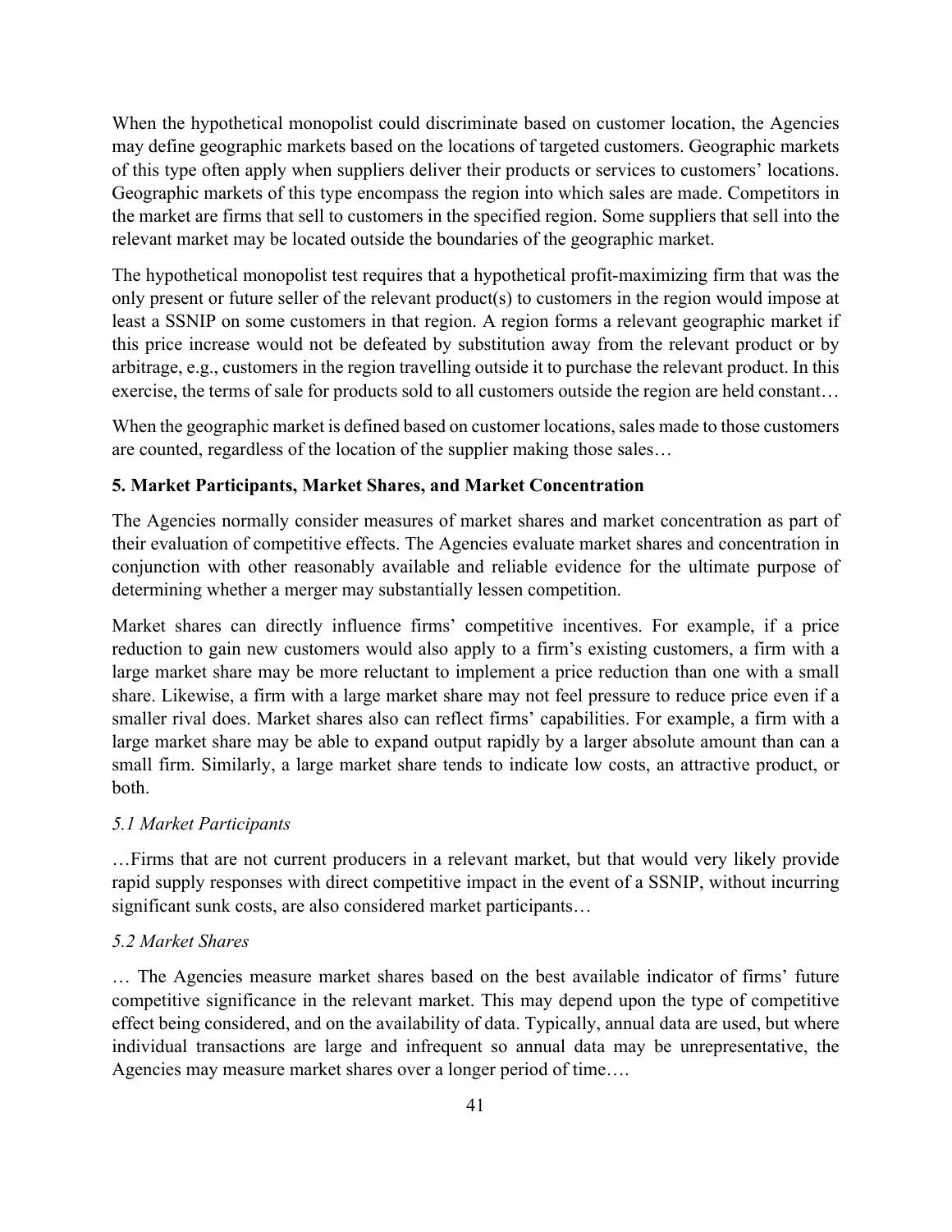When the hypothetical monopolist could discriminate based on customer location, the Agencies may define geographic markets based on the locations of targeted customers. Geographic markets of this type often apply when suppliers deliver their products or services to customers' locations. Geographic markets of this type encompass the region into which sales are made. Competitors in the market are firms that sell to customers in the specified region. Some suppliers that sell into the relevant market may be located outside the boundaries of the geographic market.

The hypothetical monopolist test requires that a hypothetical profit-maximizing firm that was the only present or future seller of the relevant product(s) to customers in the region would impose at least a SSNIP on some customers in that region. A region forms a relevant geographic market if this price increase would not be defeated by substitution away from the relevant product or by arbitrage, e.g., customers in the region travelling outside it to purchase the relevant product. In this exercise, the terms of sale for products sold to all customers outside the region are held constant…

When the geographic market is defined based on customer locations, sales made to those customers are counted, regardless of the location of the supplier making those sales…

### 5. Market Participants, Market Shares, and Market Concentration

The Agencies normally consider measures of market shares and market concentration as part of their evaluation of competitive effects. The Agencies evaluate market shares and concentration in conjunction with other reasonably available and reliable evidence for the ultimate purpose of determining whether a merger may substantially lessen competition.

Market shares can directly influence firms' competitive incentives. For example, if a price reduction to gain new customers would also apply to a firm's existing customers, a firm with a large market share may be more reluctant to implement a price reduction than one with a small share. Likewise, a firm with a large market share may not feel pressure to reduce price even if a smaller rival does. Market shares also can reflect firms' capabilities. For example, a firm with a large market share may be able to expand output rapidly by a larger absolute amount than can a small firm. Similarly, a large market share tends to indicate low costs, an attractive product, or both.

#### *5.1 Market Participants*

…Firms that are not current producers in a relevant market, but that would very likely provide rapid supply responses with direct competitive impact in the event of a SSNIP, without incurring significant sunk costs, are also considered market participants…

#### *5.2 Market Shares*

… The Agencies measure market shares based on the best available indicator of firms' future competitive significance in the relevant market. This may depend upon the type of competitive effect being considered, and on the availability of data. Typically, annual data are used, but where individual transactions are large and infrequent so annual data may be unrepresentative, the Agencies may measure market shares over a longer period of time….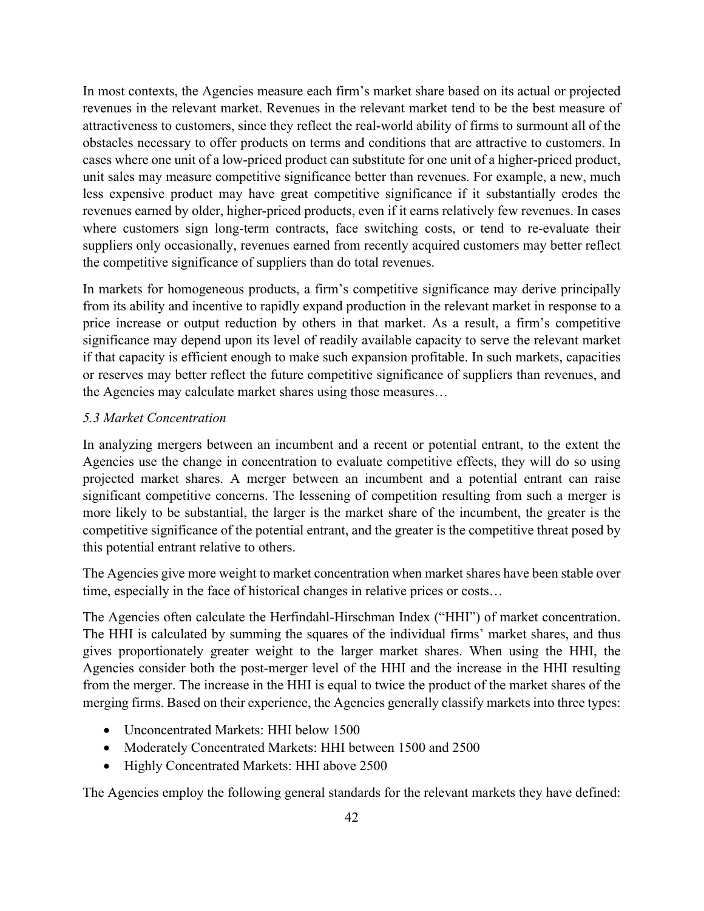In most contexts, the Agencies measure each firm's market share based on its actual or projected revenues in the relevant market. Revenues in the relevant market tend to be the best measure of attractiveness to customers, since they reflect the real-world ability of firms to surmount all of the obstacles necessary to offer products on terms and conditions that are attractive to customers. In cases where one unit of a low-priced product can substitute for one unit of a higher-priced product, unit sales may measure competitive significance better than revenues. For example, a new, much less expensive product may have great competitive significance if it substantially erodes the revenues earned by older, higher-priced products, even if it earns relatively few revenues. In cases where customers sign long-term contracts, face switching costs, or tend to re-evaluate their suppliers only occasionally, revenues earned from recently acquired customers may better reflect the competitive significance of suppliers than do total revenues.

In markets for homogeneous products, a firm's competitive significance may derive principally from its ability and incentive to rapidly expand production in the relevant market in response to a price increase or output reduction by others in that market. As a result, a firm's competitive significance may depend upon its level of readily available capacity to serve the relevant market if that capacity is efficient enough to make such expansion profitable. In such markets, capacities or reserves may better reflect the future competitive significance of suppliers than revenues, and the Agencies may calculate market shares using those measures…

*5.3 Market Concentration*

In analyzing mergers between an incumbent and a recent or potential entrant, to the extent the Agencies use the change in concentration to evaluate competitive effects, they will do so using projected market shares. A merger between an incumbent and a potential entrant can raise significant competitive concerns. The lessening of competition resulting from such a merger is more likely to be substantial, the larger is the market share of the incumbent, the greater is the competitive significance of the potential entrant, and the greater is the competitive threat posed by this potential entrant relative to others.

The Agencies give more weight to market concentration when market shares have been stable over time, especially in the face of historical changes in relative prices or costs…

The Agencies often calculate the Herfindahl-Hirschman Index ("HHI") of market concentration. The HHI is calculated by summing the squares of the individual firms' market shares, and thus gives proportionately greater weight to the larger market shares. When using the HHI, the Agencies consider both the post-merger level of the HHI and the increase in the HHI resulting from the merger. The increase in the HHI is equal to twice the product of the market shares of the merging firms. Based on their experience, the Agencies generally classify markets into three types:

- Unconcentrated Markets: HHI below 1500
- Moderately Concentrated Markets: HHI between 1500 and 2500
- Highly Concentrated Markets: HHI above 2500

The Agencies employ the following general standards for the relevant markets they have defined: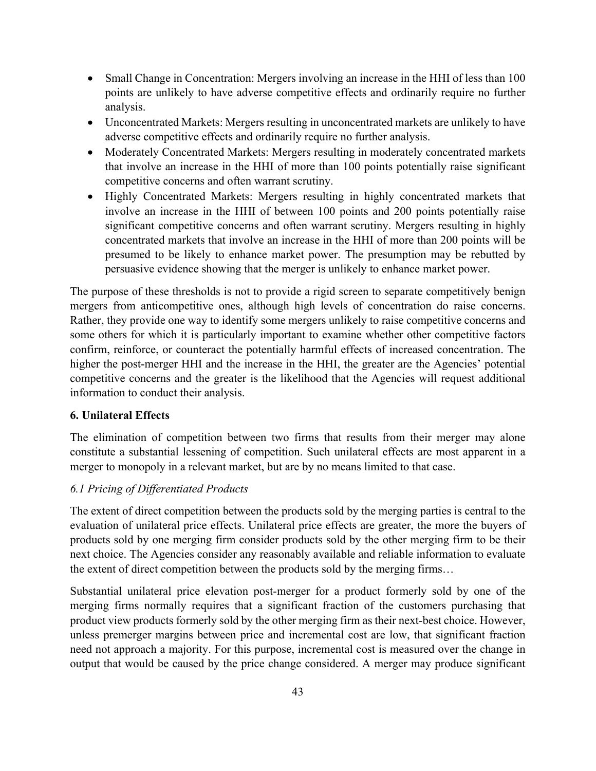- Small Change in Concentration: Mergers involving an increase in the HHI of less than 100 points are unlikely to have adverse competitive effects and ordinarily require no further analysis.
- Unconcentrated Markets: Mergers resulting in unconcentrated markets are unlikely to have adverse competitive effects and ordinarily require no further analysis.
- Moderately Concentrated Markets: Mergers resulting in moderately concentrated markets that involve an increase in the HHI of more than 100 points potentially raise significant competitive concerns and often warrant scrutiny.
- Highly Concentrated Markets: Mergers resulting in highly concentrated markets that involve an increase in the HHI of between 100 points and 200 points potentially raise significant competitive concerns and often warrant scrutiny. Mergers resulting in highly concentrated markets that involve an increase in the HHI of more than 200 points will be presumed to be likely to enhance market power. The presumption may be rebutted by persuasive evidence showing that the merger is unlikely to enhance market power.

The purpose of these thresholds is not to provide a rigid screen to separate competitively benign mergers from anticompetitive ones, although high levels of concentration do raise concerns. Rather, they provide one way to identify some mergers unlikely to raise competitive concerns and some others for which it is particularly important to examine whether other competitive factors confirm, reinforce, or counteract the potentially harmful effects of increased concentration. The higher the post-merger HHI and the increase in the HHI, the greater are the Agencies' potential competitive concerns and the greater is the likelihood that the Agencies will request additional information to conduct their analysis.

**6. Unilateral Effects**

The elimination of competition between two firms that results from their merger may alone constitute a substantial lessening of competition. Such unilateral effects are most apparent in a merger to monopoly in a relevant market, but are by no means limited to that case.

*6.1 Pricing of Differentiated Products*

The extent of direct competition between the products sold by the merging parties is central to the evaluation of unilateral price effects. Unilateral price effects are greater, the more the buyers of products sold by one merging firm consider products sold by the other merging firm to be their next choice. The Agencies consider any reasonably available and reliable information to evaluate the extent of direct competition between the products sold by the merging firms…

Substantial unilateral price elevation post-merger for a product formerly sold by one of the merging firms normally requires that a significant fraction of the customers purchasing that product view products formerly sold by the other merging firm as their next-best choice. However, unless premerger margins between price and incremental cost are low, that significant fraction need not approach a majority. For this purpose, incremental cost is measured over the change in output that would be caused by the price change considered. A merger may produce significant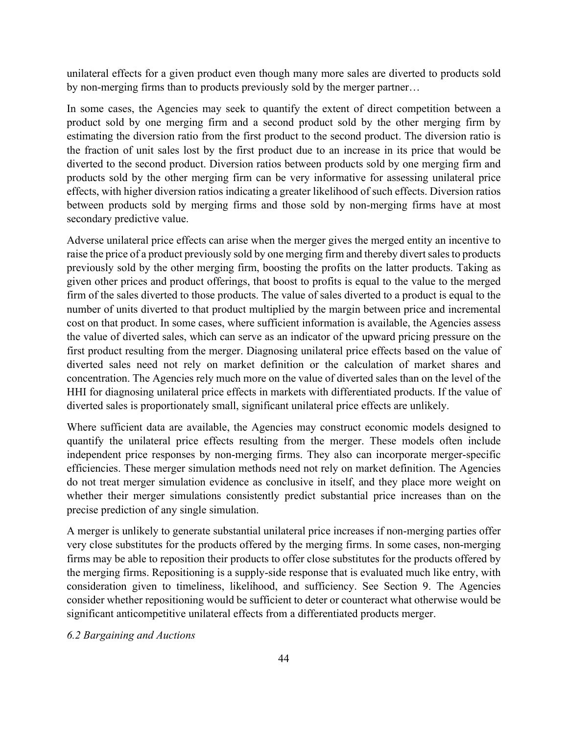unilateral effects for a given product even though many more sales are diverted to products sold by non-merging firms than to products previously sold by the merger partner…

In some cases, the Agencies may seek to quantify the extent of direct competition between a product sold by one merging firm and a second product sold by the other merging firm by estimating the diversion ratio from the first product to the second product. The diversion ratio is the fraction of unit sales lost by the first product due to an increase in its price that would be diverted to the second product. Diversion ratios between products sold by one merging firm and products sold by the other merging firm can be very informative for assessing unilateral price effects, with higher diversion ratios indicating a greater likelihood of such effects. Diversion ratios between products sold by merging firms and those sold by non-merging firms have at most secondary predictive value.

Adverse unilateral price effects can arise when the merger gives the merged entity an incentive to raise the price of a product previously sold by one merging firm and thereby divert sales to products previously sold by the other merging firm, boosting the profits on the latter products. Taking as given other prices and product offerings, that boost to profits is equal to the value to the merged firm of the sales diverted to those products. The value of sales diverted to a product is equal to the number of units diverted to that product multiplied by the margin between price and incremental cost on that product. In some cases, where sufficient information is available, the Agencies assess the value of diverted sales, which can serve as an indicator of the upward pricing pressure on the first product resulting from the merger. Diagnosing unilateral price effects based on the value of diverted sales need not rely on market definition or the calculation of market shares and concentration. The Agencies rely much more on the value of diverted sales than on the level of the HHI for diagnosing unilateral price effects in markets with differentiated products. If the value of diverted sales is proportionately small, significant unilateral price effects are unlikely.

Where sufficient data are available, the Agencies may construct economic models designed to quantify the unilateral price effects resulting from the merger. These models often include independent price responses by non-merging firms. They also can incorporate merger-specific efficiencies. These merger simulation methods need not rely on market definition. The Agencies do not treat merger simulation evidence as conclusive in itself, and they place more weight on whether their merger simulations consistently predict substantial price increases than on the precise prediction of any single simulation.

A merger is unlikely to generate substantial unilateral price increases if non-merging parties offer very close substitutes for the products offered by the merging firms. In some cases, non-merging firms may be able to reposition their products to offer close substitutes for the products offered by the merging firms. Repositioning is a supply-side response that is evaluated much like entry, with consideration given to timeliness, likelihood, and sufficiency. See Section 9. The Agencies consider whether repositioning would be sufficient to deter or counteract what otherwise would be significant anticompetitive unilateral effects from a differentiated products merger.

*6.2 Bargaining and Auctions*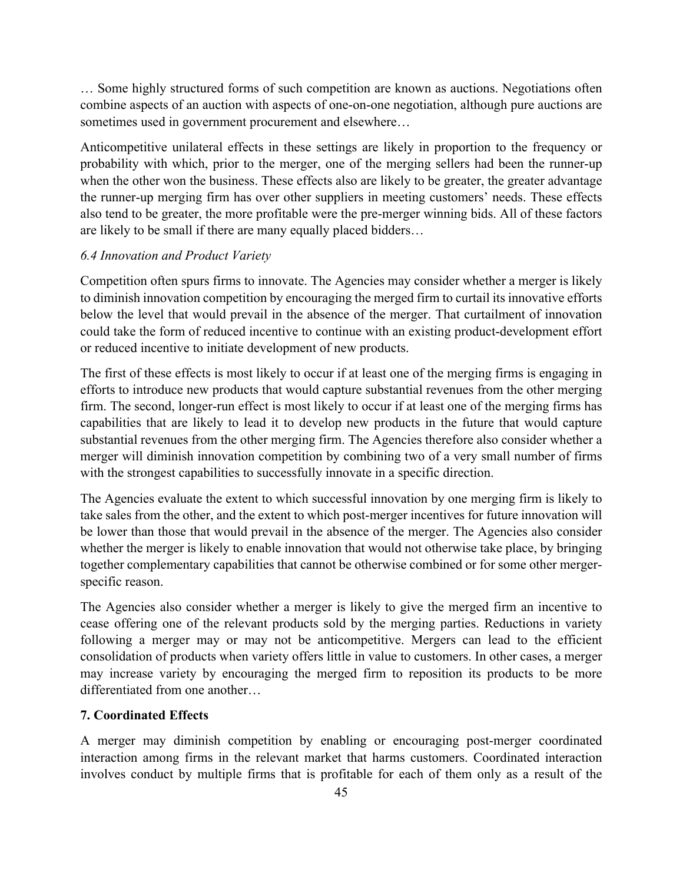… Some highly structured forms of such competition are known as auctions. Negotiations often combine aspects of an auction with aspects of one-on-one negotiation, although pure auctions are sometimes used in government procurement and elsewhere…

Anticompetitive unilateral effects in these settings are likely in proportion to the frequency or probability with which, prior to the merger, one of the merging sellers had been the runner-up when the other won the business. These effects also are likely to be greater, the greater advantage the runner-up merging firm has over other suppliers in meeting customers' needs. These effects also tend to be greater, the more profitable were the pre-merger winning bids. All of these factors are likely to be small if there are many equally placed bidders…

*6.4 Innovation and Product Variety*

Competition often spurs firms to innovate. The Agencies may consider whether a merger is likely to diminish innovation competition by encouraging the merged firm to curtail its innovative efforts below the level that would prevail in the absence of the merger. That curtailment of innovation could take the form of reduced incentive to continue with an existing product-development effort or reduced incentive to initiate development of new products.

The first of these effects is most likely to occur if at least one of the merging firms is engaging in efforts to introduce new products that would capture substantial revenues from the other merging firm. The second, longer-run effect is most likely to occur if at least one of the merging firms has capabilities that are likely to lead it to develop new products in the future that would capture substantial revenues from the other merging firm. The Agencies therefore also consider whether a merger will diminish innovation competition by combining two of a very small number of firms with the strongest capabilities to successfully innovate in a specific direction.

The Agencies evaluate the extent to which successful innovation by one merging firm is likely to take sales from the other, and the extent to which post-merger incentives for future innovation will be lower than those that would prevail in the absence of the merger. The Agencies also consider whether the merger is likely to enable innovation that would not otherwise take place, by bringing together complementary capabilities that cannot be otherwise combined or for some other merger-specific reason.

The Agencies also consider whether a merger is likely to give the merged firm an incentive to cease offering one of the relevant products sold by the merging parties. Reductions in variety following a merger may or may not be anticompetitive. Mergers can lead to the efficient consolidation of products when variety offers little in value to customers. In other cases, a merger may increase variety by encouraging the merged firm to reposition its products to be more differentiated from one another…

**7. Coordinated Effects**

A merger may diminish competition by enabling or encouraging post-merger coordinated interaction among firms in the relevant market that harms customers. Coordinated interaction involves conduct by multiple firms that is profitable for each of them only as a result of the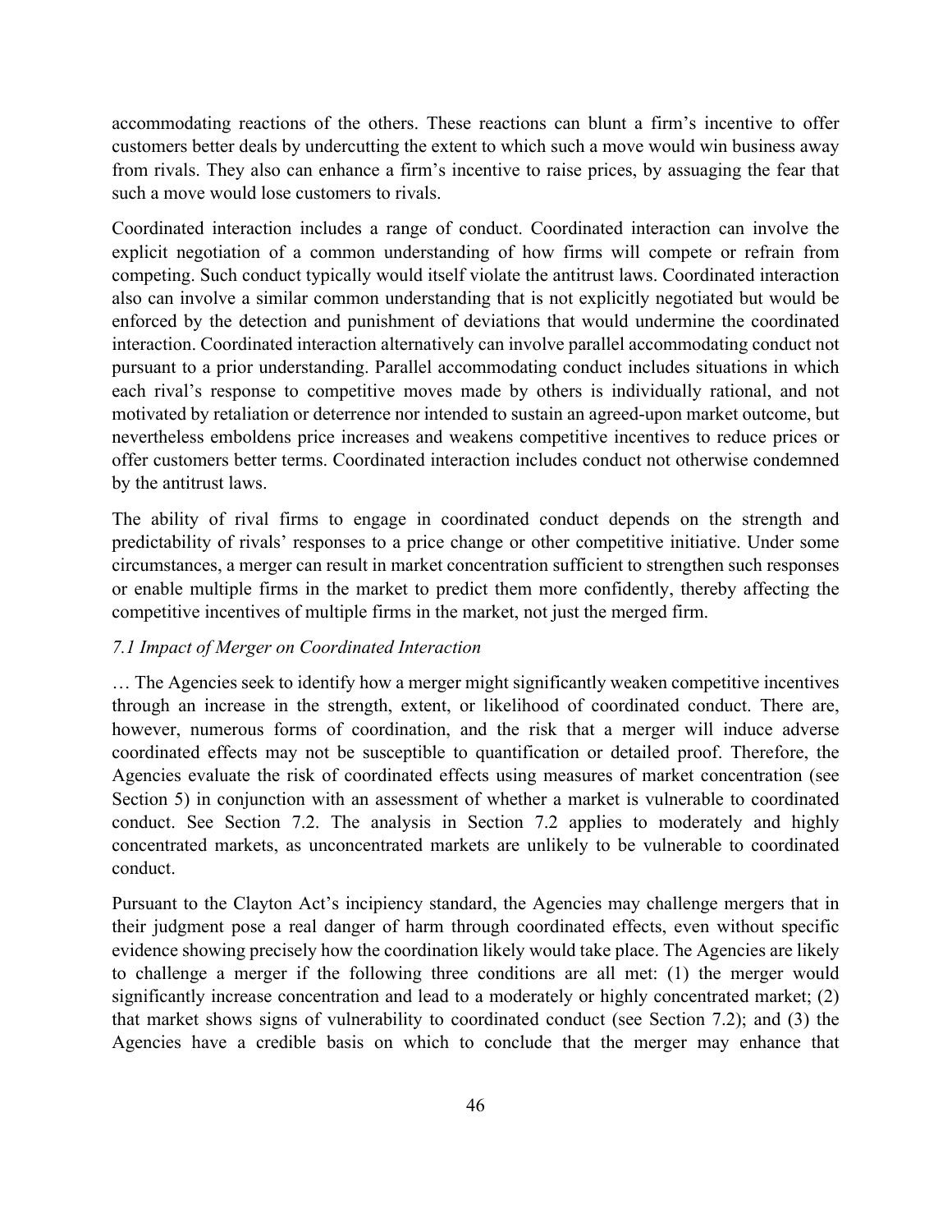accommodating reactions of the others. These reactions can blunt a firm's incentive to offer customers better deals by undercutting the extent to which such a move would win business away from rivals. They also can enhance a firm's incentive to raise prices, by assuaging the fear that such a move would lose customers to rivals.

Coordinated interaction includes a range of conduct. Coordinated interaction can involve the explicit negotiation of a common understanding of how firms will compete or refrain from competing. Such conduct typically would itself violate the antitrust laws. Coordinated interaction also can involve a similar common understanding that is not explicitly negotiated but would be enforced by the detection and punishment of deviations that would undermine the coordinated interaction. Coordinated interaction alternatively can involve parallel accommodating conduct not pursuant to a prior understanding. Parallel accommodating conduct includes situations in which each rival's response to competitive moves made by others is individually rational, and not motivated by retaliation or deterrence nor intended to sustain an agreed-upon market outcome, but nevertheless emboldens price increases and weakens competitive incentives to reduce prices or offer customers better terms. Coordinated interaction includes conduct not otherwise condemned by the antitrust laws.

The ability of rival firms to engage in coordinated conduct depends on the strength and predictability of rivals' responses to a price change or other competitive initiative. Under some circumstances, a merger can result in market concentration sufficient to strengthen such responses or enable multiple firms in the market to predict them more confidently, thereby affecting the competitive incentives of multiple firms in the market, not just the merged firm.

*7.1 Impact of Merger on Coordinated Interaction*

… The Agencies seek to identify how a merger might significantly weaken competitive incentives through an increase in the strength, extent, or likelihood of coordinated conduct. There are, however, numerous forms of coordination, and the risk that a merger will induce adverse coordinated effects may not be susceptible to quantification or detailed proof. Therefore, the Agencies evaluate the risk of coordinated effects using measures of market concentration (see Section 5) in conjunction with an assessment of whether a market is vulnerable to coordinated conduct. See Section 7.2. The analysis in Section 7.2 applies to moderately and highly concentrated markets, as unconcentrated markets are unlikely to be vulnerable to coordinated conduct.

Pursuant to the Clayton Act's incipiency standard, the Agencies may challenge mergers that in their judgment pose a real danger of harm through coordinated effects, even without specific evidence showing precisely how the coordination likely would take place. The Agencies are likely to challenge a merger if the following three conditions are all met: (1) the merger would significantly increase concentration and lead to a moderately or highly concentrated market; (2) that market shows signs of vulnerability to coordinated conduct (see Section 7.2); and (3) the Agencies have a credible basis on which to conclude that the merger may enhance that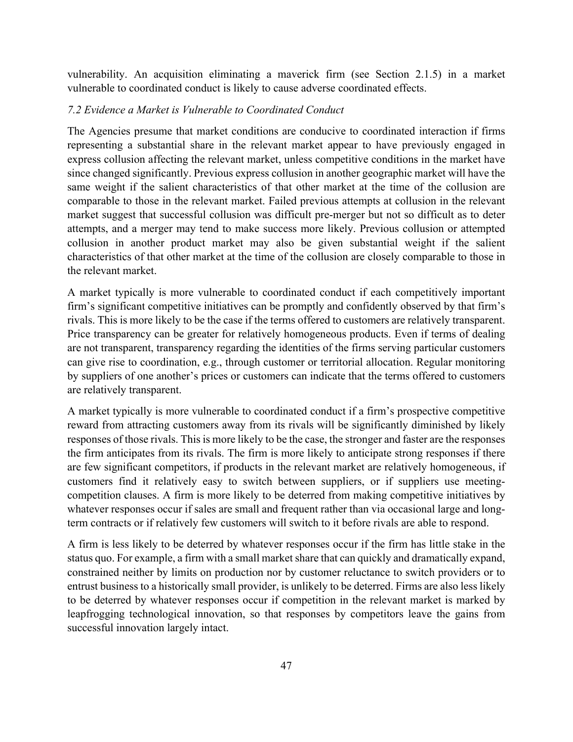vulnerability. An acquisition eliminating a maverick firm (see Section 2.1.5) in a market vulnerable to coordinated conduct is likely to cause adverse coordinated effects.

### *7.2 Evidence a Market is Vulnerable to Coordinated Conduct*

The Agencies presume that market conditions are conducive to coordinated interaction if firms representing a substantial share in the relevant market appear to have previously engaged in express collusion affecting the relevant market, unless competitive conditions in the market have since changed significantly. Previous express collusion in another geographic market will have the same weight if the salient characteristics of that other market at the time of the collusion are comparable to those in the relevant market. Failed previous attempts at collusion in the relevant market suggest that successful collusion was difficult pre-merger but not so difficult as to deter attempts, and a merger may tend to make success more likely. Previous collusion or attempted collusion in another product market may also be given substantial weight if the salient characteristics of that other market at the time of the collusion are closely comparable to those in the relevant market.

A market typically is more vulnerable to coordinated conduct if each competitively important firm's significant competitive initiatives can be promptly and confidently observed by that firm's rivals. This is more likely to be the case if the terms offered to customers are relatively transparent. Price transparency can be greater for relatively homogeneous products. Even if terms of dealing are not transparent, transparency regarding the identities of the firms serving particular customers can give rise to coordination, e.g., through customer or territorial allocation. Regular monitoring by suppliers of one another's prices or customers can indicate that the terms offered to customers are relatively transparent.

A market typically is more vulnerable to coordinated conduct if a firm's prospective competitive reward from attracting customers away from its rivals will be significantly diminished by likely responses of those rivals. This is more likely to be the case, the stronger and faster are the responses the firm anticipates from its rivals. The firm is more likely to anticipate strong responses if there are few significant competitors, if products in the relevant market are relatively homogeneous, if customers find it relatively easy to switch between suppliers, or if suppliers use meeting-competition clauses. A firm is more likely to be deterred from making competitive initiatives by whatever responses occur if sales are small and frequent rather than via occasional large and long-term contracts or if relatively few customers will switch to it before rivals are able to respond.

A firm is less likely to be deterred by whatever responses occur if the firm has little stake in the status quo. For example, a firm with a small market share that can quickly and dramatically expand, constrained neither by limits on production nor by customer reluctance to switch providers or to entrust business to a historically small provider, is unlikely to be deterred. Firms are also less likely to be deterred by whatever responses occur if competition in the relevant market is marked by leapfrogging technological innovation, so that responses by competitors leave the gains from successful innovation largely intact.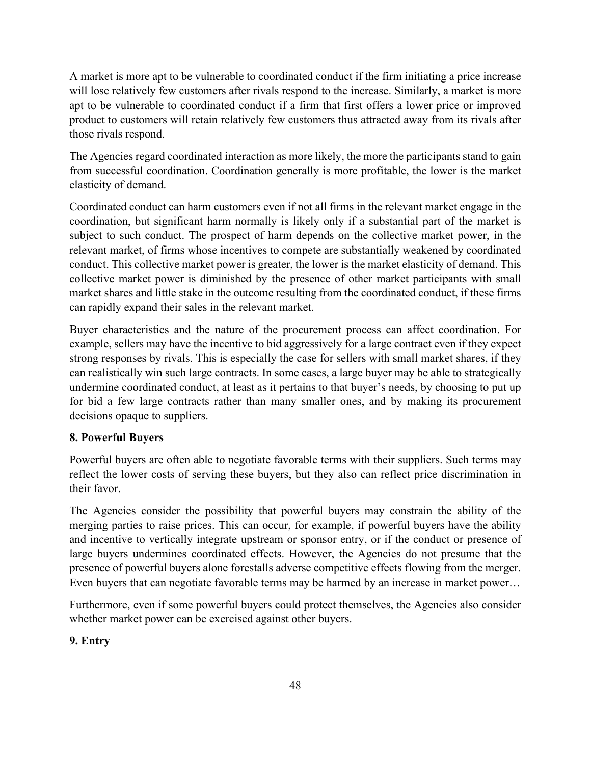A market is more apt to be vulnerable to coordinated conduct if the firm initiating a price increase will lose relatively few customers after rivals respond to the increase. Similarly, a market is more apt to be vulnerable to coordinated conduct if a firm that first offers a lower price or improved product to customers will retain relatively few customers thus attracted away from its rivals after those rivals respond.

The Agencies regard coordinated interaction as more likely, the more the participants stand to gain from successful coordination. Coordination generally is more profitable, the lower is the market elasticity of demand.

Coordinated conduct can harm customers even if not all firms in the relevant market engage in the coordination, but significant harm normally is likely only if a substantial part of the market is subject to such conduct. The prospect of harm depends on the collective market power, in the relevant market, of firms whose incentives to compete are substantially weakened by coordinated conduct. This collective market power is greater, the lower is the market elasticity of demand. This collective market power is diminished by the presence of other market participants with small market shares and little stake in the outcome resulting from the coordinated conduct, if these firms can rapidly expand their sales in the relevant market.

Buyer characteristics and the nature of the procurement process can affect coordination. For example, sellers may have the incentive to bid aggressively for a large contract even if they expect strong responses by rivals. This is especially the case for sellers with small market shares, if they can realistically win such large contracts. In some cases, a large buyer may be able to strategically undermine coordinated conduct, at least as it pertains to that buyer's needs, by choosing to put up for bid a few large contracts rather than many smaller ones, and by making its procurement decisions opaque to suppliers.

**8. Powerful Buyers**

Powerful buyers are often able to negotiate favorable terms with their suppliers. Such terms may reflect the lower costs of serving these buyers, but they also can reflect price discrimination in their favor.

The Agencies consider the possibility that powerful buyers may constrain the ability of the merging parties to raise prices. This can occur, for example, if powerful buyers have the ability and incentive to vertically integrate upstream or sponsor entry, or if the conduct or presence of large buyers undermines coordinated effects. However, the Agencies do not presume that the presence of powerful buyers alone forestalls adverse competitive effects flowing from the merger. Even buyers that can negotiate favorable terms may be harmed by an increase in market power…

Furthermore, even if some powerful buyers could protect themselves, the Agencies also consider whether market power can be exercised against other buyers.

**9. Entry**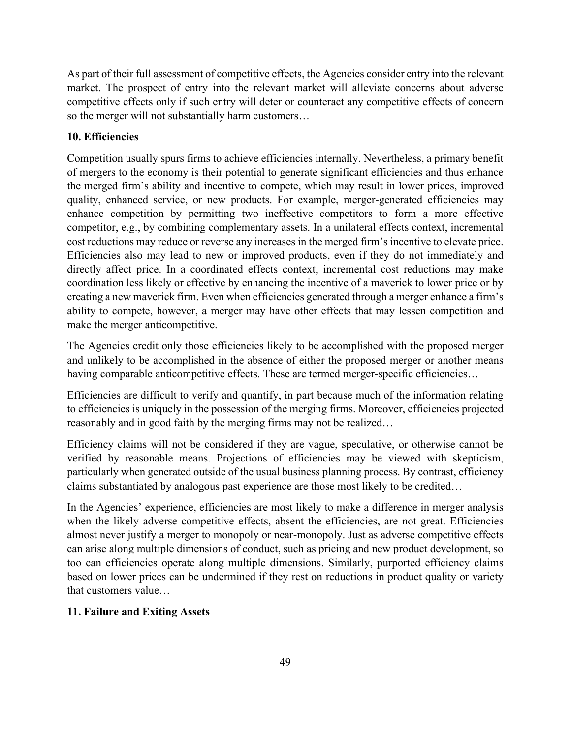As part of their full assessment of competitive effects, the Agencies consider entry into the relevant market. The prospect of entry into the relevant market will alleviate concerns about adverse competitive effects only if such entry will deter or counteract any competitive effects of concern so the merger will not substantially harm customers…

**10. Efficiencies**

Competition usually spurs firms to achieve efficiencies internally. Nevertheless, a primary benefit of mergers to the economy is their potential to generate significant efficiencies and thus enhance the merged firm's ability and incentive to compete, which may result in lower prices, improved quality, enhanced service, or new products. For example, merger-generated efficiencies may enhance competition by permitting two ineffective competitors to form a more effective competitor, e.g., by combining complementary assets. In a unilateral effects context, incremental cost reductions may reduce or reverse any increases in the merged firm's incentive to elevate price. Efficiencies also may lead to new or improved products, even if they do not immediately and directly affect price. In a coordinated effects context, incremental cost reductions may make coordination less likely or effective by enhancing the incentive of a maverick to lower price or by creating a new maverick firm. Even when efficiencies generated through a merger enhance a firm's ability to compete, however, a merger may have other effects that may lessen competition and make the merger anticompetitive.

The Agencies credit only those efficiencies likely to be accomplished with the proposed merger and unlikely to be accomplished in the absence of either the proposed merger or another means having comparable anticompetitive effects. These are termed merger-specific efficiencies…

Efficiencies are difficult to verify and quantify, in part because much of the information relating to efficiencies is uniquely in the possession of the merging firms. Moreover, efficiencies projected reasonably and in good faith by the merging firms may not be realized…

Efficiency claims will not be considered if they are vague, speculative, or otherwise cannot be verified by reasonable means. Projections of efficiencies may be viewed with skepticism, particularly when generated outside of the usual business planning process. By contrast, efficiency claims substantiated by analogous past experience are those most likely to be credited…

In the Agencies' experience, efficiencies are most likely to make a difference in merger analysis when the likely adverse competitive effects, absent the efficiencies, are not great. Efficiencies almost never justify a merger to monopoly or near-monopoly. Just as adverse competitive effects can arise along multiple dimensions of conduct, such as pricing and new product development, so too can efficiencies operate along multiple dimensions. Similarly, purported efficiency claims based on lower prices can be undermined if they rest on reductions in product quality or variety that customers value…

**11. Failure and Exiting Assets**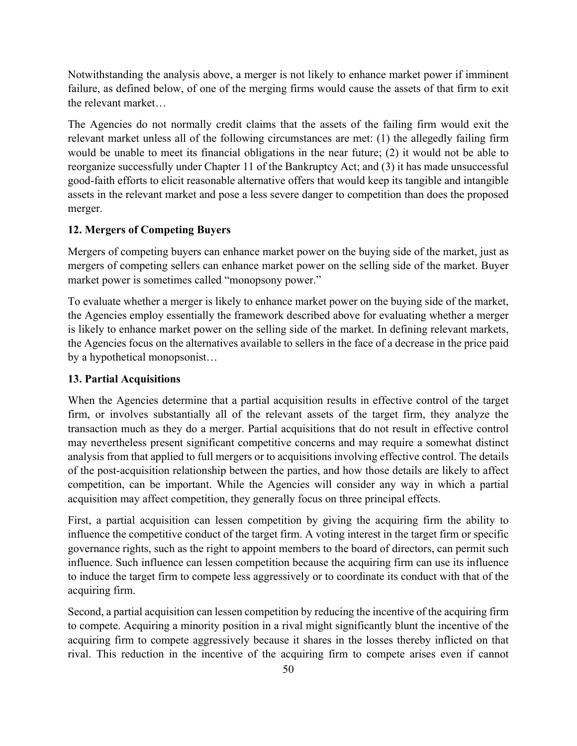Notwithstanding the analysis above, a merger is not likely to enhance market power if imminent failure, as defined below, of one of the merging firms would cause the assets of that firm to exit the relevant market…

The Agencies do not normally credit claims that the assets of the failing firm would exit the relevant market unless all of the following circumstances are met: (1) the allegedly failing firm would be unable to meet its financial obligations in the near future; (2) it would not be able to reorganize successfully under Chapter 11 of the Bankruptcy Act; and (3) it has made unsuccessful good-faith efforts to elicit reasonable alternative offers that would keep its tangible and intangible assets in the relevant market and pose a less severe danger to competition than does the proposed merger.

**12. Mergers of Competing Buyers**

Mergers of competing buyers can enhance market power on the buying side of the market, just as mergers of competing sellers can enhance market power on the selling side of the market. Buyer market power is sometimes called "monopsony power."

To evaluate whether a merger is likely to enhance market power on the buying side of the market, the Agencies employ essentially the framework described above for evaluating whether a merger is likely to enhance market power on the selling side of the market. In defining relevant markets, the Agencies focus on the alternatives available to sellers in the face of a decrease in the price paid by a hypothetical monopsonist…

**13. Partial Acquisitions**

When the Agencies determine that a partial acquisition results in effective control of the target firm, or involves substantially all of the relevant assets of the target firm, they analyze the transaction much as they do a merger. Partial acquisitions that do not result in effective control may nevertheless present significant competitive concerns and may require a somewhat distinct analysis from that applied to full mergers or to acquisitions involving effective control. The details of the post-acquisition relationship between the parties, and how those details are likely to affect competition, can be important. While the Agencies will consider any way in which a partial acquisition may affect competition, they generally focus on three principal effects.

First, a partial acquisition can lessen competition by giving the acquiring firm the ability to influence the competitive conduct of the target firm. A voting interest in the target firm or specific governance rights, such as the right to appoint members to the board of directors, can permit such influence. Such influence can lessen competition because the acquiring firm can use its influence to induce the target firm to compete less aggressively or to coordinate its conduct with that of the acquiring firm.

Second, a partial acquisition can lessen competition by reducing the incentive of the acquiring firm to compete. Acquiring a minority position in a rival might significantly blunt the incentive of the acquiring firm to compete aggressively because it shares in the losses thereby inflicted on that rival. This reduction in the incentive of the acquiring firm to compete arises even if cannot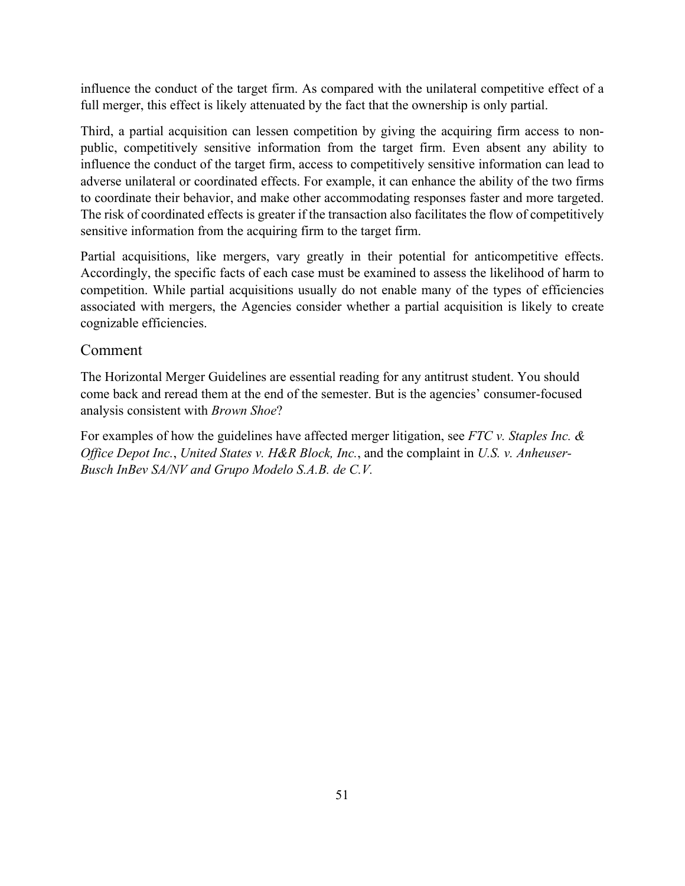influence the conduct of the target firm. As compared with the unilateral competitive effect of a full merger, this effect is likely attenuated by the fact that the ownership is only partial.

Third, a partial acquisition can lessen competition by giving the acquiring firm access to non-public, competitively sensitive information from the target firm. Even absent any ability to influence the conduct of the target firm, access to competitively sensitive information can lead to adverse unilateral or coordinated effects. For example, it can enhance the ability of the two firms to coordinate their behavior, and make other accommodating responses faster and more targeted. The risk of coordinated effects is greater if the transaction also facilitates the flow of competitively sensitive information from the acquiring firm to the target firm.

Partial acquisitions, like mergers, vary greatly in their potential for anticompetitive effects. Accordingly, the specific facts of each case must be examined to assess the likelihood of harm to competition. While partial acquisitions usually do not enable many of the types of efficiencies associated with mergers, the Agencies consider whether a partial acquisition is likely to create cognizable efficiencies.

## Comment

The Horizontal Merger Guidelines are essential reading for any antitrust student. You should come back and reread them at the end of the semester. But is the agencies' consumer-focused analysis consistent with *Brown Shoe*?

For examples of how the guidelines have affected merger litigation, see *FTC v. Staples Inc. & Office Depot Inc.*, *United States v. H&R Block, Inc.*, and the complaint in *U.S. v. Anheuser-Busch InBev SA/NV and Grupo Modelo S.A.B. de C.V.*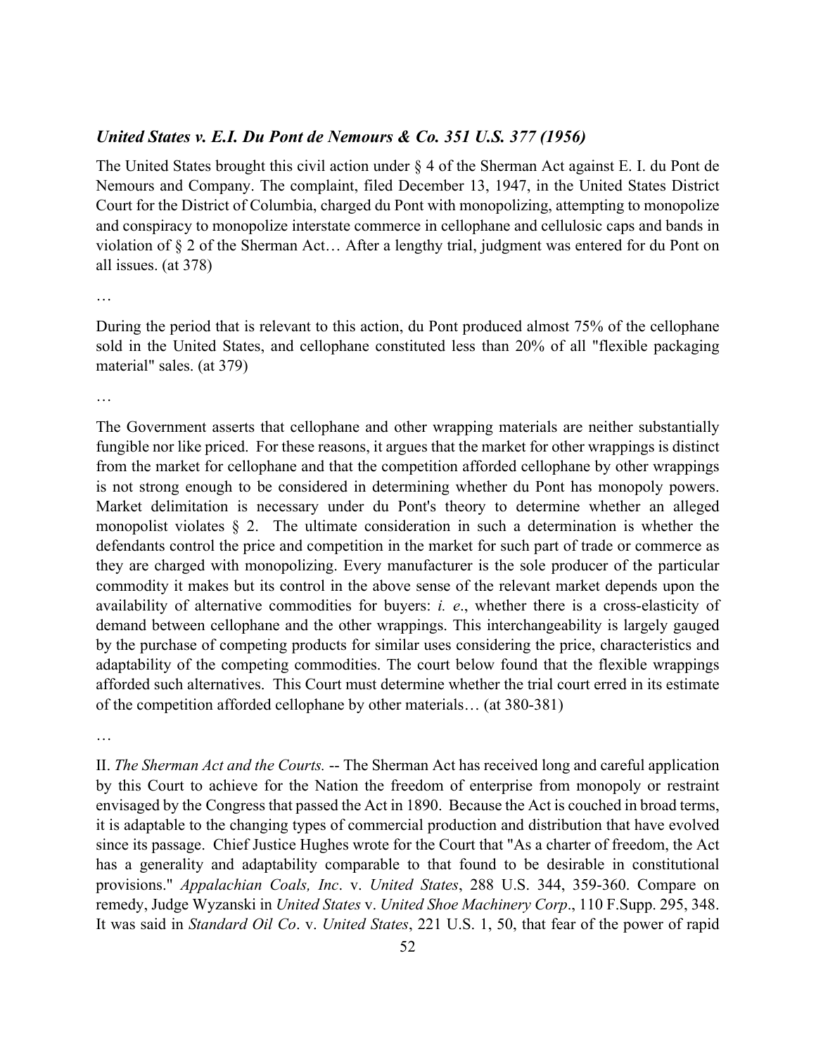### *United States v. E.I. Du Pont de Nemours & Co. 351 U.S. 377 (1956)*

The United States brought this civil action under § 4 of the Sherman Act against E. I. du Pont de Nemours and Company. The complaint, filed December 13, 1947, in the United States District Court for the District of Columbia, charged du Pont with monopolizing, attempting to monopolize and conspiracy to monopolize interstate commerce in cellophane and cellulosic caps and bands in violation of § 2 of the Sherman Act… After a lengthy trial, judgment was entered for du Pont on all issues. (at 378)

…

During the period that is relevant to this action, du Pont produced almost 75% of the cellophane sold in the United States, and cellophane constituted less than 20% of all "flexible packaging material" sales. (at 379)

…

The Government asserts that cellophane and other wrapping materials are neither substantially fungible nor like priced. For these reasons, it argues that the market for other wrappings is distinct from the market for cellophane and that the competition afforded cellophane by other wrappings is not strong enough to be considered in determining whether du Pont has monopoly powers. Market delimitation is necessary under du Pont's theory to determine whether an alleged monopolist violates § 2. The ultimate consideration in such a determination is whether the defendants control the price and competition in the market for such part of trade or commerce as they are charged with monopolizing. Every manufacturer is the sole producer of the particular commodity it makes but its control in the above sense of the relevant market depends upon the availability of alternative commodities for buyers: *i. e*., whether there is a cross-elasticity of demand between cellophane and the other wrappings. This interchangeability is largely gauged by the purchase of competing products for similar uses considering the price, characteristics and adaptability of the competing commodities. The court below found that the flexible wrappings afforded such alternatives. This Court must determine whether the trial court erred in its estimate of the competition afforded cellophane by other materials… (at 380-381)

…

II. *The Sherman Act and the Courts.* -- The Sherman Act has received long and careful application by this Court to achieve for the Nation the freedom of enterprise from monopoly or restraint envisaged by the Congress that passed the Act in 1890. Because the Act is couched in broad terms, it is adaptable to the changing types of commercial production and distribution that have evolved since its passage. Chief Justice Hughes wrote for the Court that "As a charter of freedom, the Act has a generality and adaptability comparable to that found to be desirable in constitutional provisions." *Appalachian Coals, Inc*. v. *United States*, 288 U.S. 344, 359-360. Compare on remedy, Judge Wyzanski in *United States* v. *United Shoe Machinery Corp*., 110 F.Supp. 295, 348. It was said in *Standard Oil Co*. v. *United States*, 221 U.S. 1, 50, that fear of the power of rapid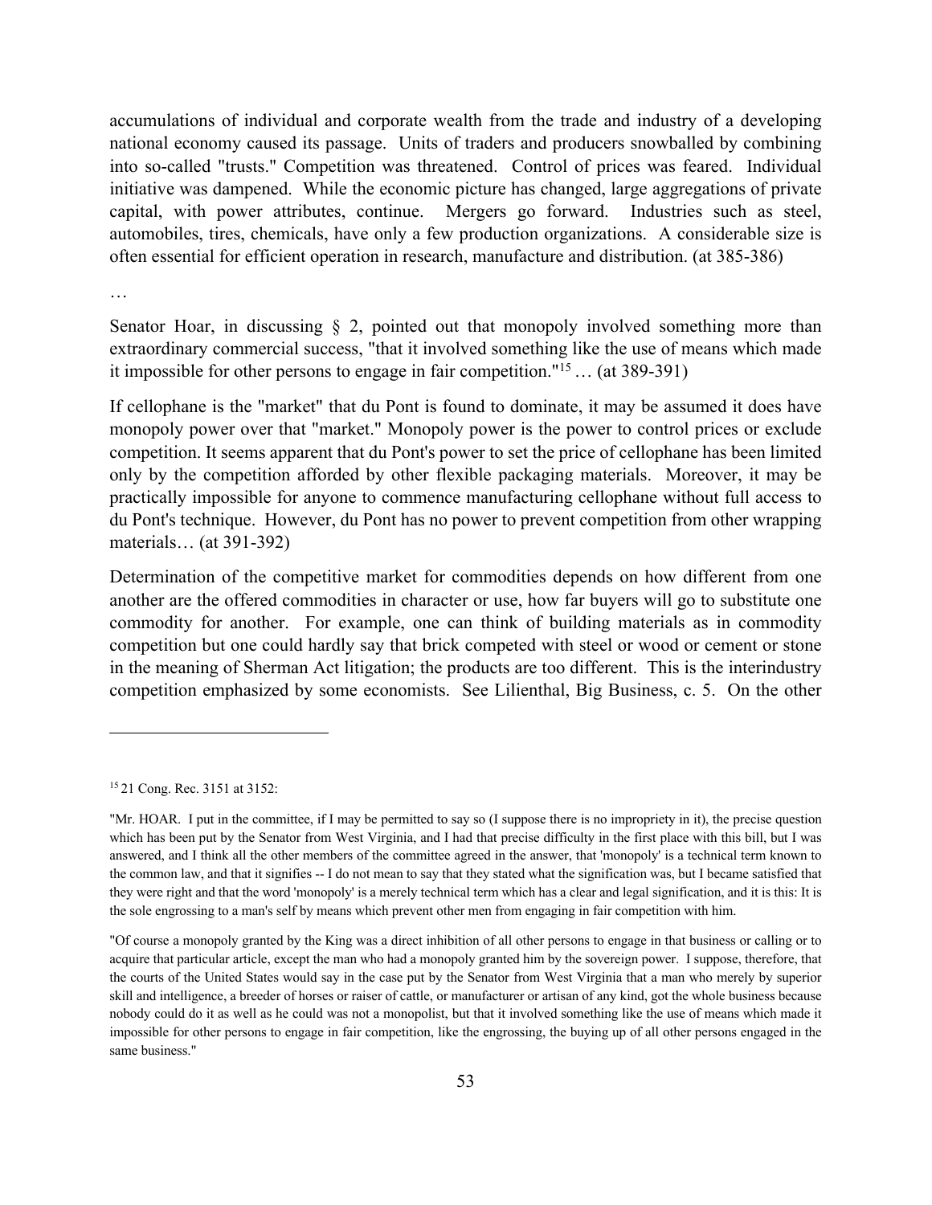accumulations of individual and corporate wealth from the trade and industry of a developing national economy caused its passage. Units of traders and producers snowballed by combining into so-called "trusts." Competition was threatened. Control of prices was feared. Individual initiative was dampened. While the economic picture has changed, large aggregations of private capital, with power attributes, continue. Mergers go forward. Industries such as steel, automobiles, tires, chemicals, have only a few production organizations. A considerable size is often essential for efficient operation in research, manufacture and distribution. (at 385-386)

…

Senator Hoar, in discussing § 2, pointed out that monopoly involved something more than extraordinary commercial success, "that it involved something like the use of means which made it impossible for other persons to engage in fair competition."[15] … (at 389-391)

If cellophane is the "market" that du Pont is found to dominate, it may be assumed it does have monopoly power over that "market." Monopoly power is the power to control prices or exclude competition. It seems apparent that du Pont's power to set the price of cellophane has been limited only by the competition afforded by other flexible packaging materials. Moreover, it may be practically impossible for anyone to commence manufacturing cellophane without full access to du Pont's technique. However, du Pont has no power to prevent competition from other wrapping materials… (at 391-392)

Determination of the competitive market for commodities depends on how different from one another are the offered commodities in character or use, how far buyers will go to substitute one commodity for another. For example, one can think of building materials as in commodity competition but one could hardly say that brick competed with steel or wood or cement or stone in the meaning of Sherman Act litigation; the products are too different. This is the interindustry competition emphasized by some economists. See Lilienthal, Big Business, c. 5. On the other

---

[15] 21 Cong. Rec. 3151 at 3152:

"Mr. HOAR. I put in the committee, if I may be permitted to say so (I suppose there is no impropriety in it), the precise question which has been put by the Senator from West Virginia, and I had that precise difficulty in the first place with this bill, but I was answered, and I think all the other members of the committee agreed in the answer, that 'monopoly' is a technical term known to the common law, and that it signifies -- I do not mean to say that they stated what the signification was, but I became satisfied that they were right and that the word 'monopoly' is a merely technical term which has a clear and legal signification, and it is this: It is the sole engrossing to a man's self by means which prevent other men from engaging in fair competition with him.

"Of course a monopoly granted by the King was a direct inhibition of all other persons to engage in that business or calling or to acquire that particular article, except the man who had a monopoly granted him by the sovereign power. I suppose, therefore, that the courts of the United States would say in the case put by the Senator from West Virginia that a man who merely by superior skill and intelligence, a breeder of horses or raiser of cattle, or manufacturer or artisan of any kind, got the whole business because nobody could do it as well as he could was not a monopolist, but that it involved something like the use of means which made it impossible for other persons to engage in fair competition, like the engrossing, the buying up of all other persons engaged in the same business."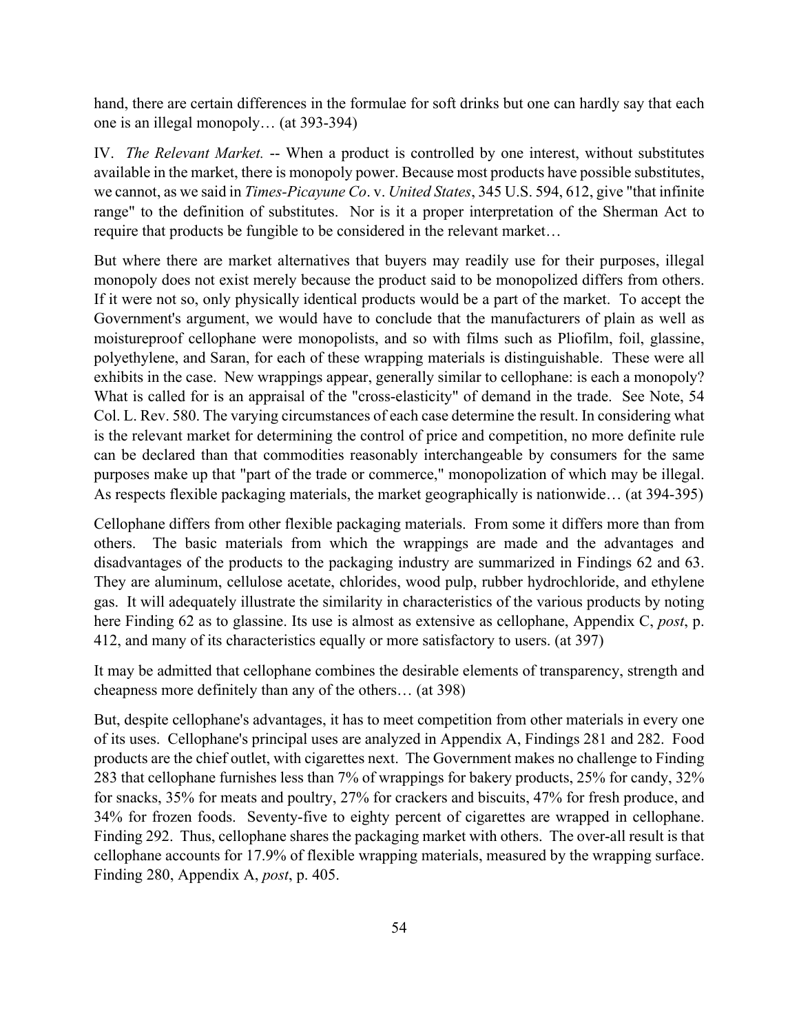hand, there are certain differences in the formulae for soft drinks but one can hardly say that each one is an illegal monopoly… (at 393-394)

IV. *The Relevant Market.* -- When a product is controlled by one interest, without substitutes available in the market, there is monopoly power. Because most products have possible substitutes, we cannot, as we said in *Times-Picayune Co*. v. *United States*, 345 U.S. 594, 612, give "that infinite range" to the definition of substitutes. Nor is it a proper interpretation of the Sherman Act to require that products be fungible to be considered in the relevant market…

But where there are market alternatives that buyers may readily use for their purposes, illegal monopoly does not exist merely because the product said to be monopolized differs from others. If it were not so, only physically identical products would be a part of the market. To accept the Government's argument, we would have to conclude that the manufacturers of plain as well as moistureproof cellophane were monopolists, and so with films such as Pliofilm, foil, glassine, polyethylene, and Saran, for each of these wrapping materials is distinguishable. These were all exhibits in the case. New wrappings appear, generally similar to cellophane: is each a monopoly? What is called for is an appraisal of the "cross-elasticity" of demand in the trade. See Note, 54 Col. L. Rev. 580. The varying circumstances of each case determine the result. In considering what is the relevant market for determining the control of price and competition, no more definite rule can be declared than that commodities reasonably interchangeable by consumers for the same purposes make up that "part of the trade or commerce," monopolization of which may be illegal. As respects flexible packaging materials, the market geographically is nationwide… (at 394-395)

Cellophane differs from other flexible packaging materials. From some it differs more than from others. The basic materials from which the wrappings are made and the advantages and disadvantages of the products to the packaging industry are summarized in Findings 62 and 63. They are aluminum, cellulose acetate, chlorides, wood pulp, rubber hydrochloride, and ethylene gas. It will adequately illustrate the similarity in characteristics of the various products by noting here Finding 62 as to glassine. Its use is almost as extensive as cellophane, Appendix C, *post*, p. 412, and many of its characteristics equally or more satisfactory to users. (at 397)

It may be admitted that cellophane combines the desirable elements of transparency, strength and cheapness more definitely than any of the others… (at 398)

But, despite cellophane's advantages, it has to meet competition from other materials in every one of its uses. Cellophane's principal uses are analyzed in Appendix A, Findings 281 and 282. Food products are the chief outlet, with cigarettes next. The Government makes no challenge to Finding 283 that cellophane furnishes less than 7% of wrappings for bakery products, 25% for candy, 32% for snacks, 35% for meats and poultry, 27% for crackers and biscuits, 47% for fresh produce, and 34% for frozen foods. Seventy-five to eighty percent of cigarettes are wrapped in cellophane. Finding 292. Thus, cellophane shares the packaging market with others. The over-all result is that cellophane accounts for 17.9% of flexible wrapping materials, measured by the wrapping surface. Finding 280, Appendix A, *post*, p. 405.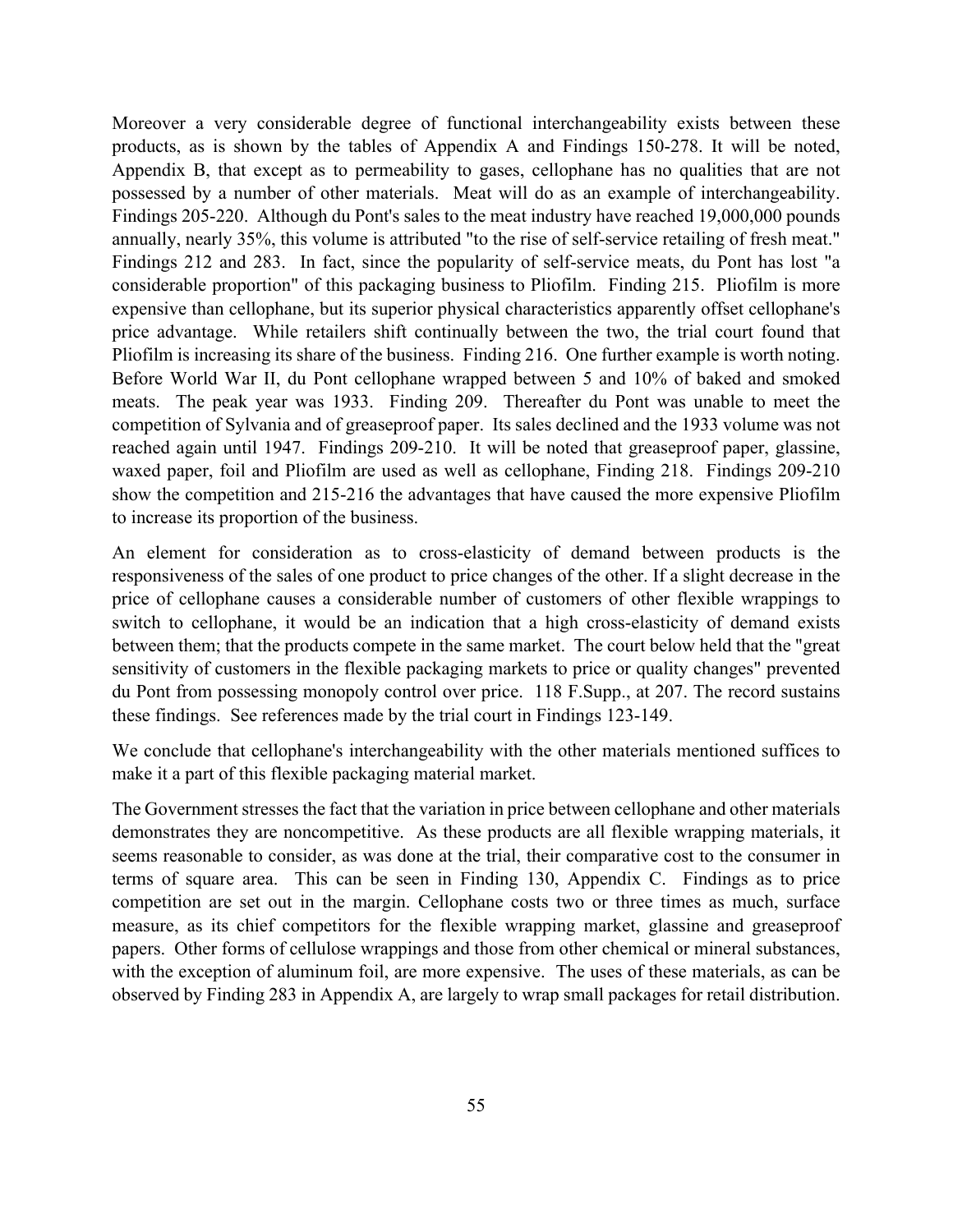Moreover a very considerable degree of functional interchangeability exists between these products, as is shown by the tables of Appendix A and Findings 150-278. It will be noted, Appendix B, that except as to permeability to gases, cellophane has no qualities that are not possessed by a number of other materials. Meat will do as an example of interchangeability. Findings 205-220. Although du Pont's sales to the meat industry have reached 19,000,000 pounds annually, nearly 35%, this volume is attributed "to the rise of self-service retailing of fresh meat." Findings 212 and 283. In fact, since the popularity of self-service meats, du Pont has lost "a considerable proportion" of this packaging business to Pliofilm. Finding 215. Pliofilm is more expensive than cellophane, but its superior physical characteristics apparently offset cellophane's price advantage. While retailers shift continually between the two, the trial court found that Pliofilm is increasing its share of the business. Finding 216. One further example is worth noting. Before World War II, du Pont cellophane wrapped between 5 and 10% of baked and smoked meats. The peak year was 1933. Finding 209. Thereafter du Pont was unable to meet the competition of Sylvania and of greaseproof paper. Its sales declined and the 1933 volume was not reached again until 1947. Findings 209-210. It will be noted that greaseproof paper, glassine, waxed paper, foil and Pliofilm are used as well as cellophane, Finding 218. Findings 209-210 show the competition and 215-216 the advantages that have caused the more expensive Pliofilm to increase its proportion of the business.

An element for consideration as to cross-elasticity of demand between products is the responsiveness of the sales of one product to price changes of the other. If a slight decrease in the price of cellophane causes a considerable number of customers of other flexible wrappings to switch to cellophane, it would be an indication that a high cross-elasticity of demand exists between them; that the products compete in the same market. The court below held that the "great sensitivity of customers in the flexible packaging markets to price or quality changes" prevented du Pont from possessing monopoly control over price. 118 F.Supp., at 207. The record sustains these findings. See references made by the trial court in Findings 123-149.

We conclude that cellophane's interchangeability with the other materials mentioned suffices to make it a part of this flexible packaging material market.

The Government stresses the fact that the variation in price between cellophane and other materials demonstrates they are noncompetitive. As these products are all flexible wrapping materials, it seems reasonable to consider, as was done at the trial, their comparative cost to the consumer in terms of square area. This can be seen in Finding 130, Appendix C. Findings as to price competition are set out in the margin. Cellophane costs two or three times as much, surface measure, as its chief competitors for the flexible wrapping market, glassine and greaseproof papers. Other forms of cellulose wrappings and those from other chemical or mineral substances, with the exception of aluminum foil, are more expensive. The uses of these materials, as can be observed by Finding 283 in Appendix A, are largely to wrap small packages for retail distribution.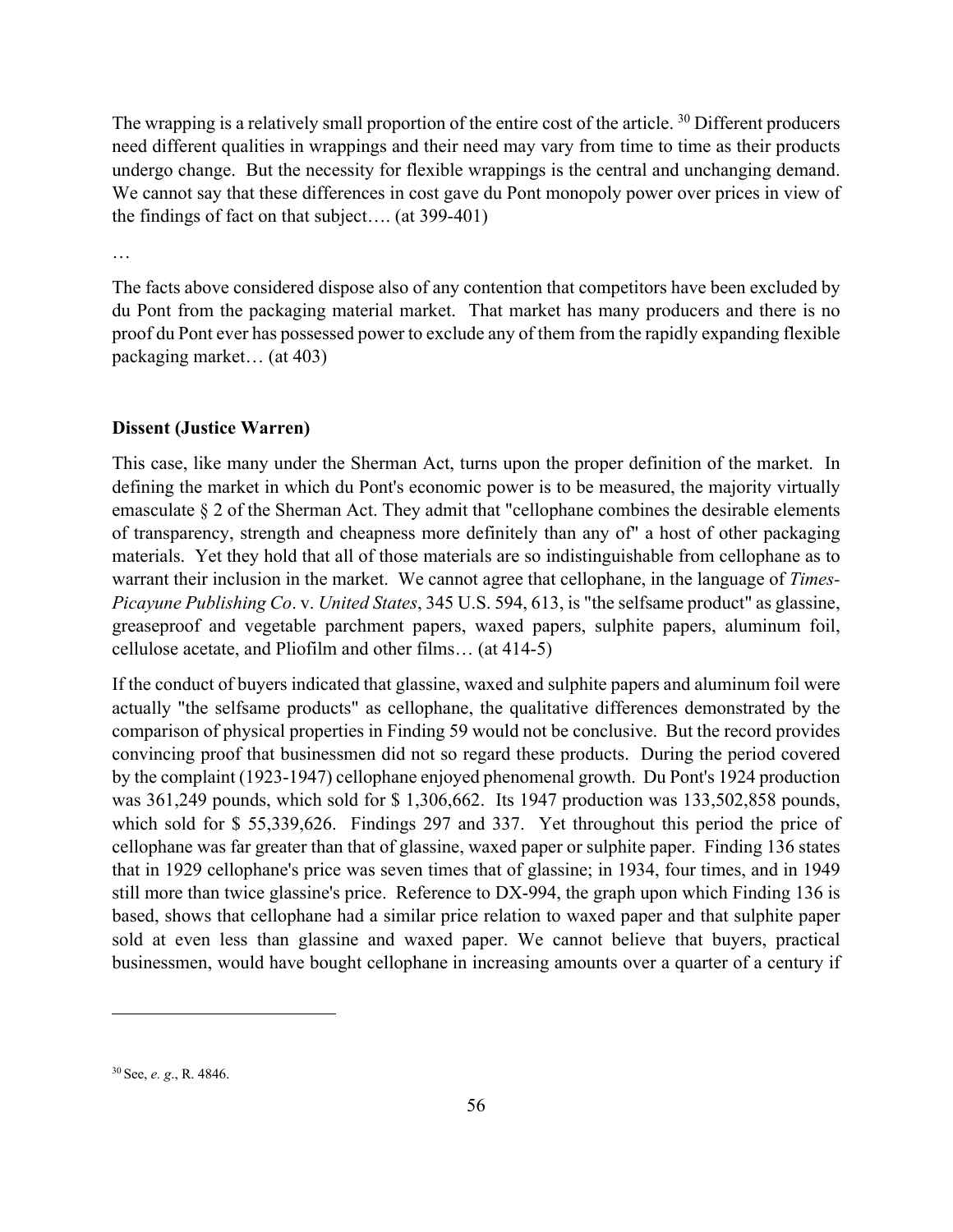The wrapping is a relatively small proportion of the entire cost of the article. [30] Different producers need different qualities in wrappings and their need may vary from time to time as their products undergo change. But the necessity for flexible wrappings is the central and unchanging demand. We cannot say that these differences in cost gave du Pont monopoly power over prices in view of the findings of fact on that subject…. (at 399-401)

…

The facts above considered dispose also of any contention that competitors have been excluded by du Pont from the packaging material market. That market has many producers and there is no proof du Pont ever has possessed power to exclude any of them from the rapidly expanding flexible packaging market… (at 403)

**Dissent (Justice Warren)**

This case, like many under the Sherman Act, turns upon the proper definition of the market. In defining the market in which du Pont's economic power is to be measured, the majority virtually emasculate § 2 of the Sherman Act. They admit that "cellophane combines the desirable elements of transparency, strength and cheapness more definitely than any of" a host of other packaging materials. Yet they hold that all of those materials are so indistinguishable from cellophane as to warrant their inclusion in the market. We cannot agree that cellophane, in the language of *Times-Picayune Publishing Co*. v. *United States*, 345 U.S. 594, 613, is "the selfsame product" as glassine, greaseproof and vegetable parchment papers, waxed papers, sulphite papers, aluminum foil, cellulose acetate, and Pliofilm and other films… (at 414-5)

If the conduct of buyers indicated that glassine, waxed and sulphite papers and aluminum foil were actually "the selfsame products" as cellophane, the qualitative differences demonstrated by the comparison of physical properties in Finding 59 would not be conclusive. But the record provides convincing proof that businessmen did not so regard these products. During the period covered by the complaint (1923-1947) cellophane enjoyed phenomenal growth. Du Pont's 1924 production was 361,249 pounds, which sold for $ 1,306,662. Its 1947 production was 133,502,858 pounds, which sold for $ 55,339,626. Findings 297 and 337. Yet throughout this period the price of cellophane was far greater than that of glassine, waxed paper or sulphite paper. Finding 136 states that in 1929 cellophane's price was seven times that of glassine; in 1934, four times, and in 1949 still more than twice glassine's price. Reference to DX-994, the graph upon which Finding 136 is based, shows that cellophane had a similar price relation to waxed paper and that sulphite paper sold at even less than glassine and waxed paper. We cannot believe that buyers, practical businessmen, would have bought cellophane in increasing amounts over a quarter of a century if

---

[30] See, *e. g*., R. 4846.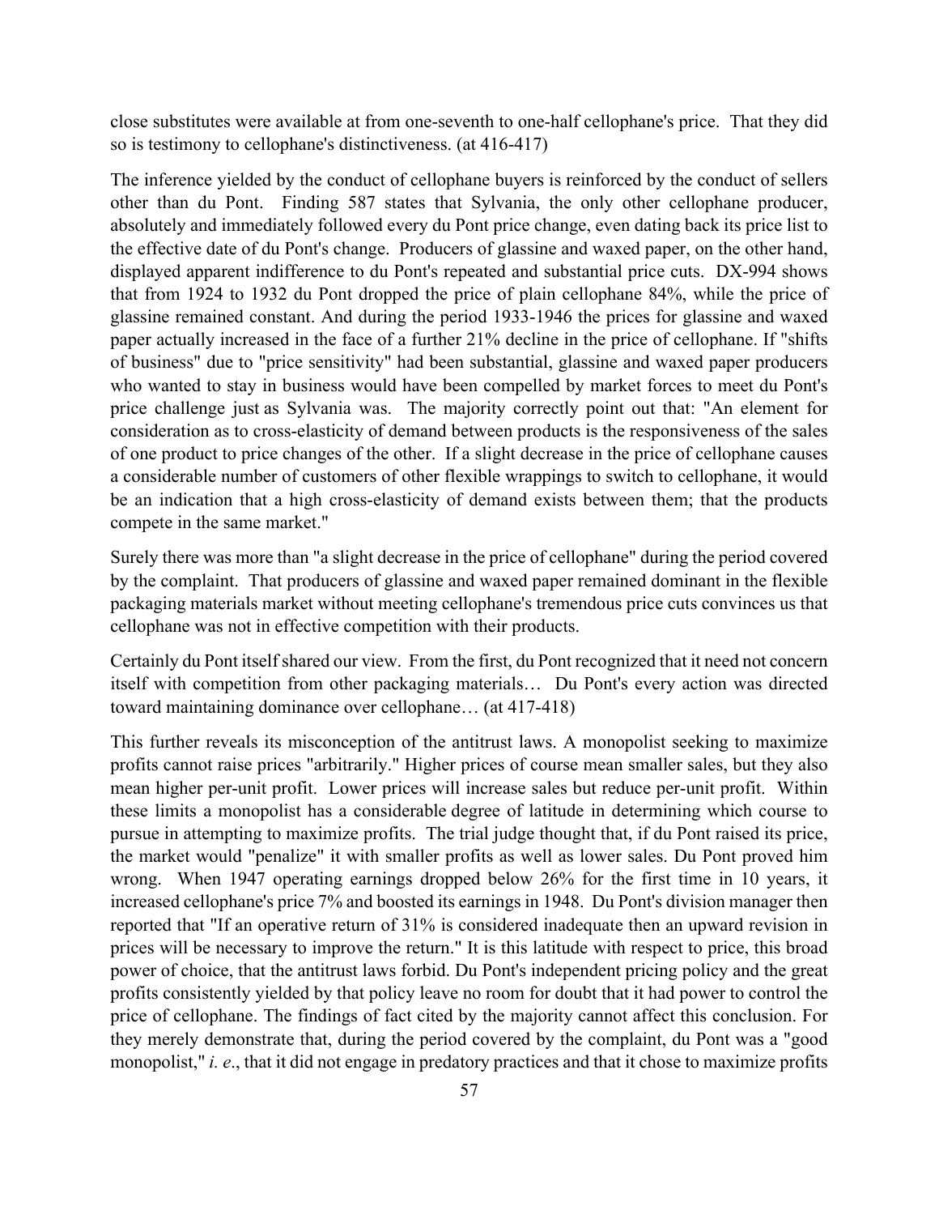close substitutes were available at from one-seventh to one-half cellophane's price. That they did so is testimony to cellophane's distinctiveness. (at 416-417)

The inference yielded by the conduct of cellophane buyers is reinforced by the conduct of sellers other than du Pont. Finding 587 states that Sylvania, the only other cellophane producer, absolutely and immediately followed every du Pont price change, even dating back its price list to the effective date of du Pont's change. Producers of glassine and waxed paper, on the other hand, displayed apparent indifference to du Pont's repeated and substantial price cuts. DX-994 shows that from 1924 to 1932 du Pont dropped the price of plain cellophane 84%, while the price of glassine remained constant. And during the period 1933-1946 the prices for glassine and waxed paper actually increased in the face of a further 21% decline in the price of cellophane. If "shifts of business" due to "price sensitivity" had been substantial, glassine and waxed paper producers who wanted to stay in business would have been compelled by market forces to meet du Pont's price challenge just as Sylvania was. The majority correctly point out that: "An element for consideration as to cross-elasticity of demand between products is the responsiveness of the sales of one product to price changes of the other. If a slight decrease in the price of cellophane causes a considerable number of customers of other flexible wrappings to switch to cellophane, it would be an indication that a high cross-elasticity of demand exists between them; that the products compete in the same market."

Surely there was more than "a slight decrease in the price of cellophane" during the period covered by the complaint. That producers of glassine and waxed paper remained dominant in the flexible packaging materials market without meeting cellophane's tremendous price cuts convinces us that cellophane was not in effective competition with their products.

Certainly du Pont itself shared our view. From the first, du Pont recognized that it need not concern itself with competition from other packaging materials… Du Pont's every action was directed toward maintaining dominance over cellophane… (at 417-418)

This further reveals its misconception of the antitrust laws. A monopolist seeking to maximize profits cannot raise prices "arbitrarily." Higher prices of course mean smaller sales, but they also mean higher per-unit profit. Lower prices will increase sales but reduce per-unit profit. Within these limits a monopolist has a considerable degree of latitude in determining which course to pursue in attempting to maximize profits. The trial judge thought that, if du Pont raised its price, the market would "penalize" it with smaller profits as well as lower sales. Du Pont proved him wrong. When 1947 operating earnings dropped below 26% for the first time in 10 years, it increased cellophane's price 7% and boosted its earnings in 1948. Du Pont's division manager then reported that "If an operative return of 31% is considered inadequate then an upward revision in prices will be necessary to improve the return." It is this latitude with respect to price, this broad power of choice, that the antitrust laws forbid. Du Pont's independent pricing policy and the great profits consistently yielded by that policy leave no room for doubt that it had power to control the price of cellophane. The findings of fact cited by the majority cannot affect this conclusion. For they merely demonstrate that, during the period covered by the complaint, du Pont was a "good monopolist," *i. e*., that it did not engage in predatory practices and that it chose to maximize profits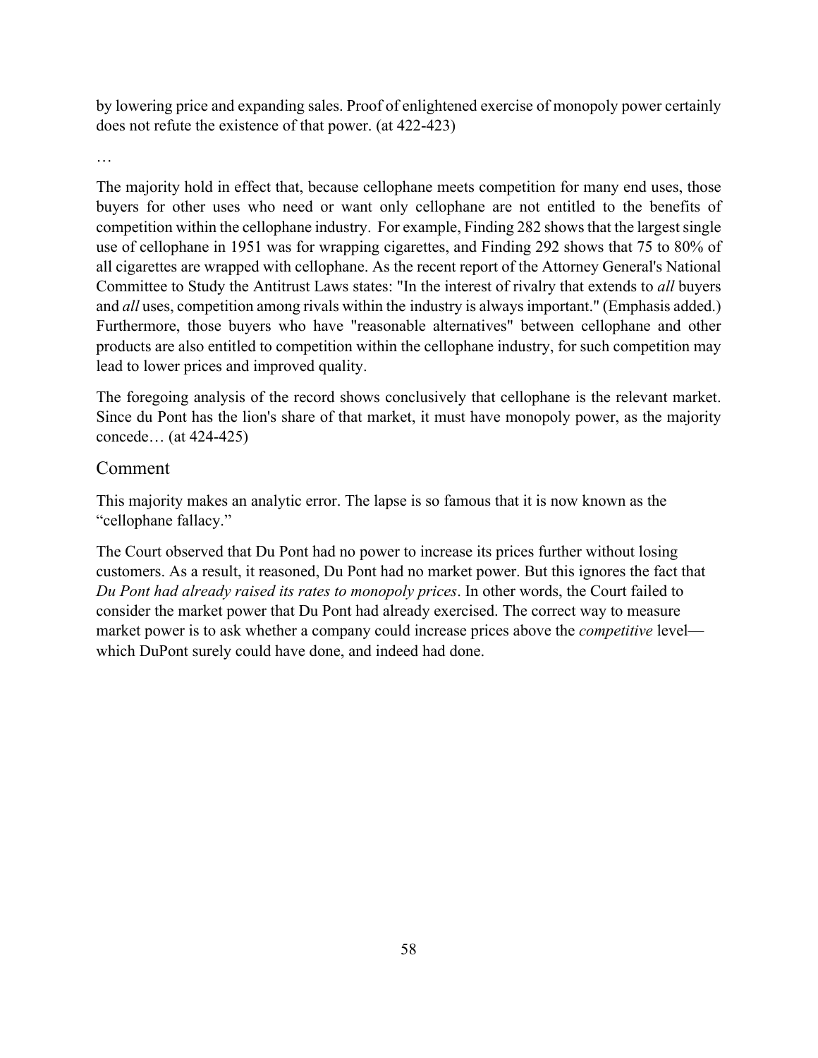by lowering price and expanding sales. Proof of enlightened exercise of monopoly power certainly does not refute the existence of that power. (at 422-423)

…

The majority hold in effect that, because cellophane meets competition for many end uses, those buyers for other uses who need or want only cellophane are not entitled to the benefits of competition within the cellophane industry. For example, Finding 282 shows that the largest single use of cellophane in 1951 was for wrapping cigarettes, and Finding 292 shows that 75 to 80% of all cigarettes are wrapped with cellophane. As the recent report of the Attorney General's National Committee to Study the Antitrust Laws states: "In the interest of rivalry that extends to *all* buyers and *all* uses, competition among rivals within the industry is always important." (Emphasis added.) Furthermore, those buyers who have "reasonable alternatives" between cellophane and other products are also entitled to competition within the cellophane industry, for such competition may lead to lower prices and improved quality.

The foregoing analysis of the record shows conclusively that cellophane is the relevant market. Since du Pont has the lion's share of that market, it must have monopoly power, as the majority concede… (at 424-425)

## Comment

This majority makes an analytic error. The lapse is so famous that it is now known as the "cellophane fallacy."

The Court observed that Du Pont had no power to increase its prices further without losing customers. As a result, it reasoned, Du Pont had no market power. But this ignores the fact that *Du Pont had already raised its rates to monopoly prices*. In other words, the Court failed to consider the market power that Du Pont had already exercised. The correct way to measure market power is to ask whether a company could increase prices above the *competitive* level—which DuPont surely could have done, and indeed had done.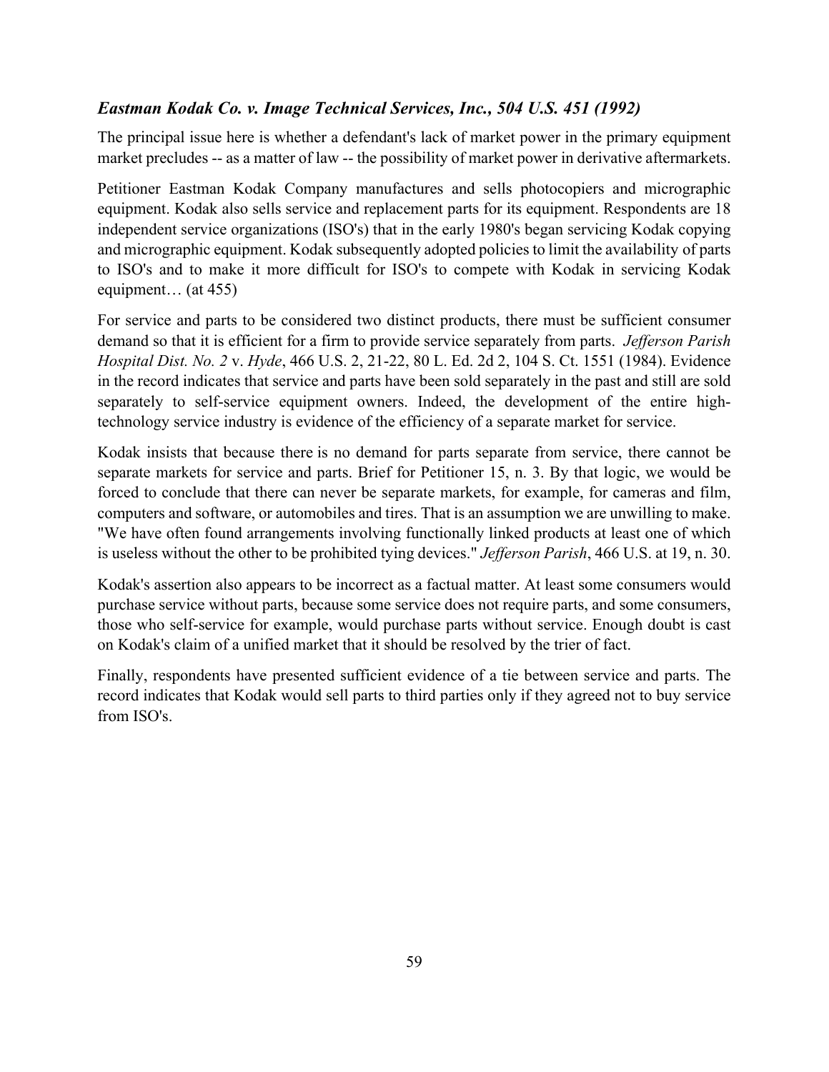### *Eastman Kodak Co. v. Image Technical Services, Inc., 504 U.S. 451 (1992)*

The principal issue here is whether a defendant's lack of market power in the primary equipment market precludes -- as a matter of law -- the possibility of market power in derivative aftermarkets.

Petitioner Eastman Kodak Company manufactures and sells photocopiers and micrographic equipment. Kodak also sells service and replacement parts for its equipment. Respondents are 18 independent service organizations (ISO's) that in the early 1980's began servicing Kodak copying and micrographic equipment. Kodak subsequently adopted policies to limit the availability of parts to ISO's and to make it more difficult for ISO's to compete with Kodak in servicing Kodak equipment… (at 455)

For service and parts to be considered two distinct products, there must be sufficient consumer demand so that it is efficient for a firm to provide service separately from parts. *Jefferson Parish Hospital Dist. No. 2* v. *Hyde*, 466 U.S. 2, 21-22, 80 L. Ed. 2d 2, 104 S. Ct. 1551 (1984). Evidence in the record indicates that service and parts have been sold separately in the past and still are sold separately to self-service equipment owners. Indeed, the development of the entire high-technology service industry is evidence of the efficiency of a separate market for service.

Kodak insists that because there is no demand for parts separate from service, there cannot be separate markets for service and parts. Brief for Petitioner 15, n. 3. By that logic, we would be forced to conclude that there can never be separate markets, for example, for cameras and film, computers and software, or automobiles and tires. That is an assumption we are unwilling to make. "We have often found arrangements involving functionally linked products at least one of which is useless without the other to be prohibited tying devices." *Jefferson Parish*, 466 U.S. at 19, n. 30.

Kodak's assertion also appears to be incorrect as a factual matter. At least some consumers would purchase service without parts, because some service does not require parts, and some consumers, those who self-service for example, would purchase parts without service. Enough doubt is cast on Kodak's claim of a unified market that it should be resolved by the trier of fact.

Finally, respondents have presented sufficient evidence of a tie between service and parts. The record indicates that Kodak would sell parts to third parties only if they agreed not to buy service from ISO's.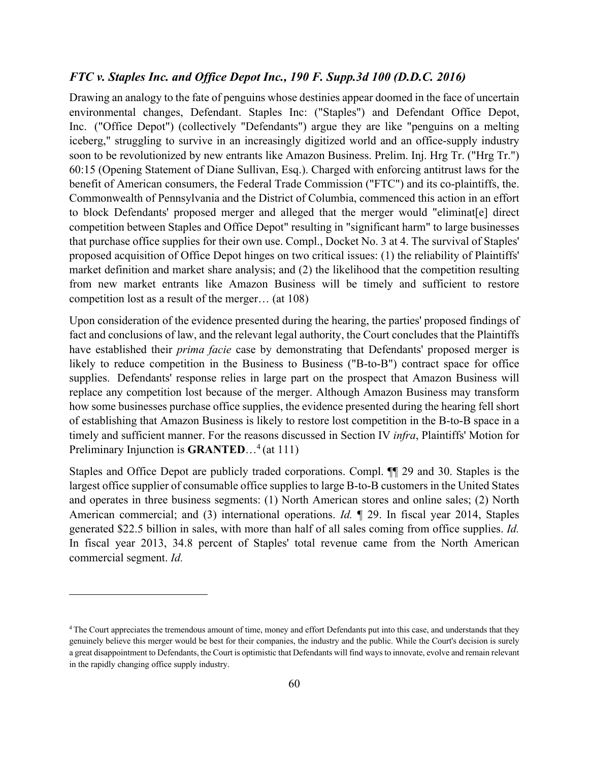### *FTC v. Staples Inc. and Office Depot Inc., 190 F. Supp.3d 100 (D.D.C. 2016)*

Drawing an analogy to the fate of penguins whose destinies appear doomed in the face of uncertain environmental changes, Defendant. Staples Inc: ("Staples") and Defendant Office Depot, Inc. ("Office Depot") (collectively "Defendants") argue they are like "penguins on a melting iceberg," struggling to survive in an increasingly digitized world and an office-supply industry soon to be revolutionized by new entrants like Amazon Business. Prelim. Inj. Hrg Tr. ("Hrg Tr.") 60:15 (Opening Statement of Diane Sullivan, Esq.). Charged with enforcing antitrust laws for the benefit of American consumers, the Federal Trade Commission ("FTC") and its co-plaintiffs, the. Commonwealth of Pennsylvania and the District of Columbia, commenced this action in an effort to block Defendants' proposed merger and alleged that the merger would "eliminat[e] direct competition between Staples and Office Depot" resulting in "significant harm" to large businesses that purchase office supplies for their own use. Compl., Docket No. 3 at 4. The survival of Staples' proposed acquisition of Office Depot hinges on two critical issues: (1) the reliability of Plaintiffs' market definition and market share analysis; and (2) the likelihood that the competition resulting from new market entrants like Amazon Business will be timely and sufficient to restore competition lost as a result of the merger… (at 108)

Upon consideration of the evidence presented during the hearing, the parties' proposed findings of fact and conclusions of law, and the relevant legal authority, the Court concludes that the Plaintiffs have established their *prima facie* case by demonstrating that Defendants' proposed merger is likely to reduce competition in the Business to Business ("B-to-B") contract space for office supplies. Defendants' response relies in large part on the prospect that Amazon Business will replace any competition lost because of the merger. Although Amazon Business may transform how some businesses purchase office supplies, the evidence presented during the hearing fell short of establishing that Amazon Business is likely to restore lost competition in the B-to-B space in a timely and sufficient manner. For the reasons discussed in Section IV *infra*, Plaintiffs' Motion for Preliminary Injunction is **GRANTED**…[4] (at 111)

Staples and Office Depot are publicly traded corporations. Compl. ¶¶ 29 and 30. Staples is the largest office supplier of consumable office supplies to large B-to-B customers in the United States and operates in three business segments: (1) North American stores and online sales; (2) North American commercial; and (3) international operations. *Id.* ¶ 29. In fiscal year 2014, Staples generated $22.5 billion in sales, with more than half of all sales coming from office supplies. *Id.* In fiscal year 2013, 34.8 percent of Staples' total revenue came from the North American commercial segment. *Id.*

---

[4] The Court appreciates the tremendous amount of time, money and effort Defendants put into this case, and understands that they genuinely believe this merger would be best for their companies, the industry and the public. While the Court's decision is surely a great disappointment to Defendants, the Court is optimistic that Defendants will find ways to innovate, evolve and remain relevant in the rapidly changing office supply industry.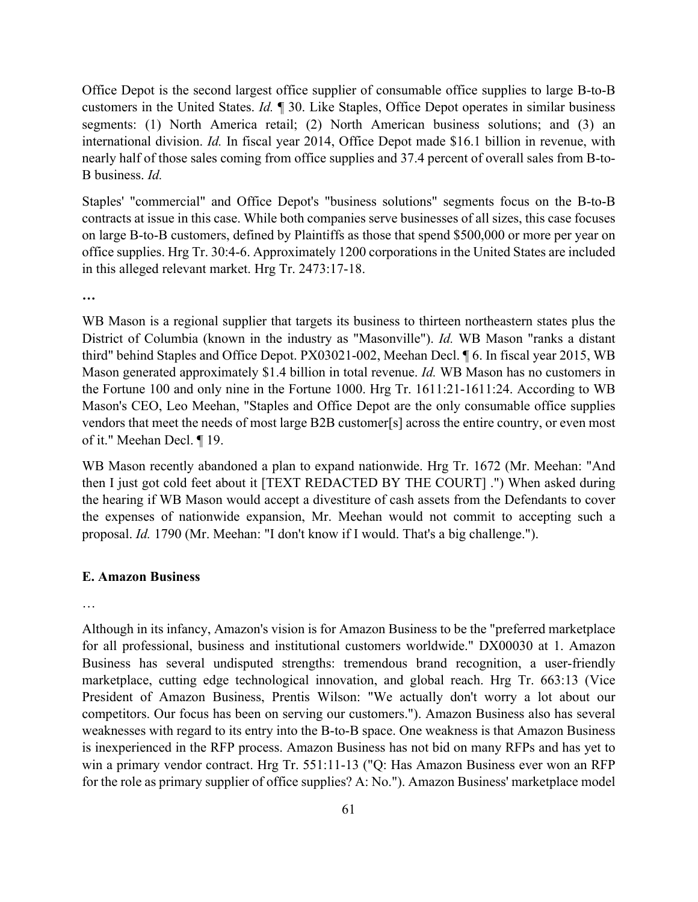Office Depot is the second largest office supplier of consumable office supplies to large B-to-B customers in the United States. *Id.* ¶ 30. Like Staples, Office Depot operates in similar business segments: (1) North America retail; (2) North American business solutions; and (3) an international division. *Id.* In fiscal year 2014, Office Depot made $16.1 billion in revenue, with nearly half of those sales coming from office supplies and 37.4 percent of overall sales from B-to-B business. *Id.*

Staples' "commercial" and Office Depot's "business solutions" segments focus on the B-to-B contracts at issue in this case. While both companies serve businesses of all sizes, this case focuses on large B-to-B customers, defined by Plaintiffs as those that spend $500,000 or more per year on office supplies. Hrg Tr. 30:4-6. Approximately 1200 corporations in the United States are included in this alleged relevant market. Hrg Tr. 2473:17-18.

**…**

WB Mason is a regional supplier that targets its business to thirteen northeastern states plus the District of Columbia (known in the industry as "Masonville"). *Id.* WB Mason "ranks a distant third" behind Staples and Office Depot. PX03021-002, Meehan Decl. ¶ 6. In fiscal year 2015, WB Mason generated approximately $1.4 billion in total revenue. *Id.* WB Mason has no customers in the Fortune 100 and only nine in the Fortune 1000. Hrg Tr. 1611:21-1611:24. According to WB Mason's CEO, Leo Meehan, "Staples and Office Depot are the only consumable office supplies vendors that meet the needs of most large B2B customer[s] across the entire country, or even most of it." Meehan Decl. ¶ 19.

WB Mason recently abandoned a plan to expand nationwide. Hrg Tr. 1672 (Mr. Meehan: "And then I just got cold feet about it [TEXT REDACTED BY THE COURT] .") When asked during the hearing if WB Mason would accept a divestiture of cash assets from the Defendants to cover the expenses of nationwide expansion, Mr. Meehan would not commit to accepting such a proposal. *Id.* 1790 (Mr. Meehan: "I don't know if I would. That's a big challenge.").

**E. Amazon Business**

…

Although in its infancy, Amazon's vision is for Amazon Business to be the "preferred marketplace for all professional, business and institutional customers worldwide." DX00030 at 1. Amazon Business has several undisputed strengths: tremendous brand recognition, a user-friendly marketplace, cutting edge technological innovation, and global reach. Hrg Tr. 663:13 (Vice President of Amazon Business, Prentis Wilson: "We actually don't worry a lot about our competitors. Our focus has been on serving our customers."). Amazon Business also has several weaknesses with regard to its entry into the B-to-B space. One weakness is that Amazon Business is inexperienced in the RFP process. Amazon Business has not bid on many RFPs and has yet to win a primary vendor contract. Hrg Tr. 551:11-13 ("Q: Has Amazon Business ever won an RFP for the role as primary supplier of office supplies? A: No."). Amazon Business' marketplace model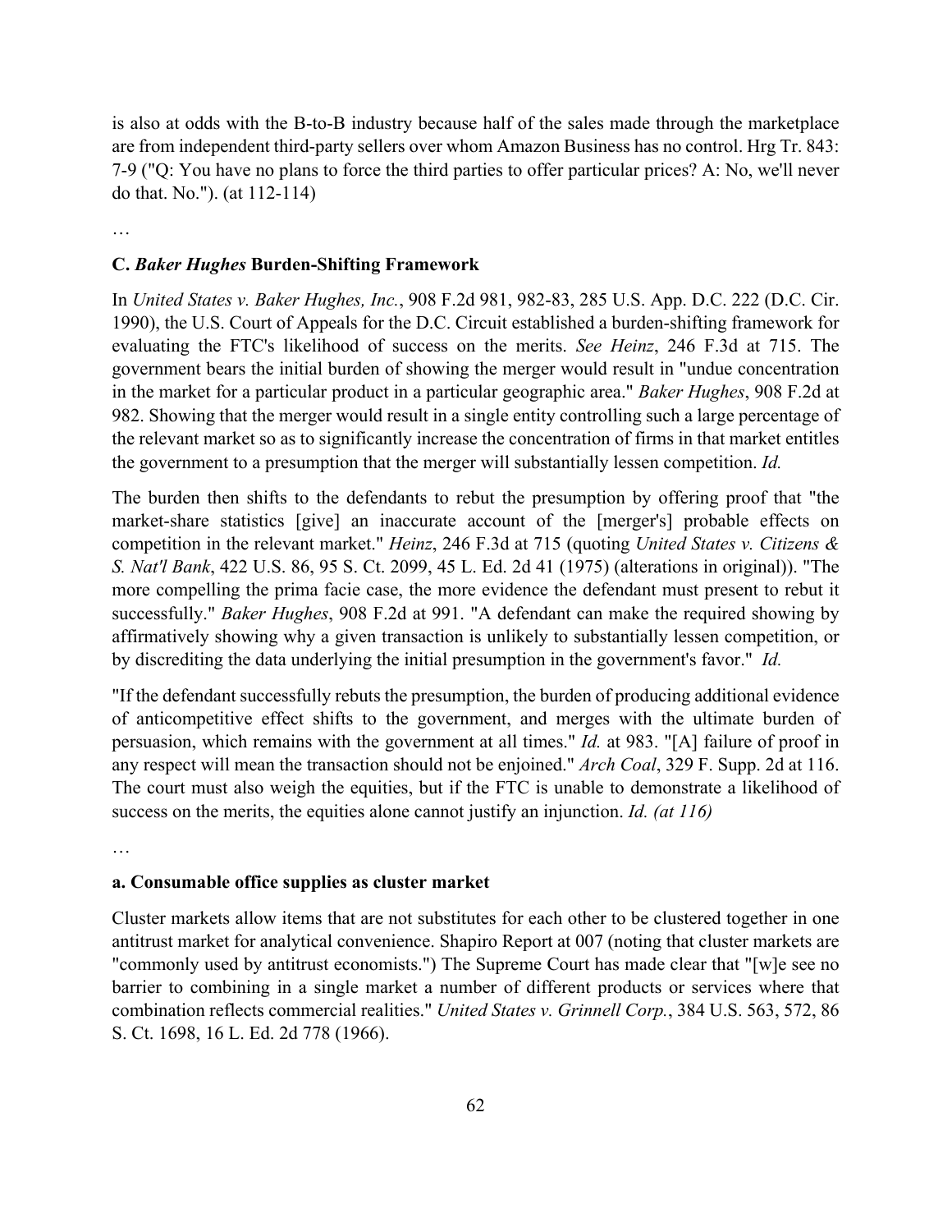is also at odds with the B-to-B industry because half of the sales made through the marketplace are from independent third-party sellers over whom Amazon Business has no control. Hrg Tr. 843: 7-9 ("Q: You have no plans to force the third parties to offer particular prices? A: No, we'll never do that. No."). (at 112-114)

…

### C. *Baker Hughes* Burden-Shifting Framework

In *United States v. Baker Hughes, Inc.*, 908 F.2d 981, 982-83, 285 U.S. App. D.C. 222 (D.C. Cir. 1990), the U.S. Court of Appeals for the D.C. Circuit established a burden-shifting framework for evaluating the FTC's likelihood of success on the merits. *See Heinz*, 246 F.3d at 715. The government bears the initial burden of showing the merger would result in "undue concentration in the market for a particular product in a particular geographic area." *Baker Hughes*, 908 F.2d at 982. Showing that the merger would result in a single entity controlling such a large percentage of the relevant market so as to significantly increase the concentration of firms in that market entitles the government to a presumption that the merger will substantially lessen competition. *Id.*

The burden then shifts to the defendants to rebut the presumption by offering proof that "the market-share statistics [give] an inaccurate account of the [merger's] probable effects on competition in the relevant market." *Heinz*, 246 F.3d at 715 (quoting *United States v. Citizens & S. Nat'l Bank*, 422 U.S. 86, 95 S. Ct. 2099, 45 L. Ed. 2d 41 (1975) (alterations in original)). "The more compelling the prima facie case, the more evidence the defendant must present to rebut it successfully." *Baker Hughes*, 908 F.2d at 991. "A defendant can make the required showing by affirmatively showing why a given transaction is unlikely to substantially lessen competition, or by discrediting the data underlying the initial presumption in the government's favor." *Id.*

"If the defendant successfully rebuts the presumption, the burden of producing additional evidence of anticompetitive effect shifts to the government, and merges with the ultimate burden of persuasion, which remains with the government at all times." *Id.* at 983. "[A] failure of proof in any respect will mean the transaction should not be enjoined." *Arch Coal*, 329 F. Supp. 2d at 116. The court must also weigh the equities, but if the FTC is unable to demonstrate a likelihood of success on the merits, the equities alone cannot justify an injunction. *Id. (at 116)*

…

#### a. Consumable office supplies as cluster market

Cluster markets allow items that are not substitutes for each other to be clustered together in one antitrust market for analytical convenience. Shapiro Report at 007 (noting that cluster markets are "commonly used by antitrust economists.") The Supreme Court has made clear that "[w]e see no barrier to combining in a single market a number of different products or services where that combination reflects commercial realities." *United States v. Grinnell Corp.*, 384 U.S. 563, 572, 86 S. Ct. 1698, 16 L. Ed. 2d 778 (1966).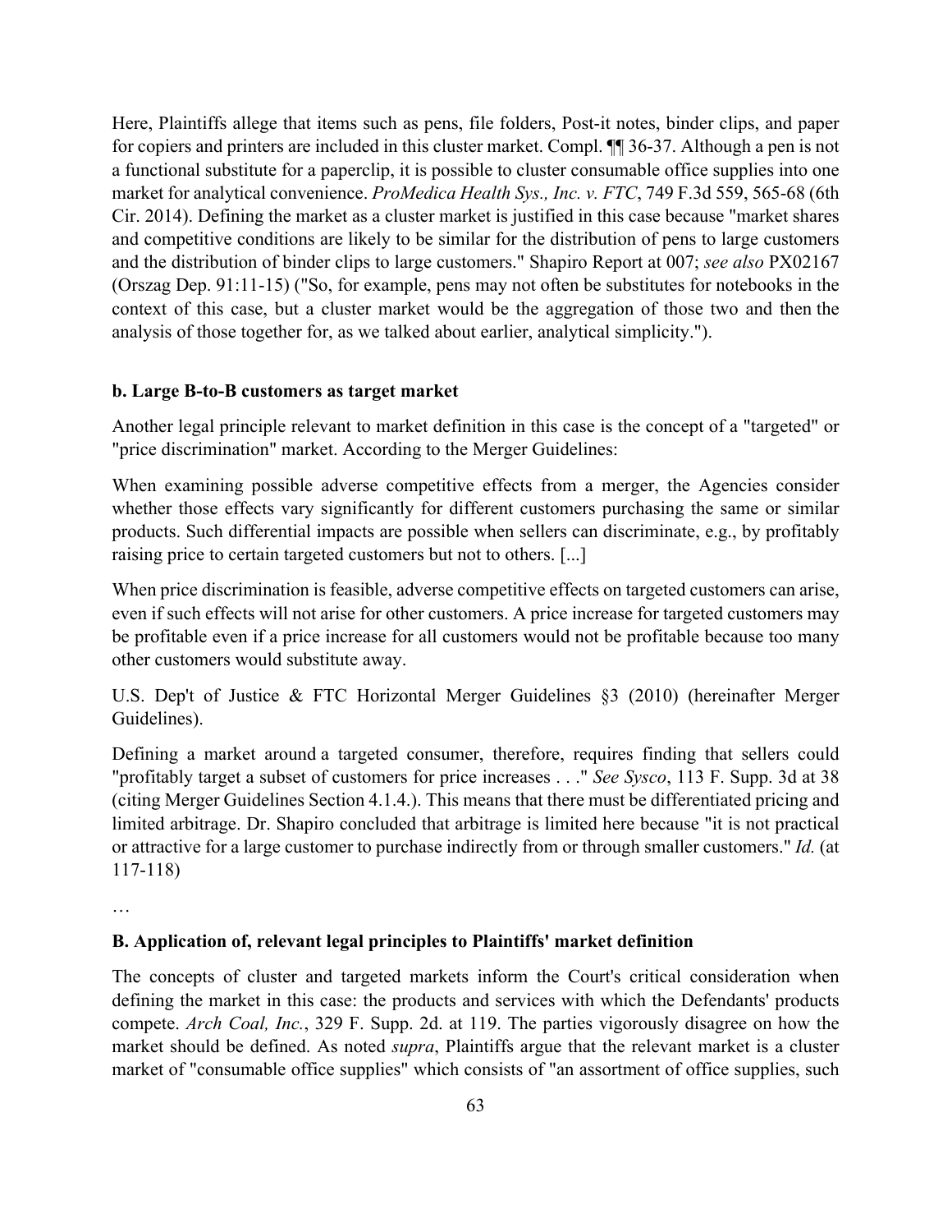Here, Plaintiffs allege that items such as pens, file folders, Post-it notes, binder clips, and paper for copiers and printers are included in this cluster market. Compl. ¶¶ 36-37. Although a pen is not a functional substitute for a paperclip, it is possible to cluster consumable office supplies into one market for analytical convenience. *ProMedica Health Sys., Inc. v. FTC*, 749 F.3d 559, 565-68 (6th Cir. 2014). Defining the market as a cluster market is justified in this case because "market shares and competitive conditions are likely to be similar for the distribution of pens to large customers and the distribution of binder clips to large customers." Shapiro Report at 007; *see also* PX02167 (Orszag Dep. 91:11-15) ("So, for example, pens may not often be substitutes for notebooks in the context of this case, but a cluster market would be the aggregation of those two and then the analysis of those together for, as we talked about earlier, analytical simplicity.").

**b. Large B-to-B customers as target market**

Another legal principle relevant to market definition in this case is the concept of a "targeted" or "price discrimination" market. According to the Merger Guidelines:

When examining possible adverse competitive effects from a merger, the Agencies consider whether those effects vary significantly for different customers purchasing the same or similar products. Such differential impacts are possible when sellers can discriminate, e.g., by profitably raising price to certain targeted customers but not to others. [...]

When price discrimination is feasible, adverse competitive effects on targeted customers can arise, even if such effects will not arise for other customers. A price increase for targeted customers may be profitable even if a price increase for all customers would not be profitable because too many other customers would substitute away.

U.S. Dep't of Justice & FTC Horizontal Merger Guidelines §3 (2010) (hereinafter Merger Guidelines).

Defining a market around a targeted consumer, therefore, requires finding that sellers could "profitably target a subset of customers for price increases . . ." *See Sysco*, 113 F. Supp. 3d at 38 (citing Merger Guidelines Section 4.1.4.). This means that there must be differentiated pricing and limited arbitrage. Dr. Shapiro concluded that arbitrage is limited here because "it is not practical or attractive for a large customer to purchase indirectly from or through smaller customers." *Id.* (at 117-118)

…

**B. Application of, relevant legal principles to Plaintiffs' market definition**

The concepts of cluster and targeted markets inform the Court's critical consideration when defining the market in this case: the products and services with which the Defendants' products compete. *Arch Coal, Inc.*, 329 F. Supp. 2d. at 119. The parties vigorously disagree on how the market should be defined. As noted *supra*, Plaintiffs argue that the relevant market is a cluster market of "consumable office supplies" which consists of "an assortment of office supplies, such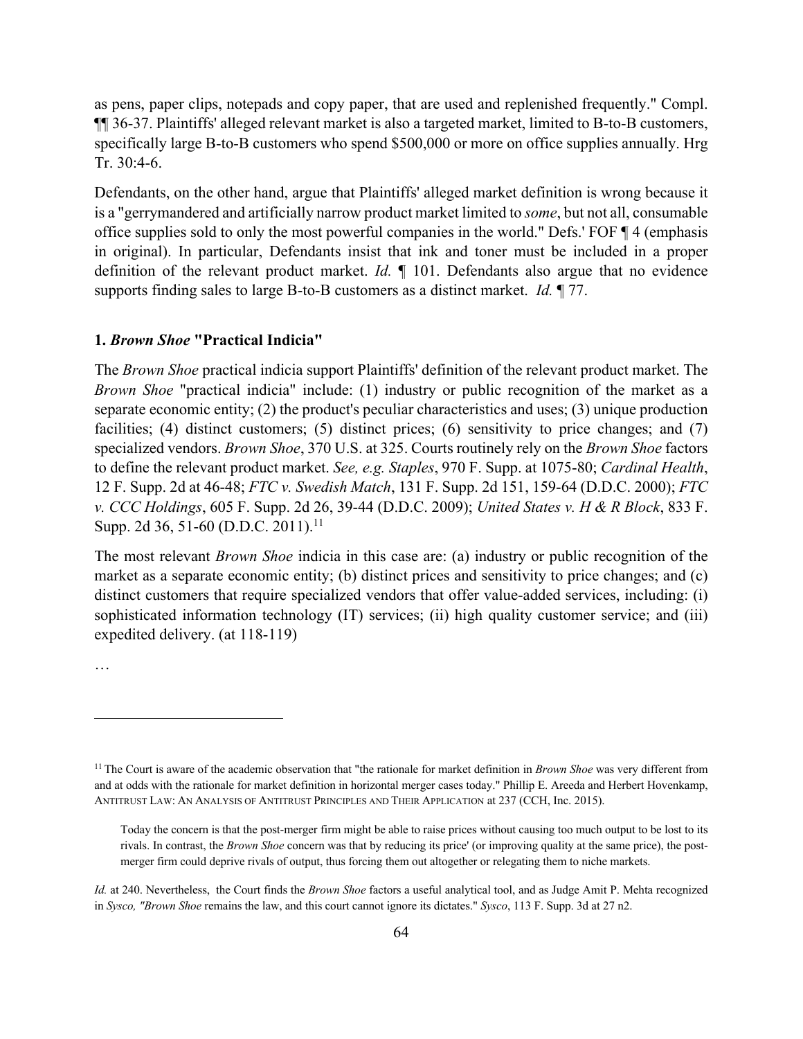as pens, paper clips, notepads and copy paper, that are used and replenished frequently." Compl. ¶¶ 36-37. Plaintiffs' alleged relevant market is also a targeted market, limited to B-to-B customers, specifically large B-to-B customers who spend $500,000 or more on office supplies annually. Hrg Tr. 30:4-6.

Defendants, on the other hand, argue that Plaintiffs' alleged market definition is wrong because it is a "gerrymandered and artificially narrow product market limited to *some*, but not all, consumable office supplies sold to only the most powerful companies in the world." Defs.' FOF ¶ 4 (emphasis in original). In particular, Defendants insist that ink and toner must be included in a proper definition of the relevant product market. *Id.* ¶ 101. Defendants also argue that no evidence supports finding sales to large B-to-B customers as a distinct market. *Id.* ¶ 77.

### 1. *Brown Shoe* "Practical Indicia"

The *Brown Shoe* practical indicia support Plaintiffs' definition of the relevant product market. The *Brown Shoe* "practical indicia" include: (1) industry or public recognition of the market as a separate economic entity; (2) the product's peculiar characteristics and uses; (3) unique production facilities; (4) distinct customers; (5) distinct prices; (6) sensitivity to price changes; and (7) specialized vendors. *Brown Shoe*, 370 U.S. at 325. Courts routinely rely on the *Brown Shoe* factors to define the relevant product market. *See, e.g. Staples*, 970 F. Supp. at 1075-80; *Cardinal Health*, 12 F. Supp. 2d at 46-48; *FTC v. Swedish Match*, 131 F. Supp. 2d 151, 159-64 (D.D.C. 2000); *FTC v. CCC Holdings*, 605 F. Supp. 2d 26, 39-44 (D.D.C. 2009); *United States v. H & R Block*, 833 F. Supp. 2d 36, 51-60 (D.D.C. 2011).[11]

The most relevant *Brown Shoe* indicia in this case are: (a) industry or public recognition of the market as a separate economic entity; (b) distinct prices and sensitivity to price changes; and (c) distinct customers that require specialized vendors that offer value-added services, including: (i) sophisticated information technology (IT) services; (ii) high quality customer service; and (iii) expedited delivery. (at 118-119)

…

---

[11] The Court is aware of the academic observation that "the rationale for market definition in *Brown Shoe* was very different from and at odds with the rationale for market definition in horizontal merger cases today." Phillip E. Areeda and Herbert Hovenkamp, ANTITRUST LAW: AN ANALYSIS OF ANTITRUST PRINCIPLES AND THEIR APPLICATION at 237 (CCH, Inc. 2015).

> Today the concern is that the post-merger firm might be able to raise prices without causing too much output to be lost to its rivals. In contrast, the *Brown Shoe* concern was that by reducing its price' (or improving quality at the same price), the post-merger firm could deprive rivals of output, thus forcing them out altogether or relegating them to niche markets.

*Id.* at 240. Nevertheless, the Court finds the *Brown Shoe* factors a useful analytical tool, and as Judge Amit P. Mehta recognized in *Sysco, "Brown Shoe* remains the law, and this court cannot ignore its dictates." *Sysco*, 113 F. Supp. 3d at 27 n2.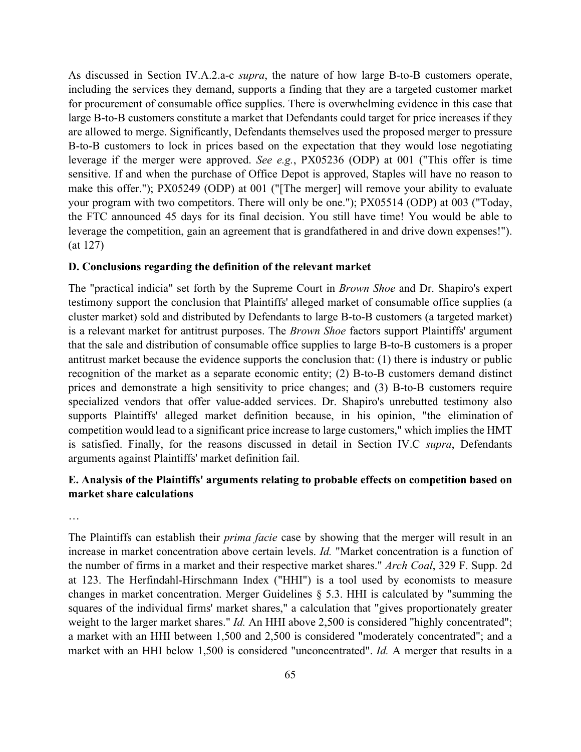As discussed in Section IV.A.2.a-c *supra*, the nature of how large B-to-B customers operate, including the services they demand, supports a finding that they are a targeted customer market for procurement of consumable office supplies. There is overwhelming evidence in this case that large B-to-B customers constitute a market that Defendants could target for price increases if they are allowed to merge. Significantly, Defendants themselves used the proposed merger to pressure B-to-B customers to lock in prices based on the expectation that they would lose negotiating leverage if the merger were approved. *See e.g.*, PX05236 (ODP) at 001 ("This offer is time sensitive. If and when the purchase of Office Depot is approved, Staples will have no reason to make this offer."); PX05249 (ODP) at 001 ("[The merger] will remove your ability to evaluate your program with two competitors. There will only be one."); PX05514 (ODP) at 003 ("Today, the FTC announced 45 days for its final decision. You still have time! You would be able to leverage the competition, gain an agreement that is grandfathered in and drive down expenses!"). (at 127)

### D. Conclusions regarding the definition of the relevant market

The "practical indicia" set forth by the Supreme Court in *Brown Shoe* and Dr. Shapiro's expert testimony support the conclusion that Plaintiffs' alleged market of consumable office supplies (a cluster market) sold and distributed by Defendants to large B-to-B customers (a targeted market) is a relevant market for antitrust purposes. The *Brown Shoe* factors support Plaintiffs' argument that the sale and distribution of consumable office supplies to large B-to-B customers is a proper antitrust market because the evidence supports the conclusion that: (1) there is industry or public recognition of the market as a separate economic entity; (2) B-to-B customers demand distinct prices and demonstrate a high sensitivity to price changes; and (3) B-to-B customers require specialized vendors that offer value-added services. Dr. Shapiro's unrebutted testimony also supports Plaintiffs' alleged market definition because, in his opinion, "the elimination of competition would lead to a significant price increase to large customers," which implies the HMT is satisfied. Finally, for the reasons discussed in detail in Section IV.C *supra*, Defendants arguments against Plaintiffs' market definition fail.

### E. Analysis of the Plaintiffs' arguments relating to probable effects on competition based on market share calculations

…

The Plaintiffs can establish their *prima facie* case by showing that the merger will result in an increase in market concentration above certain levels. *Id.* "Market concentration is a function of the number of firms in a market and their respective market shares." *Arch Coal*, 329 F. Supp. 2d at 123. The Herfindahl-Hirschmann Index ("HHI") is a tool used by economists to measure changes in market concentration. Merger Guidelines § 5.3. HHI is calculated by "summing the squares of the individual firms' market shares," a calculation that "gives proportionately greater weight to the larger market shares." *Id.* An HHI above 2,500 is considered "highly concentrated"; a market with an HHI between 1,500 and 2,500 is considered "moderately concentrated"; and a market with an HHI below 1,500 is considered "unconcentrated". *Id.* A merger that results in a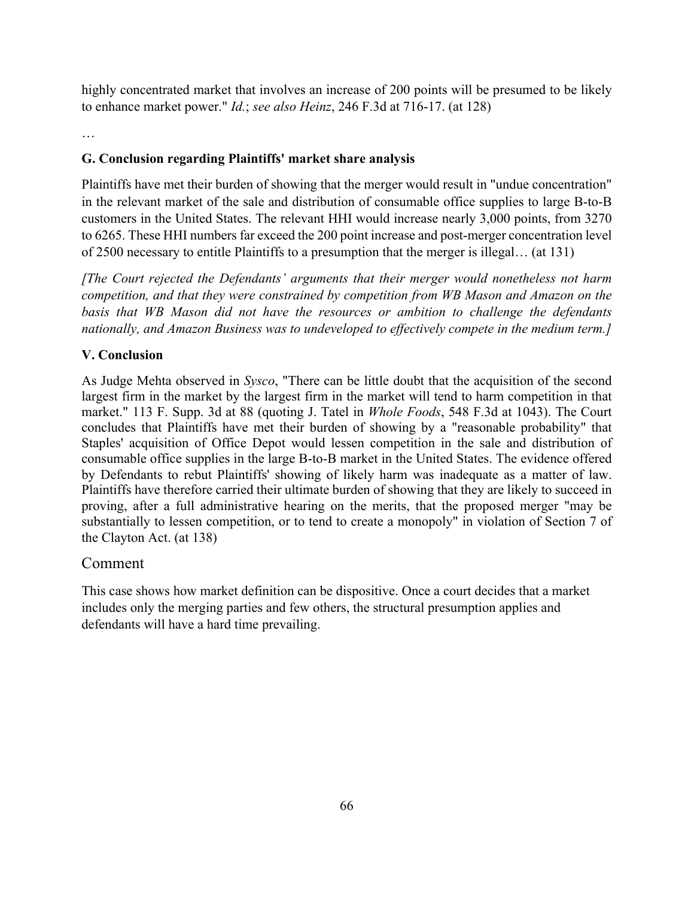highly concentrated market that involves an increase of 200 points will be presumed to be likely to enhance market power." *Id.*; *see also Heinz*, 246 F.3d at 716-17. (at 128)

…

**G. Conclusion regarding Plaintiffs' market share analysis**

Plaintiffs have met their burden of showing that the merger would result in "undue concentration" in the relevant market of the sale and distribution of consumable office supplies to large B-to-B customers in the United States. The relevant HHI would increase nearly 3,000 points, from 3270 to 6265. These HHI numbers far exceed the 200 point increase and post-merger concentration level of 2500 necessary to entitle Plaintiffs to a presumption that the merger is illegal… (at 131)

*[The Court rejected the Defendants' arguments that their merger would nonetheless not harm competition, and that they were constrained by competition from WB Mason and Amazon on the basis that WB Mason did not have the resources or ambition to challenge the defendants nationally, and Amazon Business was to undeveloped to effectively compete in the medium term.]*

**V. Conclusion**

As Judge Mehta observed in *Sysco*, "There can be little doubt that the acquisition of the second largest firm in the market by the largest firm in the market will tend to harm competition in that market." 113 F. Supp. 3d at 88 (quoting J. Tatel in *Whole Foods*, 548 F.3d at 1043). The Court concludes that Plaintiffs have met their burden of showing by a "reasonable probability" that Staples' acquisition of Office Depot would lessen competition in the sale and distribution of consumable office supplies in the large B-to-B market in the United States. The evidence offered by Defendants to rebut Plaintiffs' showing of likely harm was inadequate as a matter of law. Plaintiffs have therefore carried their ultimate burden of showing that they are likely to succeed in proving, after a full administrative hearing on the merits, that the proposed merger "may be substantially to lessen competition, or to tend to create a monopoly" in violation of Section 7 of the Clayton Act. (at 138)

## Comment

This case shows how market definition can be dispositive. Once a court decides that a market includes only the merging parties and few others, the structural presumption applies and defendants will have a hard time prevailing.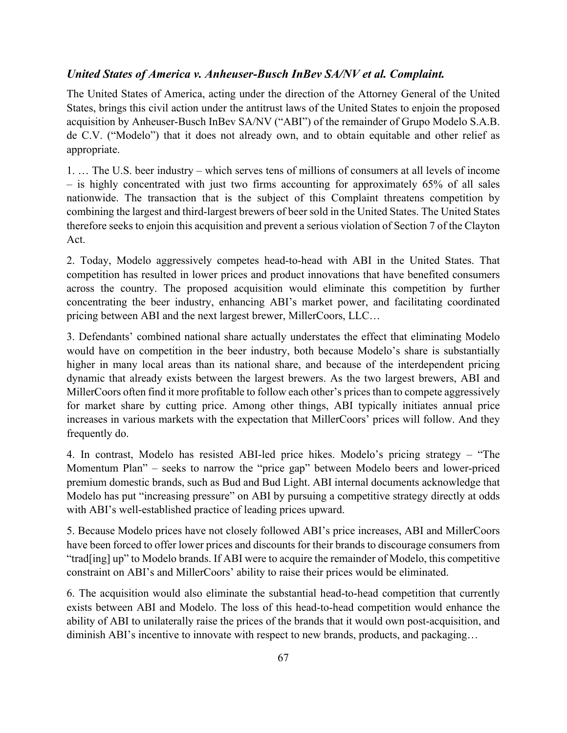***United States of America v. Anheuser-Busch InBev SA/NV et al. Complaint.***

The United States of America, acting under the direction of the Attorney General of the United States, brings this civil action under the antitrust laws of the United States to enjoin the proposed acquisition by Anheuser-Busch InBev SA/NV ("ABI") of the remainder of Grupo Modelo S.A.B. de C.V. ("Modelo") that it does not already own, and to obtain equitable and other relief as appropriate.

1. … The U.S. beer industry – which serves tens of millions of consumers at all levels of income – is highly concentrated with just two firms accounting for approximately 65% of all sales nationwide. The transaction that is the subject of this Complaint threatens competition by combining the largest and third-largest brewers of beer sold in the United States. The United States therefore seeks to enjoin this acquisition and prevent a serious violation of Section 7 of the Clayton Act.

2. Today, Modelo aggressively competes head-to-head with ABI in the United States. That competition has resulted in lower prices and product innovations that have benefited consumers across the country. The proposed acquisition would eliminate this competition by further concentrating the beer industry, enhancing ABI's market power, and facilitating coordinated pricing between ABI and the next largest brewer, MillerCoors, LLC…

3. Defendants' combined national share actually understates the effect that eliminating Modelo would have on competition in the beer industry, both because Modelo's share is substantially higher in many local areas than its national share, and because of the interdependent pricing dynamic that already exists between the largest brewers. As the two largest brewers, ABI and MillerCoors often find it more profitable to follow each other's prices than to compete aggressively for market share by cutting price. Among other things, ABI typically initiates annual price increases in various markets with the expectation that MillerCoors' prices will follow. And they frequently do.

4. In contrast, Modelo has resisted ABI-led price hikes. Modelo's pricing strategy – "The Momentum Plan" – seeks to narrow the "price gap" between Modelo beers and lower-priced premium domestic brands, such as Bud and Bud Light. ABI internal documents acknowledge that Modelo has put "increasing pressure" on ABI by pursuing a competitive strategy directly at odds with ABI's well-established practice of leading prices upward.

5. Because Modelo prices have not closely followed ABI's price increases, ABI and MillerCoors have been forced to offer lower prices and discounts for their brands to discourage consumers from "trad[ing] up" to Modelo brands. If ABI were to acquire the remainder of Modelo, this competitive constraint on ABI's and MillerCoors' ability to raise their prices would be eliminated.

6. The acquisition would also eliminate the substantial head-to-head competition that currently exists between ABI and Modelo. The loss of this head-to-head competition would enhance the ability of ABI to unilaterally raise the prices of the brands that it would own post-acquisition, and diminish ABI's incentive to innovate with respect to new brands, products, and packaging…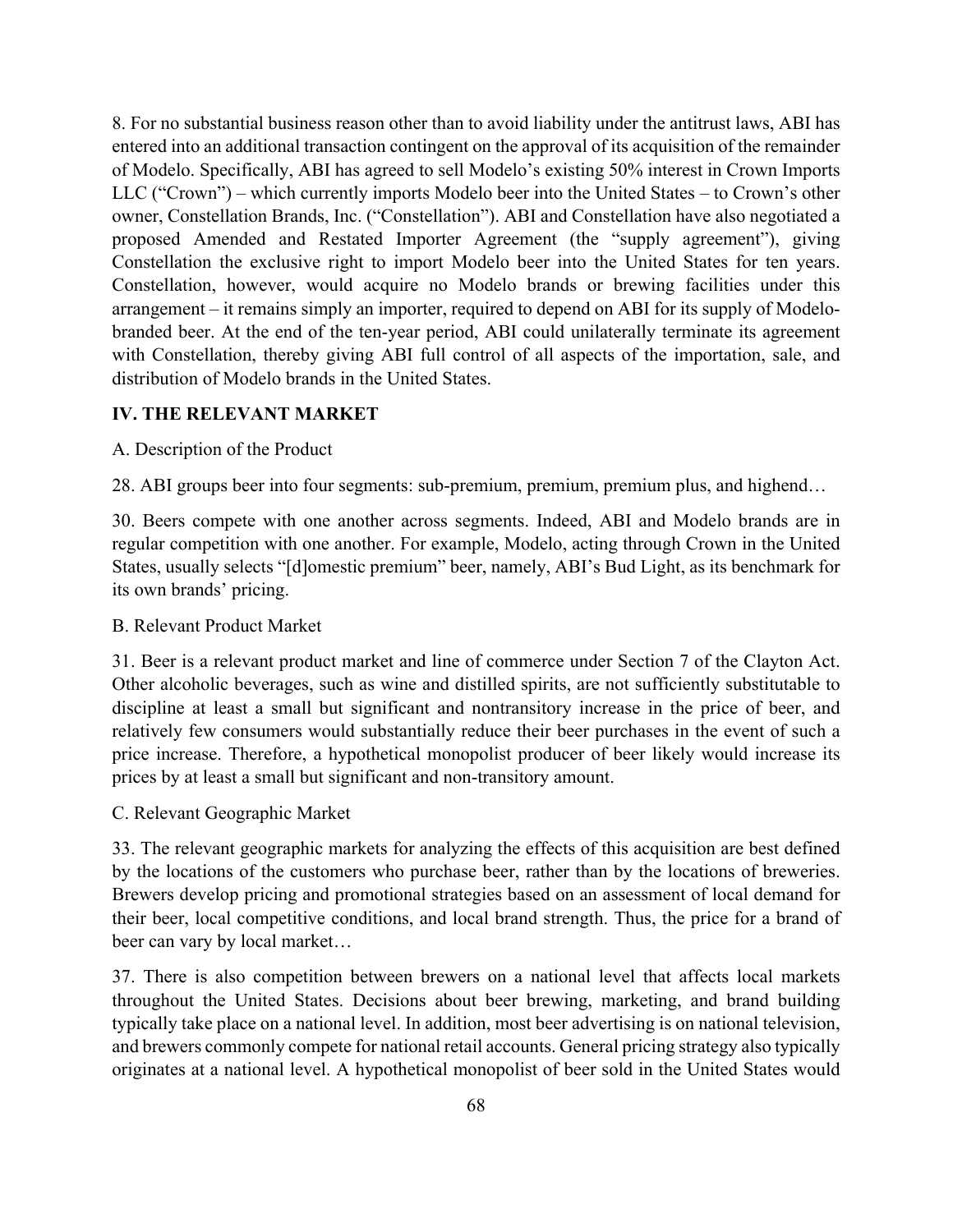8. For no substantial business reason other than to avoid liability under the antitrust laws, ABI has entered into an additional transaction contingent on the approval of its acquisition of the remainder of Modelo. Specifically, ABI has agreed to sell Modelo's existing 50% interest in Crown Imports LLC ("Crown") – which currently imports Modelo beer into the United States – to Crown's other owner, Constellation Brands, Inc. ("Constellation"). ABI and Constellation have also negotiated a proposed Amended and Restated Importer Agreement (the "supply agreement"), giving Constellation the exclusive right to import Modelo beer into the United States for ten years. Constellation, however, would acquire no Modelo brands or brewing facilities under this arrangement – it remains simply an importer, required to depend on ABI for its supply of Modelo-branded beer. At the end of the ten-year period, ABI could unilaterally terminate its agreement with Constellation, thereby giving ABI full control of all aspects of the importation, sale, and distribution of Modelo brands in the United States.

**IV. THE RELEVANT MARKET**

A. Description of the Product

28. ABI groups beer into four segments: sub-premium, premium, premium plus, and highend…

30. Beers compete with one another across segments. Indeed, ABI and Modelo brands are in regular competition with one another. For example, Modelo, acting through Crown in the United States, usually selects "[d]omestic premium" beer, namely, ABI's Bud Light, as its benchmark for its own brands' pricing.

B. Relevant Product Market

31. Beer is a relevant product market and line of commerce under Section 7 of the Clayton Act. Other alcoholic beverages, such as wine and distilled spirits, are not sufficiently substitutable to discipline at least a small but significant and nontransitory increase in the price of beer, and relatively few consumers would substantially reduce their beer purchases in the event of such a price increase. Therefore, a hypothetical monopolist producer of beer likely would increase its prices by at least a small but significant and non-transitory amount.

C. Relevant Geographic Market

33. The relevant geographic markets for analyzing the effects of this acquisition are best defined by the locations of the customers who purchase beer, rather than by the locations of breweries. Brewers develop pricing and promotional strategies based on an assessment of local demand for their beer, local competitive conditions, and local brand strength. Thus, the price for a brand of beer can vary by local market…

37. There is also competition between brewers on a national level that affects local markets throughout the United States. Decisions about beer brewing, marketing, and brand building typically take place on a national level. In addition, most beer advertising is on national television, and brewers commonly compete for national retail accounts. General pricing strategy also typically originates at a national level. A hypothetical monopolist of beer sold in the United States would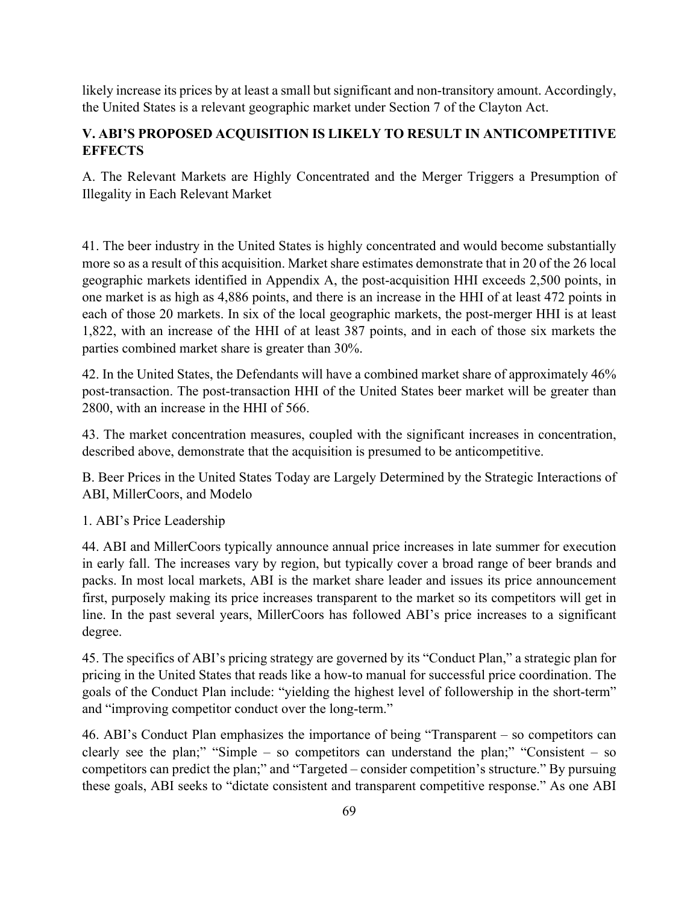likely increase its prices by at least a small but significant and non-transitory amount. Accordingly, the United States is a relevant geographic market under Section 7 of the Clayton Act.

## V. ABI'S PROPOSED ACQUISITION IS LIKELY TO RESULT IN ANTICOMPETITIVE EFFECTS

### A. The Relevant Markets are Highly Concentrated and the Merger Triggers a Presumption of Illegality in Each Relevant Market

41. The beer industry in the United States is highly concentrated and would become substantially more so as a result of this acquisition. Market share estimates demonstrate that in 20 of the 26 local geographic markets identified in Appendix A, the post-acquisition HHI exceeds 2,500 points, in one market is as high as 4,886 points, and there is an increase in the HHI of at least 472 points in each of those 20 markets. In six of the local geographic markets, the post-merger HHI is at least 1,822, with an increase of the HHI of at least 387 points, and in each of those six markets the parties combined market share is greater than 30%.

42. In the United States, the Defendants will have a combined market share of approximately 46% post-transaction. The post-transaction HHI of the United States beer market will be greater than 2800, with an increase in the HHI of 566.

43. The market concentration measures, coupled with the significant increases in concentration, described above, demonstrate that the acquisition is presumed to be anticompetitive.

### B. Beer Prices in the United States Today are Largely Determined by the Strategic Interactions of ABI, MillerCoors, and Modelo

#### 1. ABI's Price Leadership

44. ABI and MillerCoors typically announce annual price increases in late summer for execution in early fall. The increases vary by region, but typically cover a broad range of beer brands and packs. In most local markets, ABI is the market share leader and issues its price announcement first, purposely making its price increases transparent to the market so its competitors will get in line. In the past several years, MillerCoors has followed ABI's price increases to a significant degree.

45. The specifics of ABI's pricing strategy are governed by its "Conduct Plan," a strategic plan for pricing in the United States that reads like a how-to manual for successful price coordination. The goals of the Conduct Plan include: "yielding the highest level of followership in the short-term" and "improving competitor conduct over the long-term."

46. ABI's Conduct Plan emphasizes the importance of being "Transparent – so competitors can clearly see the plan;" "Simple – so competitors can understand the plan;" "Consistent – so competitors can predict the plan;" and "Targeted – consider competition's structure." By pursuing these goals, ABI seeks to "dictate consistent and transparent competitive response." As one ABI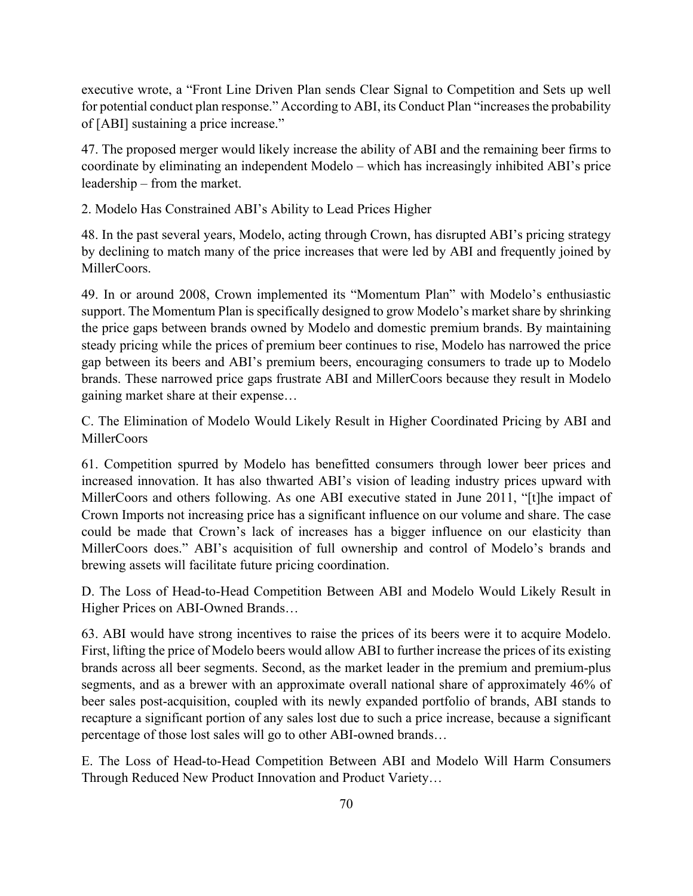executive wrote, a "Front Line Driven Plan sends Clear Signal to Competition and Sets up well for potential conduct plan response." According to ABI, its Conduct Plan "increases the probability of [ABI] sustaining a price increase."

47. The proposed merger would likely increase the ability of ABI and the remaining beer firms to coordinate by eliminating an independent Modelo – which has increasingly inhibited ABI's price leadership – from the market.

2. Modelo Has Constrained ABI's Ability to Lead Prices Higher

48. In the past several years, Modelo, acting through Crown, has disrupted ABI's pricing strategy by declining to match many of the price increases that were led by ABI and frequently joined by MillerCoors.

49. In or around 2008, Crown implemented its "Momentum Plan" with Modelo's enthusiastic support. The Momentum Plan is specifically designed to grow Modelo's market share by shrinking the price gaps between brands owned by Modelo and domestic premium brands. By maintaining steady pricing while the prices of premium beer continues to rise, Modelo has narrowed the price gap between its beers and ABI's premium beers, encouraging consumers to trade up to Modelo brands. These narrowed price gaps frustrate ABI and MillerCoors because they result in Modelo gaining market share at their expense…

C. The Elimination of Modelo Would Likely Result in Higher Coordinated Pricing by ABI and MillerCoors

61. Competition spurred by Modelo has benefitted consumers through lower beer prices and increased innovation. It has also thwarted ABI's vision of leading industry prices upward with MillerCoors and others following. As one ABI executive stated in June 2011, "[t]he impact of Crown Imports not increasing price has a significant influence on our volume and share. The case could be made that Crown's lack of increases has a bigger influence on our elasticity than MillerCoors does." ABI's acquisition of full ownership and control of Modelo's brands and brewing assets will facilitate future pricing coordination.

D. The Loss of Head-to-Head Competition Between ABI and Modelo Would Likely Result in Higher Prices on ABI-Owned Brands…

63. ABI would have strong incentives to raise the prices of its beers were it to acquire Modelo. First, lifting the price of Modelo beers would allow ABI to further increase the prices of its existing brands across all beer segments. Second, as the market leader in the premium and premium-plus segments, and as a brewer with an approximate overall national share of approximately 46% of beer sales post-acquisition, coupled with its newly expanded portfolio of brands, ABI stands to recapture a significant portion of any sales lost due to such a price increase, because a significant percentage of those lost sales will go to other ABI-owned brands…

E. The Loss of Head-to-Head Competition Between ABI and Modelo Will Harm Consumers Through Reduced New Product Innovation and Product Variety…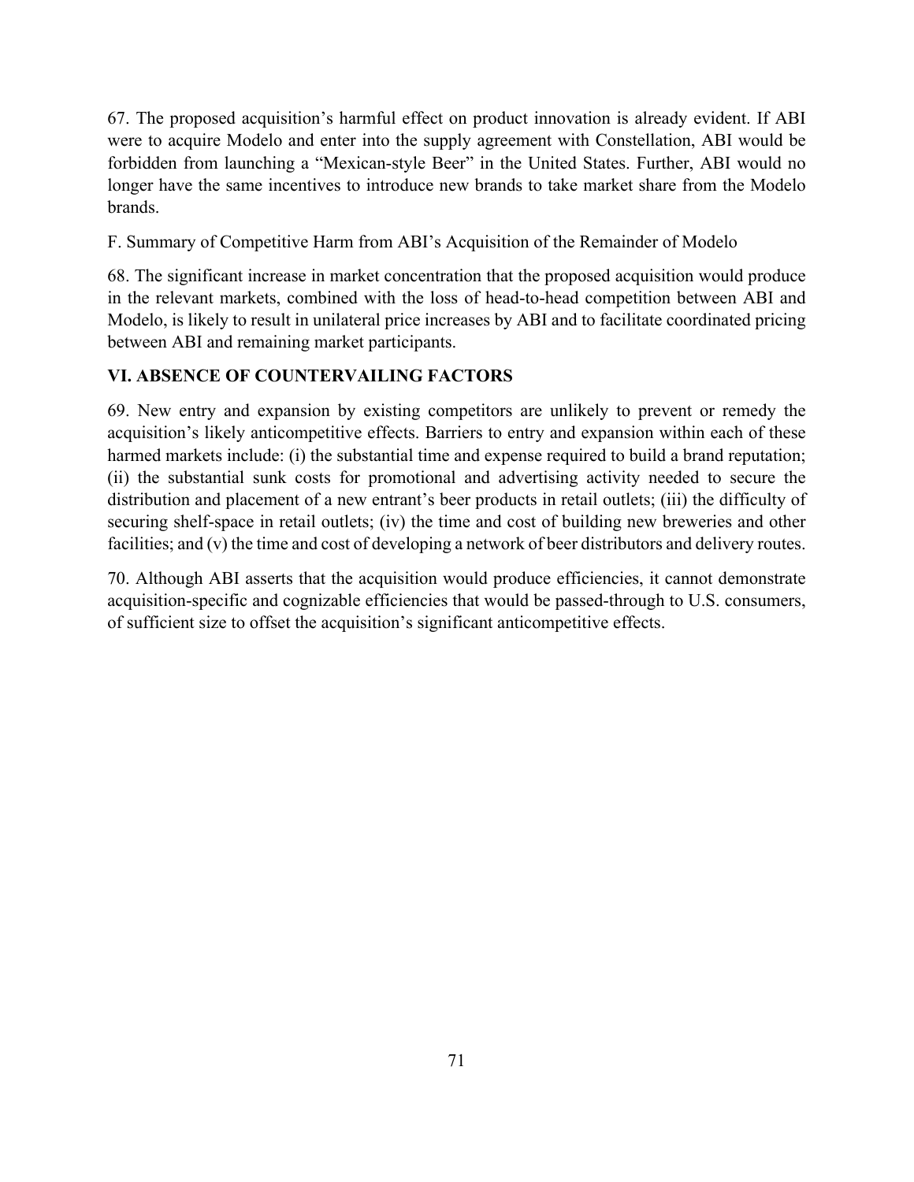67. The proposed acquisition's harmful effect on product innovation is already evident. If ABI were to acquire Modelo and enter into the supply agreement with Constellation, ABI would be forbidden from launching a "Mexican-style Beer" in the United States. Further, ABI would no longer have the same incentives to introduce new brands to take market share from the Modelo brands.

F. Summary of Competitive Harm from ABI's Acquisition of the Remainder of Modelo

68. The significant increase in market concentration that the proposed acquisition would produce in the relevant markets, combined with the loss of head-to-head competition between ABI and Modelo, is likely to result in unilateral price increases by ABI and to facilitate coordinated pricing between ABI and remaining market participants.

## VI. ABSENCE OF COUNTERVAILING FACTORS

69. New entry and expansion by existing competitors are unlikely to prevent or remedy the acquisition's likely anticompetitive effects. Barriers to entry and expansion within each of these harmed markets include: (i) the substantial time and expense required to build a brand reputation; (ii) the substantial sunk costs for promotional and advertising activity needed to secure the distribution and placement of a new entrant's beer products in retail outlets; (iii) the difficulty of securing shelf-space in retail outlets; (iv) the time and cost of building new breweries and other facilities; and (v) the time and cost of developing a network of beer distributors and delivery routes.

70. Although ABI asserts that the acquisition would produce efficiencies, it cannot demonstrate acquisition-specific and cognizable efficiencies that would be passed-through to U.S. consumers, of sufficient size to offset the acquisition's significant anticompetitive effects.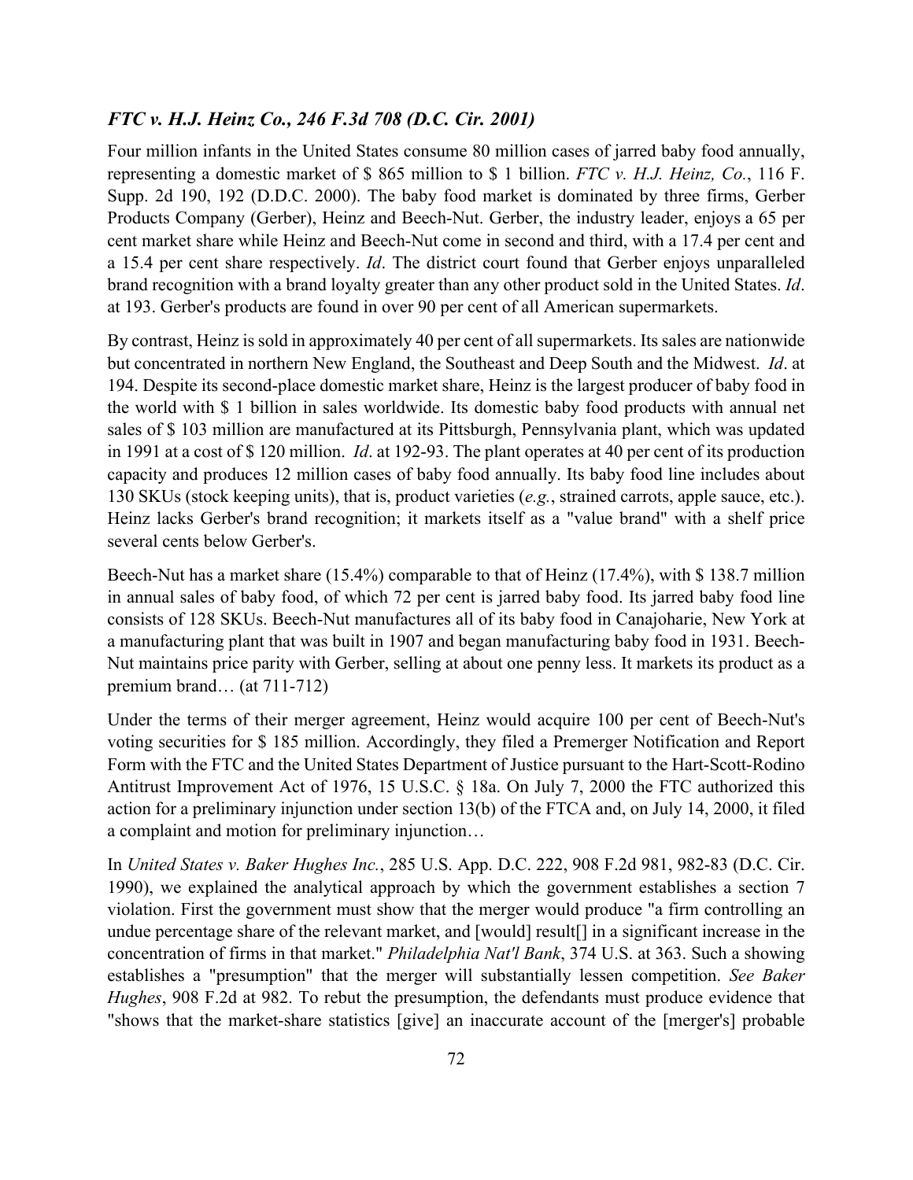### *FTC v. H.J. Heinz Co., 246 F.3d 708 (D.C. Cir. 2001)*

Four million infants in the United States consume 80 million cases of jarred baby food annually, representing a domestic market of $ 865 million to $ 1 billion. *FTC v. H.J. Heinz, Co.*, 116 F. Supp. 2d 190, 192 (D.D.C. 2000). The baby food market is dominated by three firms, Gerber Products Company (Gerber), Heinz and Beech-Nut. Gerber, the industry leader, enjoys a 65 per cent market share while Heinz and Beech-Nut come in second and third, with a 17.4 per cent and a 15.4 per cent share respectively. *Id*. The district court found that Gerber enjoys unparalleled brand recognition with a brand loyalty greater than any other product sold in the United States. *Id*. at 193. Gerber's products are found in over 90 per cent of all American supermarkets.

By contrast, Heinz is sold in approximately 40 per cent of all supermarkets. Its sales are nationwide but concentrated in northern New England, the Southeast and Deep South and the Midwest. *Id*. at 194. Despite its second-place domestic market share, Heinz is the largest producer of baby food in the world with $ 1 billion in sales worldwide. Its domestic baby food products with annual net sales of $ 103 million are manufactured at its Pittsburgh, Pennsylvania plant, which was updated in 1991 at a cost of $ 120 million. *Id*. at 192-93. The plant operates at 40 per cent of its production capacity and produces 12 million cases of baby food annually. Its baby food line includes about 130 SKUs (stock keeping units), that is, product varieties (*e.g.*, strained carrots, apple sauce, etc.). Heinz lacks Gerber's brand recognition; it markets itself as a "value brand" with a shelf price several cents below Gerber's.

Beech-Nut has a market share (15.4%) comparable to that of Heinz (17.4%), with $ 138.7 million in annual sales of baby food, of which 72 per cent is jarred baby food. Its jarred baby food line consists of 128 SKUs. Beech-Nut manufactures all of its baby food in Canajoharie, New York at a manufacturing plant that was built in 1907 and began manufacturing baby food in 1931. Beech-Nut maintains price parity with Gerber, selling at about one penny less. It markets its product as a premium brand… (at 711-712)

Under the terms of their merger agreement, Heinz would acquire 100 per cent of Beech-Nut's voting securities for $ 185 million. Accordingly, they filed a Premerger Notification and Report Form with the FTC and the United States Department of Justice pursuant to the Hart-Scott-Rodino Antitrust Improvement Act of 1976, 15 U.S.C. § 18a. On July 7, 2000 the FTC authorized this action for a preliminary injunction under section 13(b) of the FTCA and, on July 14, 2000, it filed a complaint and motion for preliminary injunction…

In *United States v. Baker Hughes Inc.*, 285 U.S. App. D.C. 222, 908 F.2d 981, 982-83 (D.C. Cir. 1990), we explained the analytical approach by which the government establishes a section 7 violation. First the government must show that the merger would produce "a firm controlling an undue percentage share of the relevant market, and [would] result[] in a significant increase in the concentration of firms in that market." *Philadelphia Nat'l Bank*, 374 U.S. at 363. Such a showing establishes a "presumption" that the merger will substantially lessen competition. *See Baker Hughes*, 908 F.2d at 982. To rebut the presumption, the defendants must produce evidence that "shows that the market-share statistics [give] an inaccurate account of the [merger's] probable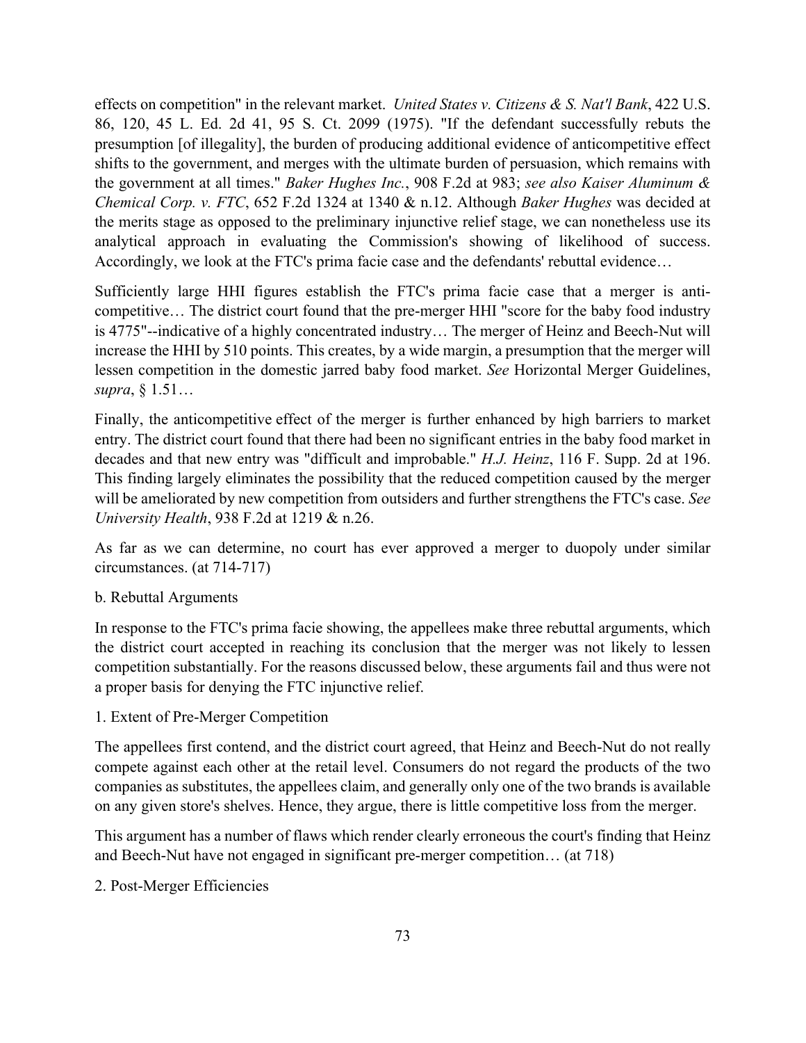effects on competition" in the relevant market. *United States v. Citizens & S. Nat'l Bank*, 422 U.S. 86, 120, 45 L. Ed. 2d 41, 95 S. Ct. 2099 (1975). "If the defendant successfully rebuts the presumption [of illegality], the burden of producing additional evidence of anticompetitive effect shifts to the government, and merges with the ultimate burden of persuasion, which remains with the government at all times." *Baker Hughes Inc.*, 908 F.2d at 983; *see also Kaiser Aluminum & Chemical Corp. v. FTC*, 652 F.2d 1324 at 1340 & n.12. Although *Baker Hughes* was decided at the merits stage as opposed to the preliminary injunctive relief stage, we can nonetheless use its analytical approach in evaluating the Commission's showing of likelihood of success. Accordingly, we look at the FTC's prima facie case and the defendants' rebuttal evidence…

Sufficiently large HHI figures establish the FTC's prima facie case that a merger is anti-competitive… The district court found that the pre-merger HHI "score for the baby food industry is 4775"--indicative of a highly concentrated industry… The merger of Heinz and Beech-Nut will increase the HHI by 510 points. This creates, by a wide margin, a presumption that the merger will lessen competition in the domestic jarred baby food market. *See* Horizontal Merger Guidelines, *supra*, § 1.51…

Finally, the anticompetitive effect of the merger is further enhanced by high barriers to market entry. The district court found that there had been no significant entries in the baby food market in decades and that new entry was "difficult and improbable." *H.J. Heinz*, 116 F. Supp. 2d at 196. This finding largely eliminates the possibility that the reduced competition caused by the merger will be ameliorated by new competition from outsiders and further strengthens the FTC's case. *See University Health*, 938 F.2d at 1219 & n.26.

As far as we can determine, no court has ever approved a merger to duopoly under similar circumstances. (at 714-717)

b. Rebuttal Arguments

In response to the FTC's prima facie showing, the appellees make three rebuttal arguments, which the district court accepted in reaching its conclusion that the merger was not likely to lessen competition substantially. For the reasons discussed below, these arguments fail and thus were not a proper basis for denying the FTC injunctive relief.

1. Extent of Pre-Merger Competition

The appellees first contend, and the district court agreed, that Heinz and Beech-Nut do not really compete against each other at the retail level. Consumers do not regard the products of the two companies as substitutes, the appellees claim, and generally only one of the two brands is available on any given store's shelves. Hence, they argue, there is little competitive loss from the merger.

This argument has a number of flaws which render clearly erroneous the court's finding that Heinz and Beech-Nut have not engaged in significant pre-merger competition… (at 718)

2. Post-Merger Efficiencies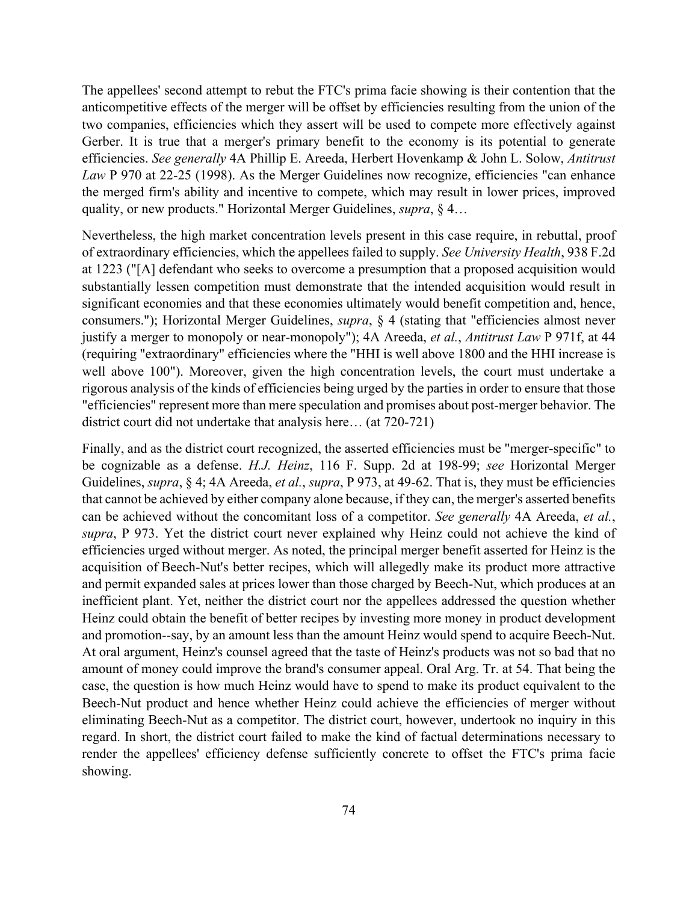The appellees' second attempt to rebut the FTC's prima facie showing is their contention that the anticompetitive effects of the merger will be offset by efficiencies resulting from the union of the two companies, efficiencies which they assert will be used to compete more effectively against Gerber. It is true that a merger's primary benefit to the economy is its potential to generate efficiencies. *See generally* 4A Phillip E. Areeda, Herbert Hovenkamp & John L. Solow, *Antitrust Law* P 970 at 22-25 (1998). As the Merger Guidelines now recognize, efficiencies "can enhance the merged firm's ability and incentive to compete, which may result in lower prices, improved quality, or new products." Horizontal Merger Guidelines, *supra*, § 4…

Nevertheless, the high market concentration levels present in this case require, in rebuttal, proof of extraordinary efficiencies, which the appellees failed to supply. *See University Health*, 938 F.2d at 1223 ("[A] defendant who seeks to overcome a presumption that a proposed acquisition would substantially lessen competition must demonstrate that the intended acquisition would result in significant economies and that these economies ultimately would benefit competition and, hence, consumers."); Horizontal Merger Guidelines, *supra*, § 4 (stating that "efficiencies almost never justify a merger to monopoly or near-monopoly"); 4A Areeda, *et al.*, *Antitrust Law* P 971f, at 44 (requiring "extraordinary" efficiencies where the "HHI is well above 1800 and the HHI increase is well above 100"). Moreover, given the high concentration levels, the court must undertake a rigorous analysis of the kinds of efficiencies being urged by the parties in order to ensure that those "efficiencies" represent more than mere speculation and promises about post-merger behavior. The district court did not undertake that analysis here… (at 720-721)

Finally, and as the district court recognized, the asserted efficiencies must be "merger-specific" to be cognizable as a defense. *H.J. Heinz*, 116 F. Supp. 2d at 198-99; *see* Horizontal Merger Guidelines, *supra*, § 4; 4A Areeda, *et al.*, *supra*, P 973, at 49-62. That is, they must be efficiencies that cannot be achieved by either company alone because, if they can, the merger's asserted benefits can be achieved without the concomitant loss of a competitor. *See generally* 4A Areeda, *et al.*, *supra*, P 973. Yet the district court never explained why Heinz could not achieve the kind of efficiencies urged without merger. As noted, the principal merger benefit asserted for Heinz is the acquisition of Beech-Nut's better recipes, which will allegedly make its product more attractive and permit expanded sales at prices lower than those charged by Beech-Nut, which produces at an inefficient plant. Yet, neither the district court nor the appellees addressed the question whether Heinz could obtain the benefit of better recipes by investing more money in product development and promotion--say, by an amount less than the amount Heinz would spend to acquire Beech-Nut. At oral argument, Heinz's counsel agreed that the taste of Heinz's products was not so bad that no amount of money could improve the brand's consumer appeal. Oral Arg. Tr. at 54. That being the case, the question is how much Heinz would have to spend to make its product equivalent to the Beech-Nut product and hence whether Heinz could achieve the efficiencies of merger without eliminating Beech-Nut as a competitor. The district court, however, undertook no inquiry in this regard. In short, the district court failed to make the kind of factual determinations necessary to render the appellees' efficiency defense sufficiently concrete to offset the FTC's prima facie showing.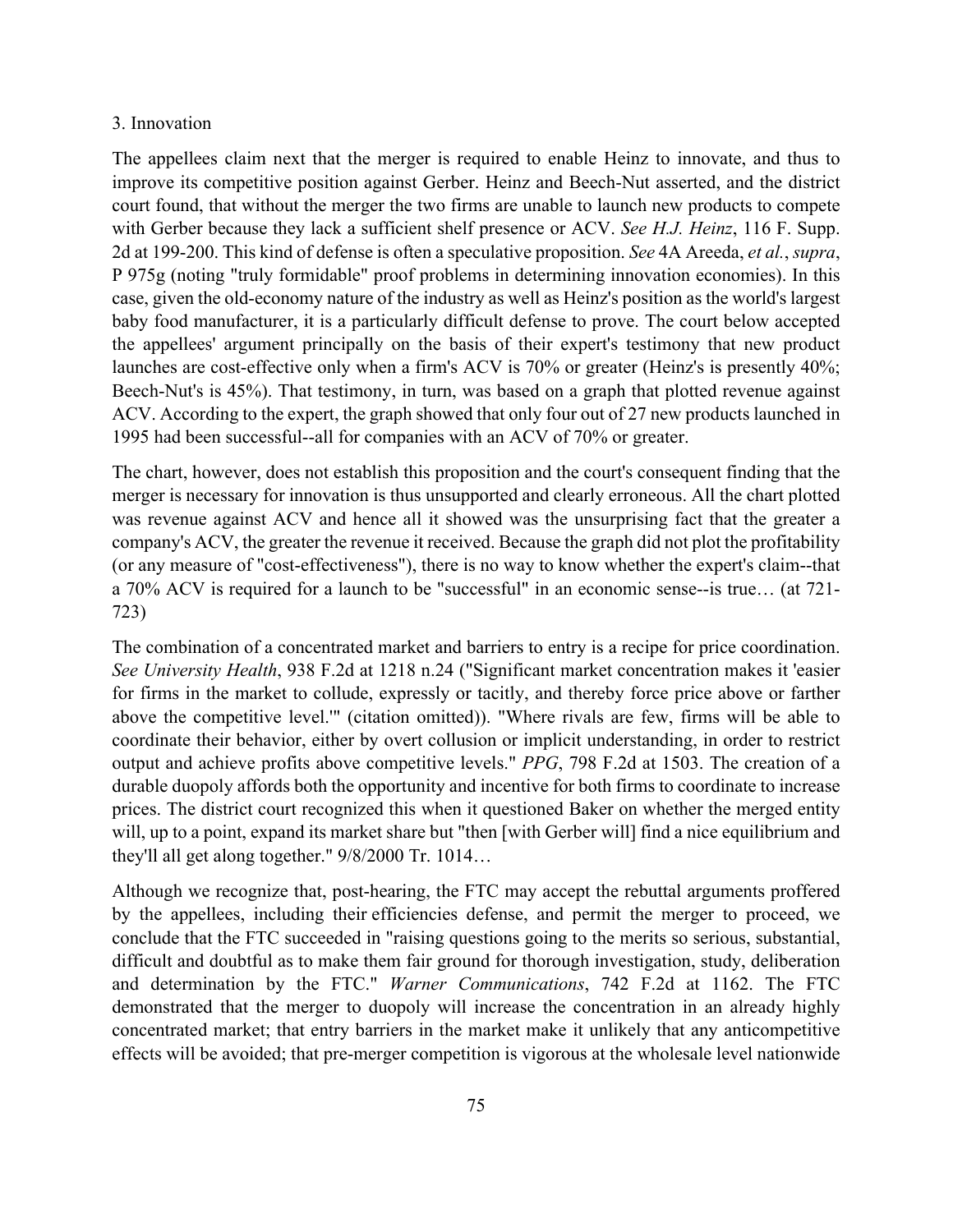3. Innovation

The appellees claim next that the merger is required to enable Heinz to innovate, and thus to improve its competitive position against Gerber. Heinz and Beech-Nut asserted, and the district court found, that without the merger the two firms are unable to launch new products to compete with Gerber because they lack a sufficient shelf presence or ACV. *See H.J. Heinz*, 116 F. Supp. 2d at 199-200. This kind of defense is often a speculative proposition. *See* 4A Areeda, *et al.*, *supra*, P 975g (noting "truly formidable" proof problems in determining innovation economies). In this case, given the old-economy nature of the industry as well as Heinz's position as the world's largest baby food manufacturer, it is a particularly difficult defense to prove. The court below accepted the appellees' argument principally on the basis of their expert's testimony that new product launches are cost-effective only when a firm's ACV is 70% or greater (Heinz's is presently 40%; Beech-Nut's is 45%). That testimony, in turn, was based on a graph that plotted revenue against ACV. According to the expert, the graph showed that only four out of 27 new products launched in 1995 had been successful--all for companies with an ACV of 70% or greater.

The chart, however, does not establish this proposition and the court's consequent finding that the merger is necessary for innovation is thus unsupported and clearly erroneous. All the chart plotted was revenue against ACV and hence all it showed was the unsurprising fact that the greater a company's ACV, the greater the revenue it received. Because the graph did not plot the profitability (or any measure of "cost-effectiveness"), there is no way to know whether the expert's claim--that a 70% ACV is required for a launch to be "successful" in an economic sense--is true… (at 721-723)

The combination of a concentrated market and barriers to entry is a recipe for price coordination. *See University Health*, 938 F.2d at 1218 n.24 ("Significant market concentration makes it 'easier for firms in the market to collude, expressly or tacitly, and thereby force price above or farther above the competitive level.'" (citation omitted)). "Where rivals are few, firms will be able to coordinate their behavior, either by overt collusion or implicit understanding, in order to restrict output and achieve profits above competitive levels." *PPG*, 798 F.2d at 1503. The creation of a durable duopoly affords both the opportunity and incentive for both firms to coordinate to increase prices. The district court recognized this when it questioned Baker on whether the merged entity will, up to a point, expand its market share but "then [with Gerber will] find a nice equilibrium and they'll all get along together." 9/8/2000 Tr. 1014…

Although we recognize that, post-hearing, the FTC may accept the rebuttal arguments proffered by the appellees, including their efficiencies defense, and permit the merger to proceed, we conclude that the FTC succeeded in "raising questions going to the merits so serious, substantial, difficult and doubtful as to make them fair ground for thorough investigation, study, deliberation and determination by the FTC." *Warner Communications*, 742 F.2d at 1162. The FTC demonstrated that the merger to duopoly will increase the concentration in an already highly concentrated market; that entry barriers in the market make it unlikely that any anticompetitive effects will be avoided; that pre-merger competition is vigorous at the wholesale level nationwide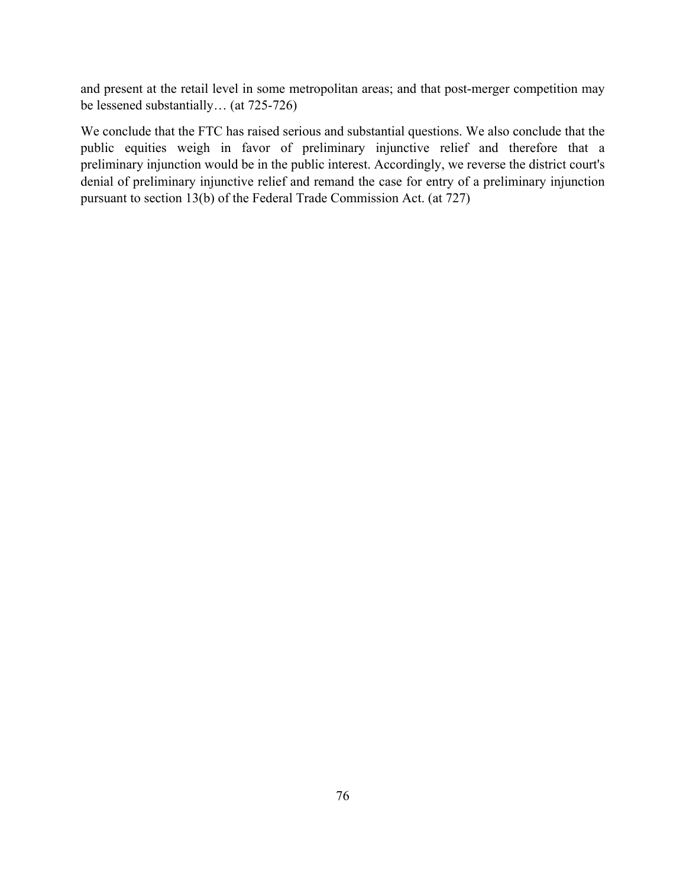and present at the retail level in some metropolitan areas; and that post-merger competition may be lessened substantially… (at 725-726)

We conclude that the FTC has raised serious and substantial questions. We also conclude that the public equities weigh in favor of preliminary injunctive relief and therefore that a preliminary injunction would be in the public interest. Accordingly, we reverse the district court's denial of preliminary injunctive relief and remand the case for entry of a preliminary injunction pursuant to section 13(b) of the Federal Trade Commission Act. (at 727)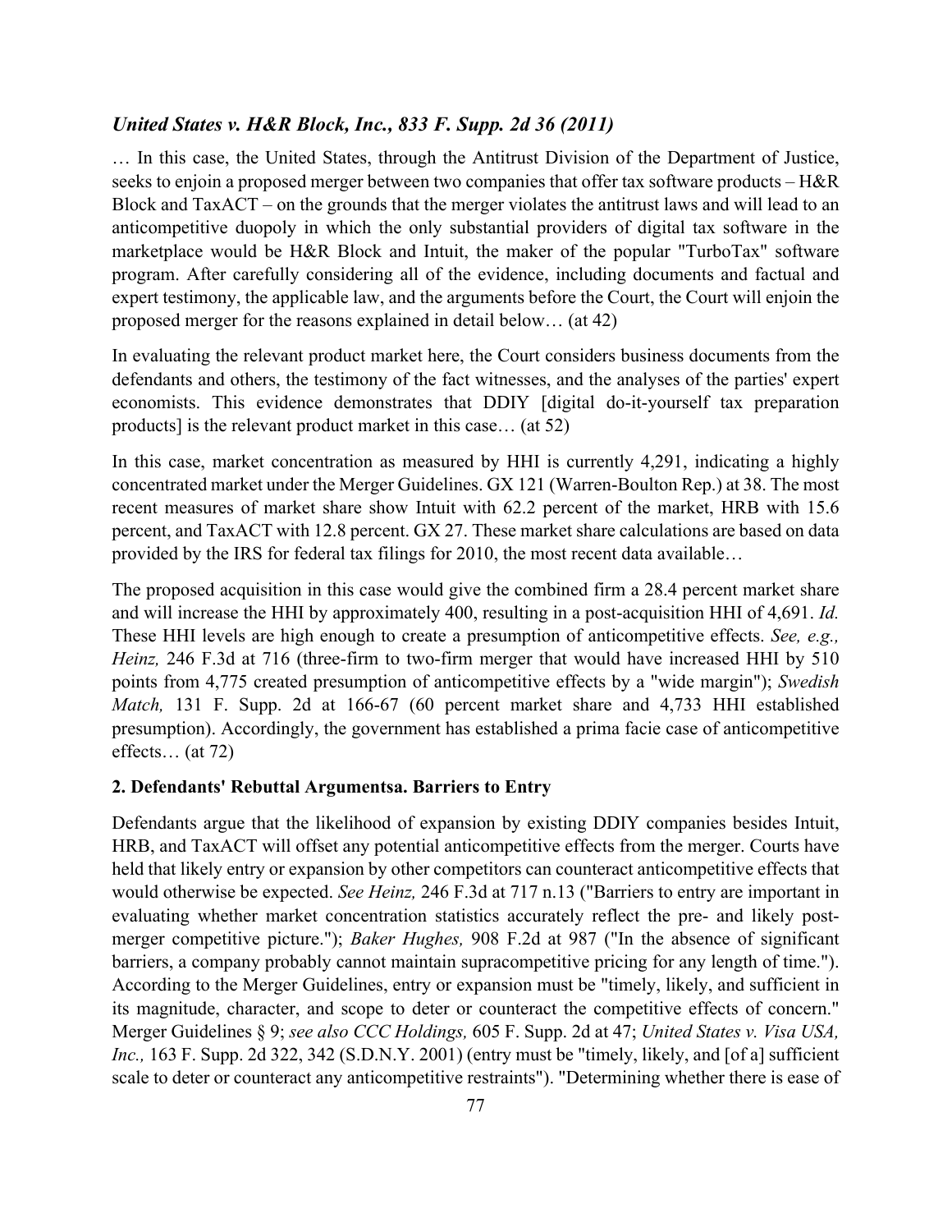### *United States v. H&R Block, Inc.,* 833 F. Supp. 2d 36 (2011)

… In this case, the United States, through the Antitrust Division of the Department of Justice, seeks to enjoin a proposed merger between two companies that offer tax software products – H&R Block and TaxACT – on the grounds that the merger violates the antitrust laws and will lead to an anticompetitive duopoly in which the only substantial providers of digital tax software in the marketplace would be H&R Block and Intuit, the maker of the popular "TurboTax" software program. After carefully considering all of the evidence, including documents and factual and expert testimony, the applicable law, and the arguments before the Court, the Court will enjoin the proposed merger for the reasons explained in detail below… (at 42)

In evaluating the relevant product market here, the Court considers business documents from the defendants and others, the testimony of the fact witnesses, and the analyses of the parties' expert economists. This evidence demonstrates that DDIY [digital do-it-yourself tax preparation products] is the relevant product market in this case… (at 52)

In this case, market concentration as measured by HHI is currently 4,291, indicating a highly concentrated market under the Merger Guidelines. GX 121 (Warren-Boulton Rep.) at 38. The most recent measures of market share show Intuit with 62.2 percent of the market, HRB with 15.6 percent, and TaxACT with 12.8 percent. GX 27. These market share calculations are based on data provided by the IRS for federal tax filings for 2010, the most recent data available…

The proposed acquisition in this case would give the combined firm a 28.4 percent market share and will increase the HHI by approximately 400, resulting in a post-acquisition HHI of 4,691. *Id.* These HHI levels are high enough to create a presumption of anticompetitive effects. *See, e.g., Heinz,* 246 F.3d at 716 (three-firm to two-firm merger that would have increased HHI by 510 points from 4,775 created presumption of anticompetitive effects by a "wide margin"); *Swedish Match,* 131 F. Supp. 2d at 166-67 (60 percent market share and 4,733 HHI established presumption). Accordingly, the government has established a prima facie case of anticompetitive effects… (at 72)

**2. Defendants' Rebuttal Argumentsa. Barriers to Entry**

Defendants argue that the likelihood of expansion by existing DDIY companies besides Intuit, HRB, and TaxACT will offset any potential anticompetitive effects from the merger. Courts have held that likely entry or expansion by other competitors can counteract anticompetitive effects that would otherwise be expected. *See Heinz,* 246 F.3d at 717 n.13 ("Barriers to entry are important in evaluating whether market concentration statistics accurately reflect the pre- and likely post-merger competitive picture."); *Baker Hughes,* 908 F.2d at 987 ("In the absence of significant barriers, a company probably cannot maintain supracompetitive pricing for any length of time."). According to the Merger Guidelines, entry or expansion must be "timely, likely, and sufficient in its magnitude, character, and scope to deter or counteract the competitive effects of concern." Merger Guidelines § 9; *see also CCC Holdings,* 605 F. Supp. 2d at 47; *United States v. Visa USA, Inc.,* 163 F. Supp. 2d 322, 342 (S.D.N.Y. 2001) (entry must be "timely, likely, and [of a] sufficient scale to deter or counteract any anticompetitive restraints"). "Determining whether there is ease of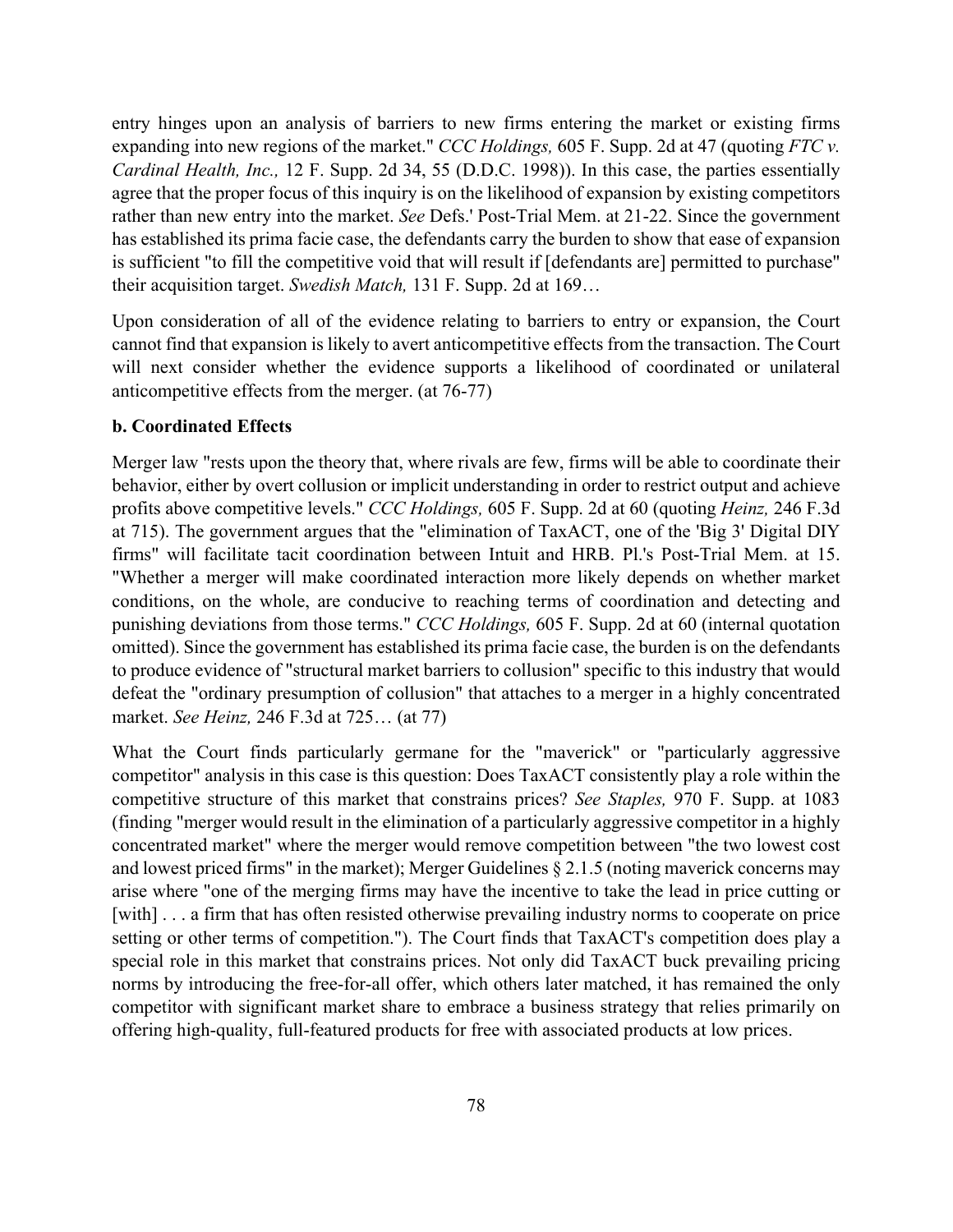entry hinges upon an analysis of barriers to new firms entering the market or existing firms expanding into new regions of the market." *CCC Holdings,* 605 F. Supp. 2d at 47 (quoting *FTC v. Cardinal Health, Inc.,* 12 F. Supp. 2d 34, 55 (D.D.C. 1998)). In this case, the parties essentially agree that the proper focus of this inquiry is on the likelihood of expansion by existing competitors rather than new entry into the market. *See* Defs.' Post-Trial Mem. at 21-22. Since the government has established its prima facie case, the defendants carry the burden to show that ease of expansion is sufficient "to fill the competitive void that will result if [defendants are] permitted to purchase" their acquisition target. *Swedish Match,* 131 F. Supp. 2d at 169…

Upon consideration of all of the evidence relating to barriers to entry or expansion, the Court cannot find that expansion is likely to avert anticompetitive effects from the transaction. The Court will next consider whether the evidence supports a likelihood of coordinated or unilateral anticompetitive effects from the merger. (at 76-77)

**b. Coordinated Effects**

Merger law "rests upon the theory that, where rivals are few, firms will be able to coordinate their behavior, either by overt collusion or implicit understanding in order to restrict output and achieve profits above competitive levels." *CCC Holdings,* 605 F. Supp. 2d at 60 (quoting *Heinz,* 246 F.3d at 715). The government argues that the "elimination of TaxACT, one of the 'Big 3' Digital DIY firms" will facilitate tacit coordination between Intuit and HRB. Pl.'s Post-Trial Mem. at 15. "Whether a merger will make coordinated interaction more likely depends on whether market conditions, on the whole, are conducive to reaching terms of coordination and detecting and punishing deviations from those terms." *CCC Holdings,* 605 F. Supp. 2d at 60 (internal quotation omitted). Since the government has established its prima facie case, the burden is on the defendants to produce evidence of "structural market barriers to collusion" specific to this industry that would defeat the "ordinary presumption of collusion" that attaches to a merger in a highly concentrated market. *See Heinz,* 246 F.3d at 725… (at 77)

What the Court finds particularly germane for the "maverick" or "particularly aggressive competitor" analysis in this case is this question: Does TaxACT consistently play a role within the competitive structure of this market that constrains prices? *See Staples,* 970 F. Supp. at 1083 (finding "merger would result in the elimination of a particularly aggressive competitor in a highly concentrated market" where the merger would remove competition between "the two lowest cost and lowest priced firms" in the market); Merger Guidelines § 2.1.5 (noting maverick concerns may arise where "one of the merging firms may have the incentive to take the lead in price cutting or [with] . . . a firm that has often resisted otherwise prevailing industry norms to cooperate on price setting or other terms of competition."). The Court finds that TaxACT's competition does play a special role in this market that constrains prices. Not only did TaxACT buck prevailing pricing norms by introducing the free-for-all offer, which others later matched, it has remained the only competitor with significant market share to embrace a business strategy that relies primarily on offering high-quality, full-featured products for free with associated products at low prices.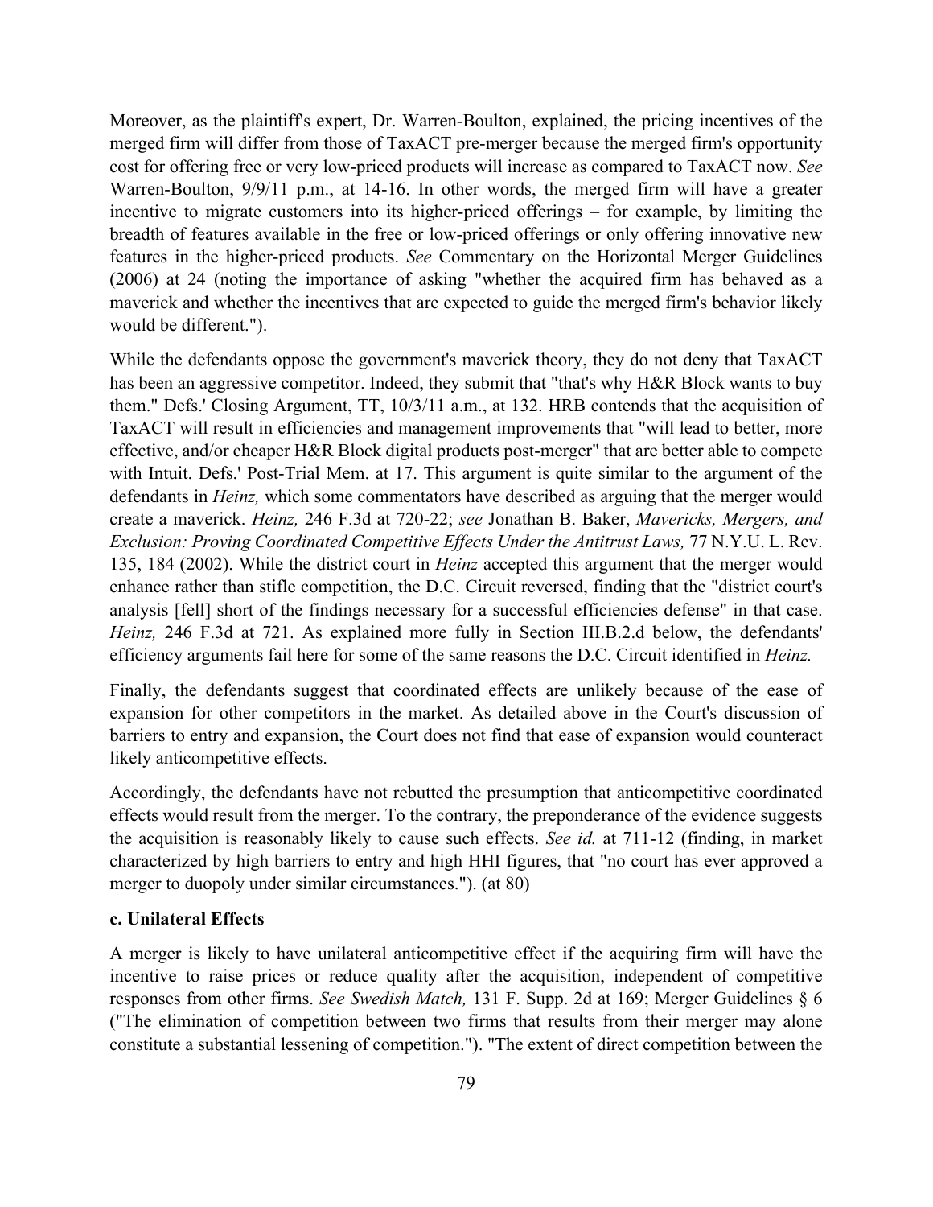Moreover, as the plaintiff's expert, Dr. Warren-Boulton, explained, the pricing incentives of the merged firm will differ from those of TaxACT pre-merger because the merged firm's opportunity cost for offering free or very low-priced products will increase as compared to TaxACT now. *See* Warren-Boulton, 9/9/11 p.m., at 14-16. In other words, the merged firm will have a greater incentive to migrate customers into its higher-priced offerings – for example, by limiting the breadth of features available in the free or low-priced offerings or only offering innovative new features in the higher-priced products. *See* Commentary on the Horizontal Merger Guidelines (2006) at 24 (noting the importance of asking "whether the acquired firm has behaved as a maverick and whether the incentives that are expected to guide the merged firm's behavior likely would be different.").

While the defendants oppose the government's maverick theory, they do not deny that TaxACT has been an aggressive competitor. Indeed, they submit that "that's why H&R Block wants to buy them." Defs.' Closing Argument, TT, 10/3/11 a.m., at 132. HRB contends that the acquisition of TaxACT will result in efficiencies and management improvements that "will lead to better, more effective, and/or cheaper H&R Block digital products post-merger" that are better able to compete with Intuit. Defs.' Post-Trial Mem. at 17. This argument is quite similar to the argument of the defendants in *Heinz,* which some commentators have described as arguing that the merger would create a maverick. *Heinz,* 246 F.3d at 720-22; *see* Jonathan B. Baker, *Mavericks, Mergers, and Exclusion: Proving Coordinated Competitive Effects Under the Antitrust Laws,* 77 N.Y.U. L. Rev. 135, 184 (2002). While the district court in *Heinz* accepted this argument that the merger would enhance rather than stifle competition, the D.C. Circuit reversed, finding that the "district court's analysis [fell] short of the findings necessary for a successful efficiencies defense" in that case. *Heinz,* 246 F.3d at 721. As explained more fully in Section III.B.2.d below, the defendants' efficiency arguments fail here for some of the same reasons the D.C. Circuit identified in *Heinz.*

Finally, the defendants suggest that coordinated effects are unlikely because of the ease of expansion for other competitors in the market. As detailed above in the Court's discussion of barriers to entry and expansion, the Court does not find that ease of expansion would counteract likely anticompetitive effects.

Accordingly, the defendants have not rebutted the presumption that anticompetitive coordinated effects would result from the merger. To the contrary, the preponderance of the evidence suggests the acquisition is reasonably likely to cause such effects. *See id.* at 711-12 (finding, in market characterized by high barriers to entry and high HHI figures, that "no court has ever approved a merger to duopoly under similar circumstances."). (at 80)

**c. Unilateral Effects**

A merger is likely to have unilateral anticompetitive effect if the acquiring firm will have the incentive to raise prices or reduce quality after the acquisition, independent of competitive responses from other firms. *See Swedish Match,* 131 F. Supp. 2d at 169; Merger Guidelines § 6 ("The elimination of competition between two firms that results from their merger may alone constitute a substantial lessening of competition."). "The extent of direct competition between the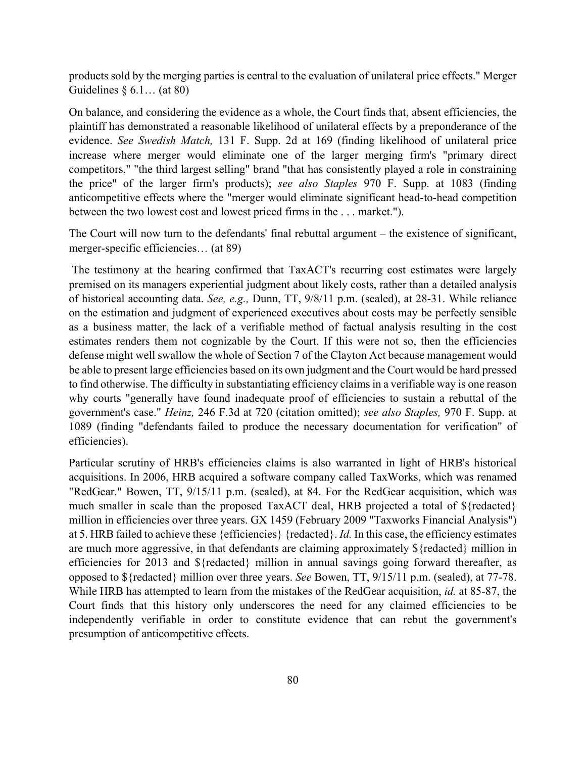products sold by the merging parties is central to the evaluation of unilateral price effects." Merger Guidelines § 6.1… (at 80)

On balance, and considering the evidence as a whole, the Court finds that, absent efficiencies, the plaintiff has demonstrated a reasonable likelihood of unilateral effects by a preponderance of the evidence. *See Swedish Match,* 131 F. Supp. 2d at 169 (finding likelihood of unilateral price increase where merger would eliminate one of the larger merging firm's "primary direct competitors," "the third largest selling" brand "that has consistently played a role in constraining the price" of the larger firm's products); *see also Staples* 970 F. Supp. at 1083 (finding anticompetitive effects where the "merger would eliminate significant head-to-head competition between the two lowest cost and lowest priced firms in the . . . market.").

The Court will now turn to the defendants' final rebuttal argument – the existence of significant, merger-specific efficiencies… (at 89)

The testimony at the hearing confirmed that TaxACT's recurring cost estimates were largely premised on its managers experiential judgment about likely costs, rather than a detailed analysis of historical accounting data. *See, e.g.,* Dunn, TT, 9/8/11 p.m. (sealed), at 28-31. While reliance on the estimation and judgment of experienced executives about costs may be perfectly sensible as a business matter, the lack of a verifiable method of factual analysis resulting in the cost estimates renders them not cognizable by the Court. If this were not so, then the efficiencies defense might well swallow the whole of Section 7 of the Clayton Act because management would be able to present large efficiencies based on its own judgment and the Court would be hard pressed to find otherwise. The difficulty in substantiating efficiency claims in a verifiable way is one reason why courts "generally have found inadequate proof of efficiencies to sustain a rebuttal of the government's case." *Heinz,* 246 F.3d at 720 (citation omitted); *see also Staples,* 970 F. Supp. at 1089 (finding "defendants failed to produce the necessary documentation for verification" of efficiencies).

Particular scrutiny of HRB's efficiencies claims is also warranted in light of HRB's historical acquisitions. In 2006, HRB acquired a software company called TaxWorks, which was renamed "RedGear." Bowen, TT, 9/15/11 p.m. (sealed), at 84. For the RedGear acquisition, which was much smaller in scale than the proposed TaxACT deal, HRB projected a total of ${redacted} million in efficiencies over three years. GX 1459 (February 2009 "Taxworks Financial Analysis") at 5. HRB failed to achieve these {efficiencies} {redacted}. *Id.* In this case, the efficiency estimates are much more aggressive, in that defendants are claiming approximately ${redacted} million in efficiencies for 2013 and ${redacted} million in annual savings going forward thereafter, as opposed to ${redacted} million over three years. *See* Bowen, TT, 9/15/11 p.m. (sealed), at 77-78. While HRB has attempted to learn from the mistakes of the RedGear acquisition, *id.* at 85-87, the Court finds that this history only underscores the need for any claimed efficiencies to be independently verifiable in order to constitute evidence that can rebut the government's presumption of anticompetitive effects.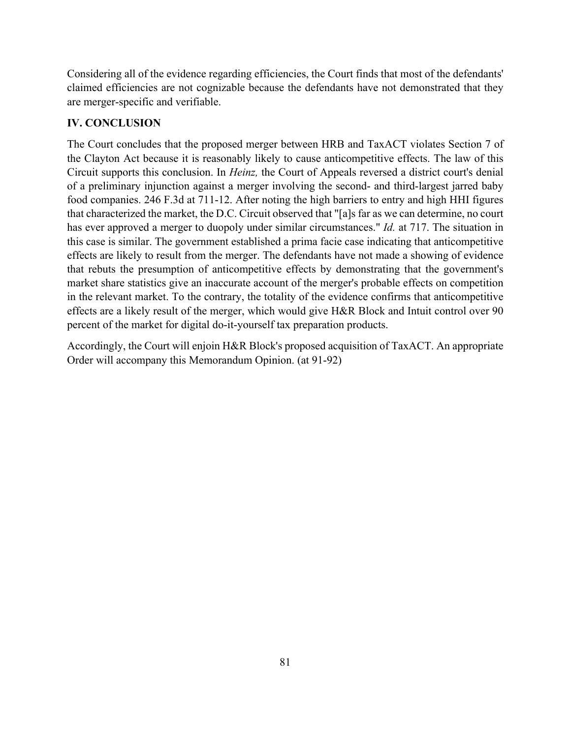Considering all of the evidence regarding efficiencies, the Court finds that most of the defendants' claimed efficiencies are not cognizable because the defendants have not demonstrated that they are merger-specific and verifiable.

## IV. CONCLUSION

The Court concludes that the proposed merger between HRB and TaxACT violates Section 7 of the Clayton Act because it is reasonably likely to cause anticompetitive effects. The law of this Circuit supports this conclusion. In *Heinz,* the Court of Appeals reversed a district court's denial of a preliminary injunction against a merger involving the second- and third-largest jarred baby food companies. 246 F.3d at 711-12. After noting the high barriers to entry and high HHI figures that characterized the market, the D.C. Circuit observed that "[a]s far as we can determine, no court has ever approved a merger to duopoly under similar circumstances." *Id.* at 717. The situation in this case is similar. The government established a prima facie case indicating that anticompetitive effects are likely to result from the merger. The defendants have not made a showing of evidence that rebuts the presumption of anticompetitive effects by demonstrating that the government's market share statistics give an inaccurate account of the merger's probable effects on competition in the relevant market. To the contrary, the totality of the evidence confirms that anticompetitive effects are a likely result of the merger, which would give H&R Block and Intuit control over 90 percent of the market for digital do-it-yourself tax preparation products.

Accordingly, the Court will enjoin H&R Block's proposed acquisition of TaxACT. An appropriate Order will accompany this Memorandum Opinion. (at 91-92)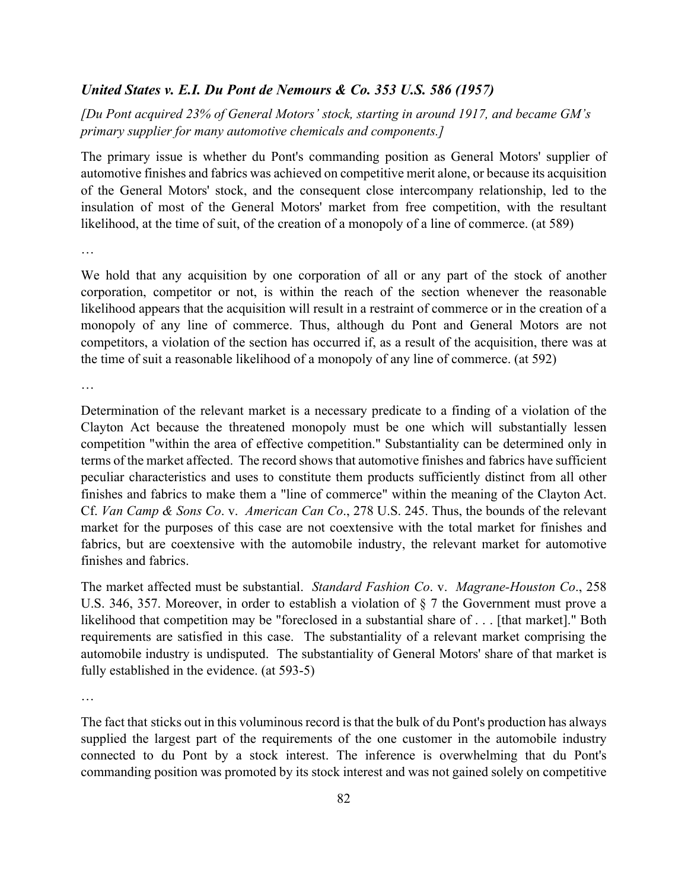### *United States v. E.I. Du Pont de Nemours & Co. 353 U.S. 586 (1957)*

*[Du Pont acquired 23% of General Motors' stock, starting in around 1917, and became GM's primary supplier for many automotive chemicals and components.]*

The primary issue is whether du Pont's commanding position as General Motors' supplier of automotive finishes and fabrics was achieved on competitive merit alone, or because its acquisition of the General Motors' stock, and the consequent close intercompany relationship, led to the insulation of most of the General Motors' market from free competition, with the resultant likelihood, at the time of suit, of the creation of a monopoly of a line of commerce. (at 589)

…

We hold that any acquisition by one corporation of all or any part of the stock of another corporation, competitor or not, is within the reach of the section whenever the reasonable likelihood appears that the acquisition will result in a restraint of commerce or in the creation of a monopoly of any line of commerce. Thus, although du Pont and General Motors are not competitors, a violation of the section has occurred if, as a result of the acquisition, there was at the time of suit a reasonable likelihood of a monopoly of any line of commerce. (at 592)

…

Determination of the relevant market is a necessary predicate to a finding of a violation of the Clayton Act because the threatened monopoly must be one which will substantially lessen competition "within the area of effective competition." Substantiality can be determined only in terms of the market affected. The record shows that automotive finishes and fabrics have sufficient peculiar characteristics and uses to constitute them products sufficiently distinct from all other finishes and fabrics to make them a "line of commerce" within the meaning of the Clayton Act. Cf. *Van Camp & Sons Co*. v. *American Can Co*., 278 U.S. 245. Thus, the bounds of the relevant market for the purposes of this case are not coextensive with the total market for finishes and fabrics, but are coextensive with the automobile industry, the relevant market for automotive finishes and fabrics.

The market affected must be substantial. *Standard Fashion Co*. v. *Magrane-Houston Co*., 258 U.S. 346, 357. Moreover, in order to establish a violation of § 7 the Government must prove a likelihood that competition may be "foreclosed in a substantial share of . . . [that market]." Both requirements are satisfied in this case. The substantiality of a relevant market comprising the automobile industry is undisputed. The substantiality of General Motors' share of that market is fully established in the evidence. (at 593-5)

…

The fact that sticks out in this voluminous record is that the bulk of du Pont's production has always supplied the largest part of the requirements of the one customer in the automobile industry connected to du Pont by a stock interest. The inference is overwhelming that du Pont's commanding position was promoted by its stock interest and was not gained solely on competitive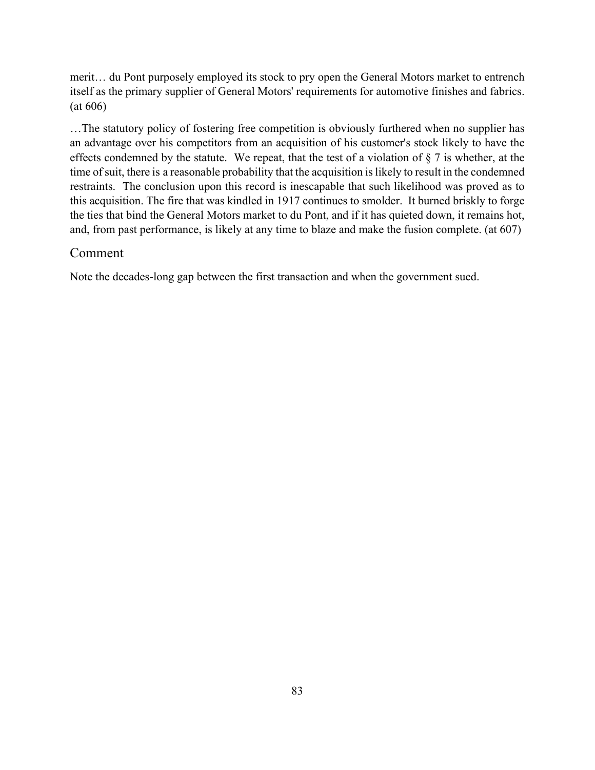merit… du Pont purposely employed its stock to pry open the General Motors market to entrench itself as the primary supplier of General Motors' requirements for automotive finishes and fabrics. (at 606)

…The statutory policy of fostering free competition is obviously furthered when no supplier has an advantage over his competitors from an acquisition of his customer's stock likely to have the effects condemned by the statute. We repeat, that the test of a violation of § 7 is whether, at the time of suit, there is a reasonable probability that the acquisition is likely to result in the condemned restraints. The conclusion upon this record is inescapable that such likelihood was proved as to this acquisition. The fire that was kindled in 1917 continues to smolder. It burned briskly to forge the ties that bind the General Motors market to du Pont, and if it has quieted down, it remains hot, and, from past performance, is likely at any time to blaze and make the fusion complete. (at 607)

## Comment

Note the decades-long gap between the first transaction and when the government sued.